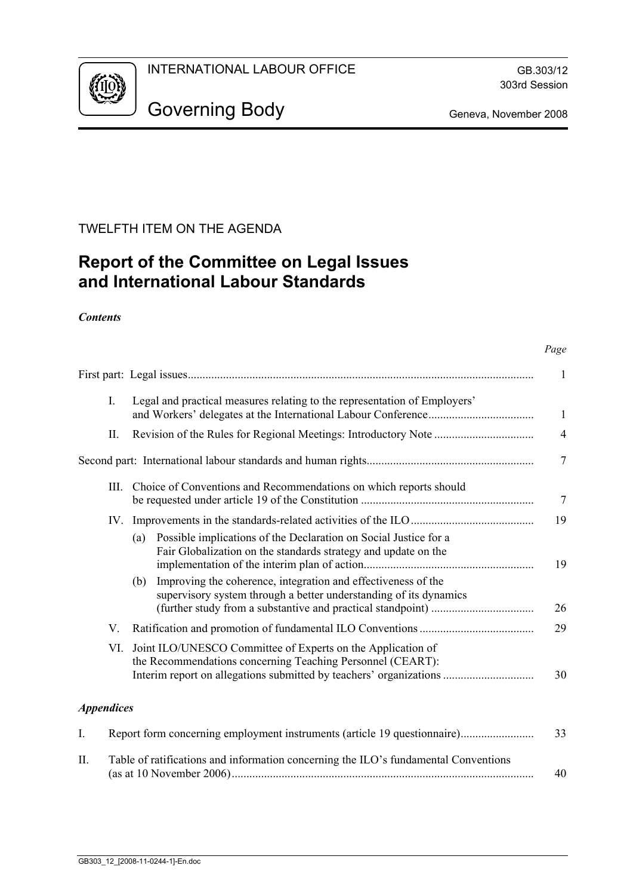INTERNATIONAL LABOUR OFFICE

GB.303/12
303rd Session

# Governing Body

Geneva, November 2008

TWELFTH ITEM ON THE AGENDA

## Report of the Committee on Legal Issues and International Labour Standards

***Contents***

| | *Page* |
|---|---|
| First part: Legal issues | 1 |
| I. Legal and practical measures relating to the representation of Employers' and Workers' delegates at the International Labour Conference | 1 |
| II. Revision of the Rules for Regional Meetings: Introductory Note | 4 |
| Second part: International labour standards and human rights | 7 |
| III. Choice of Conventions and Recommendations on which reports should be requested under article 19 of the Constitution | 7 |
| IV. Improvements in the standards-related activities of the ILO | 19 |
| (a) Possible implications of the Declaration on Social Justice for a Fair Globalization on the standards strategy and update on the implementation of the interim plan of action | 19 |
| (b) Improving the coherence, integration and effectiveness of the supervisory system through a better understanding of its dynamics (further study from a substantive and practical standpoint) | 26 |
| V. Ratification and promotion of fundamental ILO Conventions | 29 |
| VI. Joint ILO/UNESCO Committee of Experts on the Application of the Recommendations concerning Teaching Personnel (CEART): Interim report on allegations submitted by teachers' organizations | 30 |

***Appendices***

| | |
|---|---|
| I. Report form concerning employment instruments (article 19 questionnaire) | 33 |
| II. Table of ratifications and information concerning the ILO's fundamental Conventions (as at 10 November 2006) | 40 |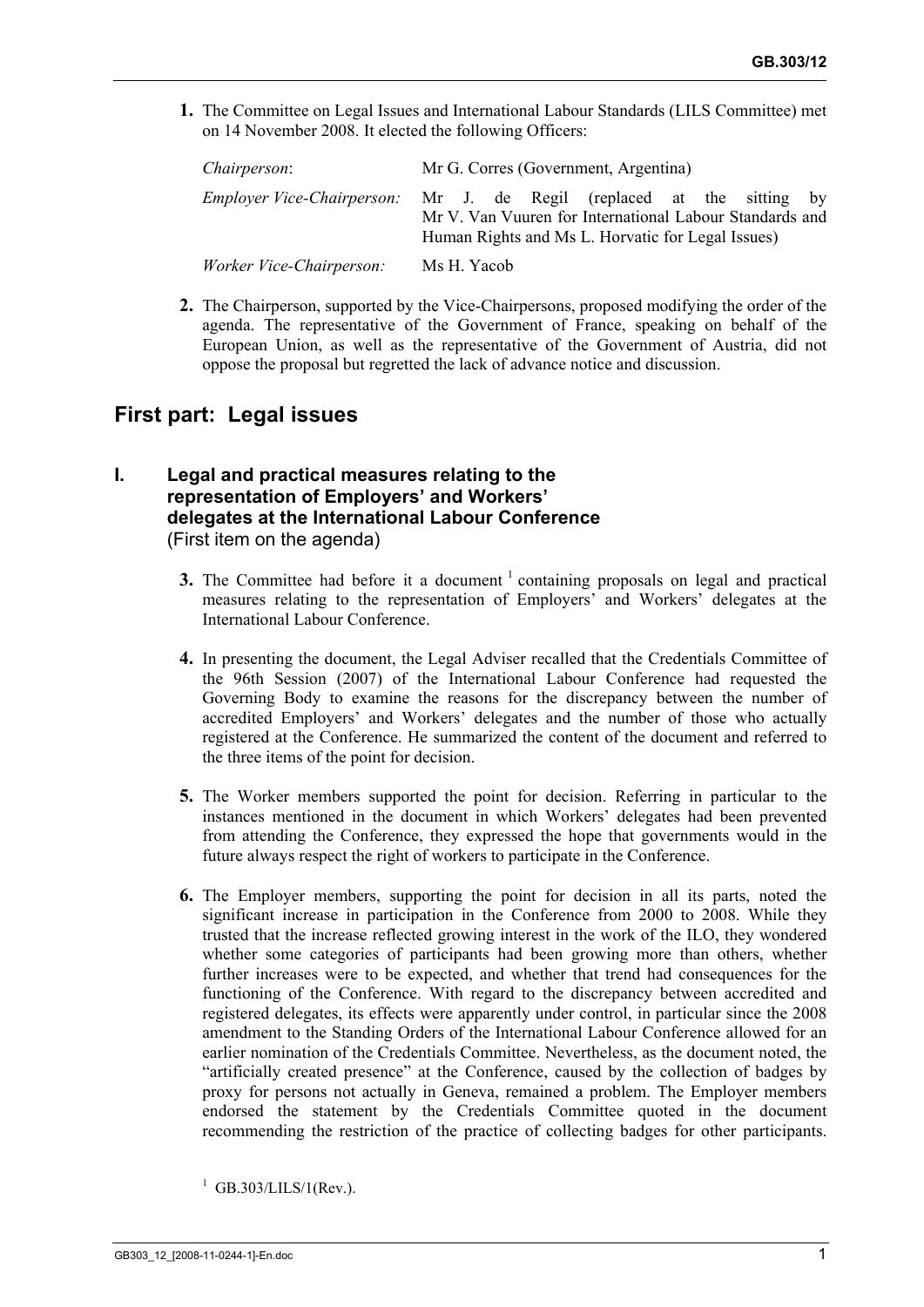**1.** The Committee on Legal Issues and International Labour Standards (LILS Committee) met on 14 November 2008. It elected the following Officers:

| | |
|---|---|
| *Chairperson*: | Mr G. Corres (Government, Argentina) |
| *Employer Vice-Chairperson:* | Mr J. de Regil (replaced at the sitting by Mr V. Van Vuuren for International Labour Standards and Human Rights and Ms L. Horvatic for Legal Issues) |
| *Worker Vice-Chairperson:* | Ms H. Yacob |

**2.** The Chairperson, supported by the Vice-Chairpersons, proposed modifying the order of the agenda. The representative of the Government of France, speaking on behalf of the European Union, as well as the representative of the Government of Austria, did not oppose the proposal but regretted the lack of advance notice and discussion.

## First part: Legal issues

### I. Legal and practical measures relating to the representation of Employers' and Workers' delegates at the International Labour Conference
(First item on the agenda)

**3.** The Committee had before it a document [1] containing proposals on legal and practical measures relating to the representation of Employers' and Workers' delegates at the International Labour Conference.

**4.** In presenting the document, the Legal Adviser recalled that the Credentials Committee of the 96th Session (2007) of the International Labour Conference had requested the Governing Body to examine the reasons for the discrepancy between the number of accredited Employers' and Workers' delegates and the number of those who actually registered at the Conference. He summarized the content of the document and referred to the three items of the point for decision.

**5.** The Worker members supported the point for decision. Referring in particular to the instances mentioned in the document in which Workers' delegates had been prevented from attending the Conference, they expressed the hope that governments would in the future always respect the right of workers to participate in the Conference.

**6.** The Employer members, supporting the point for decision in all its parts, noted the significant increase in participation in the Conference from 2000 to 2008. While they trusted that the increase reflected growing interest in the work of the ILO, they wondered whether some categories of participants had been growing more than others, whether further increases were to be expected, and whether that trend had consequences for the functioning of the Conference. With regard to the discrepancy between accredited and registered delegates, its effects were apparently under control, in particular since the 2008 amendment to the Standing Orders of the International Labour Conference allowed for an earlier nomination of the Credentials Committee. Nevertheless, as the document noted, the "artificially created presence" at the Conference, caused by the collection of badges by proxy for persons not actually in Geneva, remained a problem. The Employer members endorsed the statement by the Credentials Committee quoted in the document recommending the restriction of the practice of collecting badges for other participants.

[1] GB.303/LILS/1(Rev.).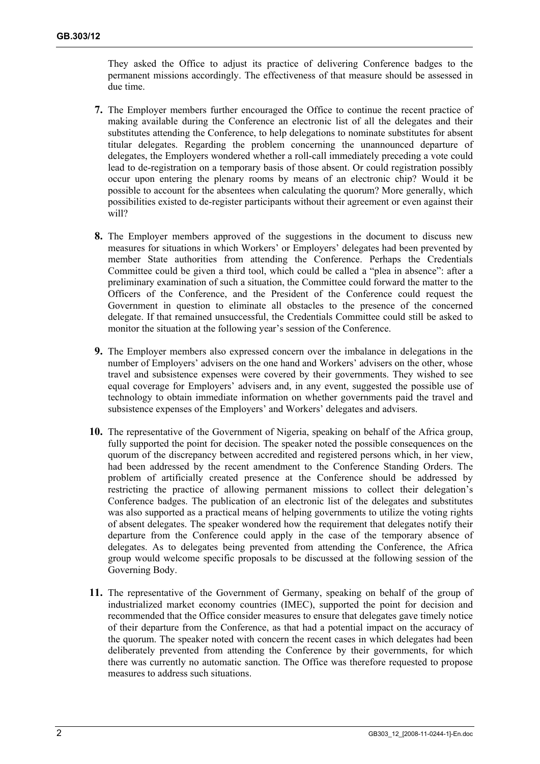They asked the Office to adjust its practice of delivering Conference badges to the permanent missions accordingly. The effectiveness of that measure should be assessed in due time.

**7.** The Employer members further encouraged the Office to continue the recent practice of making available during the Conference an electronic list of all the delegates and their substitutes attending the Conference, to help delegations to nominate substitutes for absent titular delegates. Regarding the problem concerning the unannounced departure of delegates, the Employers wondered whether a roll-call immediately preceding a vote could lead to de-registration on a temporary basis of those absent. Or could registration possibly occur upon entering the plenary rooms by means of an electronic chip? Would it be possible to account for the absentees when calculating the quorum? More generally, which possibilities existed to de-register participants without their agreement or even against their will?

**8.** The Employer members approved of the suggestions in the document to discuss new measures for situations in which Workers' or Employers' delegates had been prevented by member State authorities from attending the Conference. Perhaps the Credentials Committee could be given a third tool, which could be called a "plea in absence": after a preliminary examination of such a situation, the Committee could forward the matter to the Officers of the Conference, and the President of the Conference could request the Government in question to eliminate all obstacles to the presence of the concerned delegate. If that remained unsuccessful, the Credentials Committee could still be asked to monitor the situation at the following year's session of the Conference.

**9.** The Employer members also expressed concern over the imbalance in delegations in the number of Employers' advisers on the one hand and Workers' advisers on the other, whose travel and subsistence expenses were covered by their governments. They wished to see equal coverage for Employers' advisers and, in any event, suggested the possible use of technology to obtain immediate information on whether governments paid the travel and subsistence expenses of the Employers' and Workers' delegates and advisers.

**10.** The representative of the Government of Nigeria, speaking on behalf of the Africa group, fully supported the point for decision. The speaker noted the possible consequences on the quorum of the discrepancy between accredited and registered persons which, in her view, had been addressed by the recent amendment to the Conference Standing Orders. The problem of artificially created presence at the Conference should be addressed by restricting the practice of allowing permanent missions to collect their delegation's Conference badges. The publication of an electronic list of the delegates and substitutes was also supported as a practical means of helping governments to utilize the voting rights of absent delegates. The speaker wondered how the requirement that delegates notify their departure from the Conference could apply in the case of the temporary absence of delegates. As to delegates being prevented from attending the Conference, the Africa group would welcome specific proposals to be discussed at the following session of the Governing Body.

**11.** The representative of the Government of Germany, speaking on behalf of the group of industrialized market economy countries (IMEC), supported the point for decision and recommended that the Office consider measures to ensure that delegates gave timely notice of their departure from the Conference, as that had a potential impact on the accuracy of the quorum. The speaker noted with concern the recent cases in which delegates had been deliberately prevented from attending the Conference by their governments, for which there was currently no automatic sanction. The Office was therefore requested to propose measures to address such situations.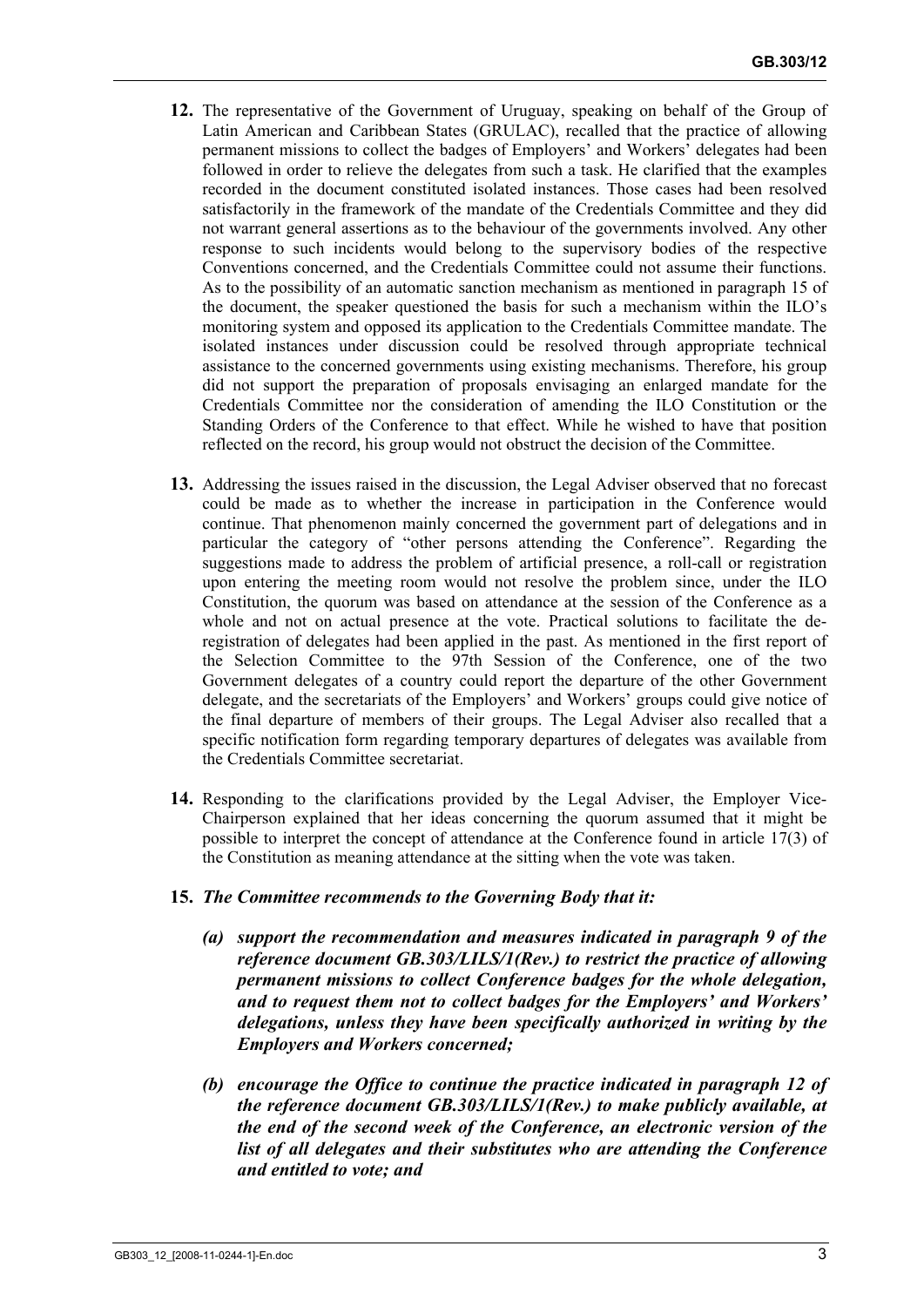**12.** The representative of the Government of Uruguay, speaking on behalf of the Group of Latin American and Caribbean States (GRULAC), recalled that the practice of allowing permanent missions to collect the badges of Employers' and Workers' delegates had been followed in order to relieve the delegates from such a task. He clarified that the examples recorded in the document constituted isolated instances. Those cases had been resolved satisfactorily in the framework of the mandate of the Credentials Committee and they did not warrant general assertions as to the behaviour of the governments involved. Any other response to such incidents would belong to the supervisory bodies of the respective Conventions concerned, and the Credentials Committee could not assume their functions. As to the possibility of an automatic sanction mechanism as mentioned in paragraph 15 of the document, the speaker questioned the basis for such a mechanism within the ILO's monitoring system and opposed its application to the Credentials Committee mandate. The isolated instances under discussion could be resolved through appropriate technical assistance to the concerned governments using existing mechanisms. Therefore, his group did not support the preparation of proposals envisaging an enlarged mandate for the Credentials Committee nor the consideration of amending the ILO Constitution or the Standing Orders of the Conference to that effect. While he wished to have that position reflected on the record, his group would not obstruct the decision of the Committee.

**13.** Addressing the issues raised in the discussion, the Legal Adviser observed that no forecast could be made as to whether the increase in participation in the Conference would continue. That phenomenon mainly concerned the government part of delegations and in particular the category of "other persons attending the Conference". Regarding the suggestions made to address the problem of artificial presence, a roll-call or registration upon entering the meeting room would not resolve the problem since, under the ILO Constitution, the quorum was based on attendance at the session of the Conference as a whole and not on actual presence at the vote. Practical solutions to facilitate the de-registration of delegates had been applied in the past. As mentioned in the first report of the Selection Committee to the 97th Session of the Conference, one of the two Government delegates of a country could report the departure of the other Government delegate, and the secretariats of the Employers' and Workers' groups could give notice of the final departure of members of their groups. The Legal Adviser also recalled that a specific notification form regarding temporary departures of delegates was available from the Credentials Committee secretariat.

**14.** Responding to the clarifications provided by the Legal Adviser, the Employer Vice-Chairperson explained that her ideas concerning the quorum assumed that it might be possible to interpret the concept of attendance at the Conference found in article 17(3) of the Constitution as meaning attendance at the sitting when the vote was taken.

**15.** ***The Committee recommends to the Governing Body that it:***

***(a) support the recommendation and measures indicated in paragraph 9 of the reference document GB.303/LILS/1(Rev.) to restrict the practice of allowing permanent missions to collect Conference badges for the whole delegation, and to request them not to collect badges for the Employers' and Workers' delegations, unless they have been specifically authorized in writing by the Employers and Workers concerned;***

***(b) encourage the Office to continue the practice indicated in paragraph 12 of the reference document GB.303/LILS/1(Rev.) to make publicly available, at the end of the second week of the Conference, an electronic version of the list of all delegates and their substitutes who are attending the Conference and entitled to vote; and***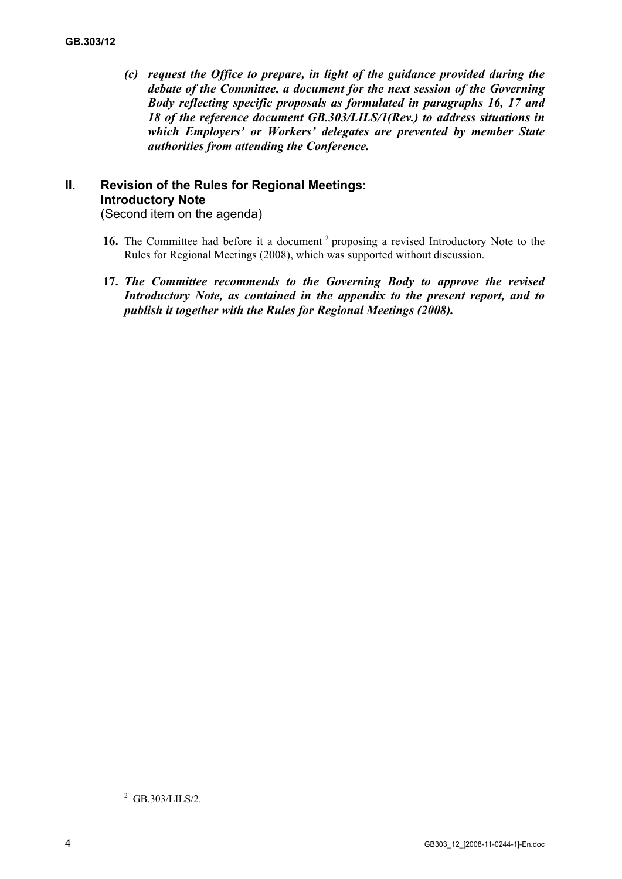*(c) **request the Office to prepare, in light of the guidance provided during the debate of the Committee, a document for the next session of the Governing Body reflecting specific proposals as formulated in paragraphs 16, 17 and 18 of the reference document GB.303/LILS/1(Rev.) to address situations in which Employers' or Workers' delegates are prevented by member State authorities from attending the Conference.***

## II. Revision of the Rules for Regional Meetings: Introductory Note

(Second item on the agenda)

**16.** The Committee had before it a document [2] proposing a revised Introductory Note to the Rules for Regional Meetings (2008), which was supported without discussion.

**17.** ***The Committee recommends to the Governing Body to approve the revised Introductory Note, as contained in the appendix to the present report, and to publish it together with the Rules for Regional Meetings (2008).***

[2] GB.303/LILS/2.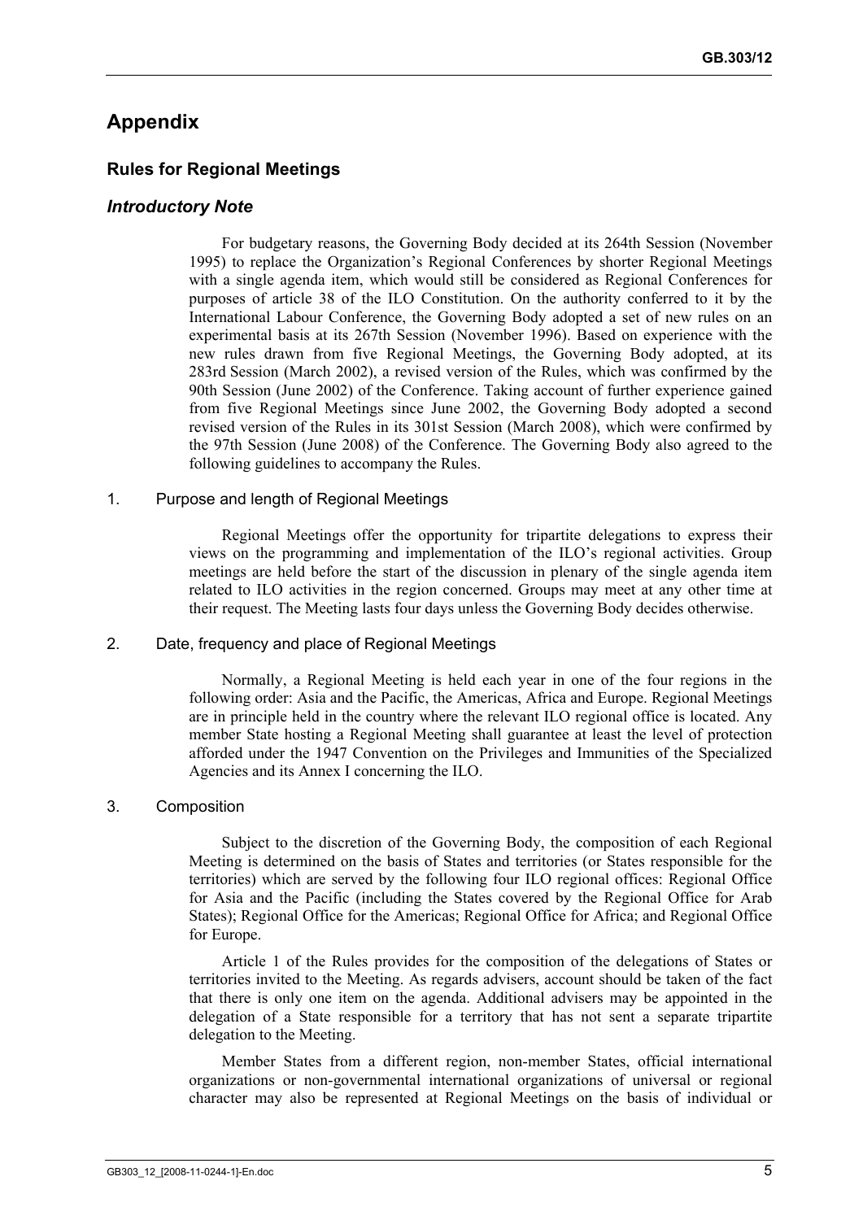# Appendix

## Rules for Regional Meetings

### *Introductory Note*

For budgetary reasons, the Governing Body decided at its 264th Session (November 1995) to replace the Organization's Regional Conferences by shorter Regional Meetings with a single agenda item, which would still be considered as Regional Conferences for purposes of article 38 of the ILO Constitution. On the authority conferred to it by the International Labour Conference, the Governing Body adopted a set of new rules on an experimental basis at its 267th Session (November 1996). Based on experience with the new rules drawn from five Regional Meetings, the Governing Body adopted, at its 283rd Session (March 2002), a revised version of the Rules, which was confirmed by the 90th Session (June 2002) of the Conference. Taking account of further experience gained from five Regional Meetings since June 2002, the Governing Body adopted a second revised version of the Rules in its 301st Session (March 2008), which were confirmed by the 97th Session (June 2008) of the Conference. The Governing Body also agreed to the following guidelines to accompany the Rules.

1. Purpose and length of Regional Meetings

Regional Meetings offer the opportunity for tripartite delegations to express their views on the programming and implementation of the ILO's regional activities. Group meetings are held before the start of the discussion in plenary of the single agenda item related to ILO activities in the region concerned. Groups may meet at any other time at their request. The Meeting lasts four days unless the Governing Body decides otherwise.

2. Date, frequency and place of Regional Meetings

Normally, a Regional Meeting is held each year in one of the four regions in the following order: Asia and the Pacific, the Americas, Africa and Europe. Regional Meetings are in principle held in the country where the relevant ILO regional office is located. Any member State hosting a Regional Meeting shall guarantee at least the level of protection afforded under the 1947 Convention on the Privileges and Immunities of the Specialized Agencies and its Annex I concerning the ILO.

3. Composition

Subject to the discretion of the Governing Body, the composition of each Regional Meeting is determined on the basis of States and territories (or States responsible for the territories) which are served by the following four ILO regional offices: Regional Office for Asia and the Pacific (including the States covered by the Regional Office for Arab States); Regional Office for the Americas; Regional Office for Africa; and Regional Office for Europe.

Article 1 of the Rules provides for the composition of the delegations of States or territories invited to the Meeting. As regards advisers, account should be taken of the fact that there is only one item on the agenda. Additional advisers may be appointed in the delegation of a State responsible for a territory that has not sent a separate tripartite delegation to the Meeting.

Member States from a different region, non-member States, official international organizations or non-governmental international organizations of universal or regional character may also be represented at Regional Meetings on the basis of individual or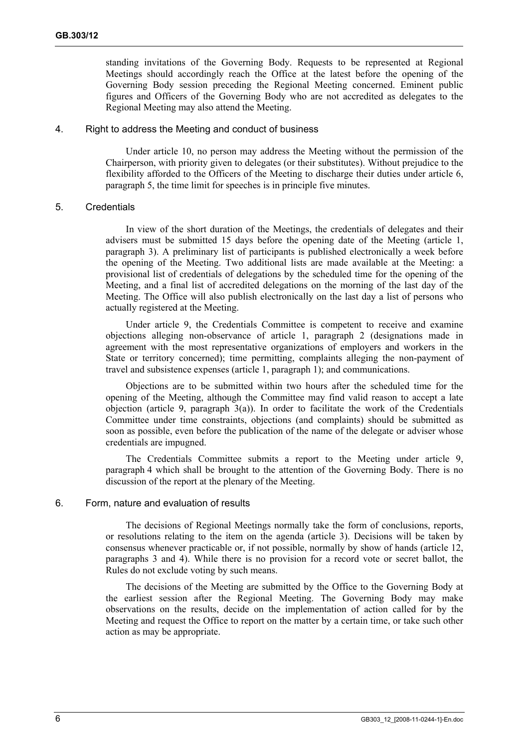standing invitations of the Governing Body. Requests to be represented at Regional Meetings should accordingly reach the Office at the latest before the opening of the Governing Body session preceding the Regional Meeting concerned. Eminent public figures and Officers of the Governing Body who are not accredited as delegates to the Regional Meeting may also attend the Meeting.

### 4. Right to address the Meeting and conduct of business

Under article 10, no person may address the Meeting without the permission of the Chairperson, with priority given to delegates (or their substitutes). Without prejudice to the flexibility afforded to the Officers of the Meeting to discharge their duties under article 6, paragraph 5, the time limit for speeches is in principle five minutes.

### 5. Credentials

In view of the short duration of the Meetings, the credentials of delegates and their advisers must be submitted 15 days before the opening date of the Meeting (article 1, paragraph 3). A preliminary list of participants is published electronically a week before the opening of the Meeting. Two additional lists are made available at the Meeting: a provisional list of credentials of delegations by the scheduled time for the opening of the Meeting, and a final list of accredited delegations on the morning of the last day of the Meeting. The Office will also publish electronically on the last day a list of persons who actually registered at the Meeting.

Under article 9, the Credentials Committee is competent to receive and examine objections alleging non-observance of article 1, paragraph 2 (designations made in agreement with the most representative organizations of employers and workers in the State or territory concerned); time permitting, complaints alleging the non-payment of travel and subsistence expenses (article 1, paragraph 1); and communications.

Objections are to be submitted within two hours after the scheduled time for the opening of the Meeting, although the Committee may find valid reason to accept a late objection (article 9, paragraph 3(a)). In order to facilitate the work of the Credentials Committee under time constraints, objections (and complaints) should be submitted as soon as possible, even before the publication of the name of the delegate or adviser whose credentials are impugned.

The Credentials Committee submits a report to the Meeting under article 9, paragraph 4 which shall be brought to the attention of the Governing Body. There is no discussion of the report at the plenary of the Meeting.

### 6. Form, nature and evaluation of results

The decisions of Regional Meetings normally take the form of conclusions, reports, or resolutions relating to the item on the agenda (article 3). Decisions will be taken by consensus whenever practicable or, if not possible, normally by show of hands (article 12, paragraphs 3 and 4). While there is no provision for a record vote or secret ballot, the Rules do not exclude voting by such means.

The decisions of the Meeting are submitted by the Office to the Governing Body at the earliest session after the Regional Meeting. The Governing Body may make observations on the results, decide on the implementation of action called for by the Meeting and request the Office to report on the matter by a certain time, or take such other action as may be appropriate.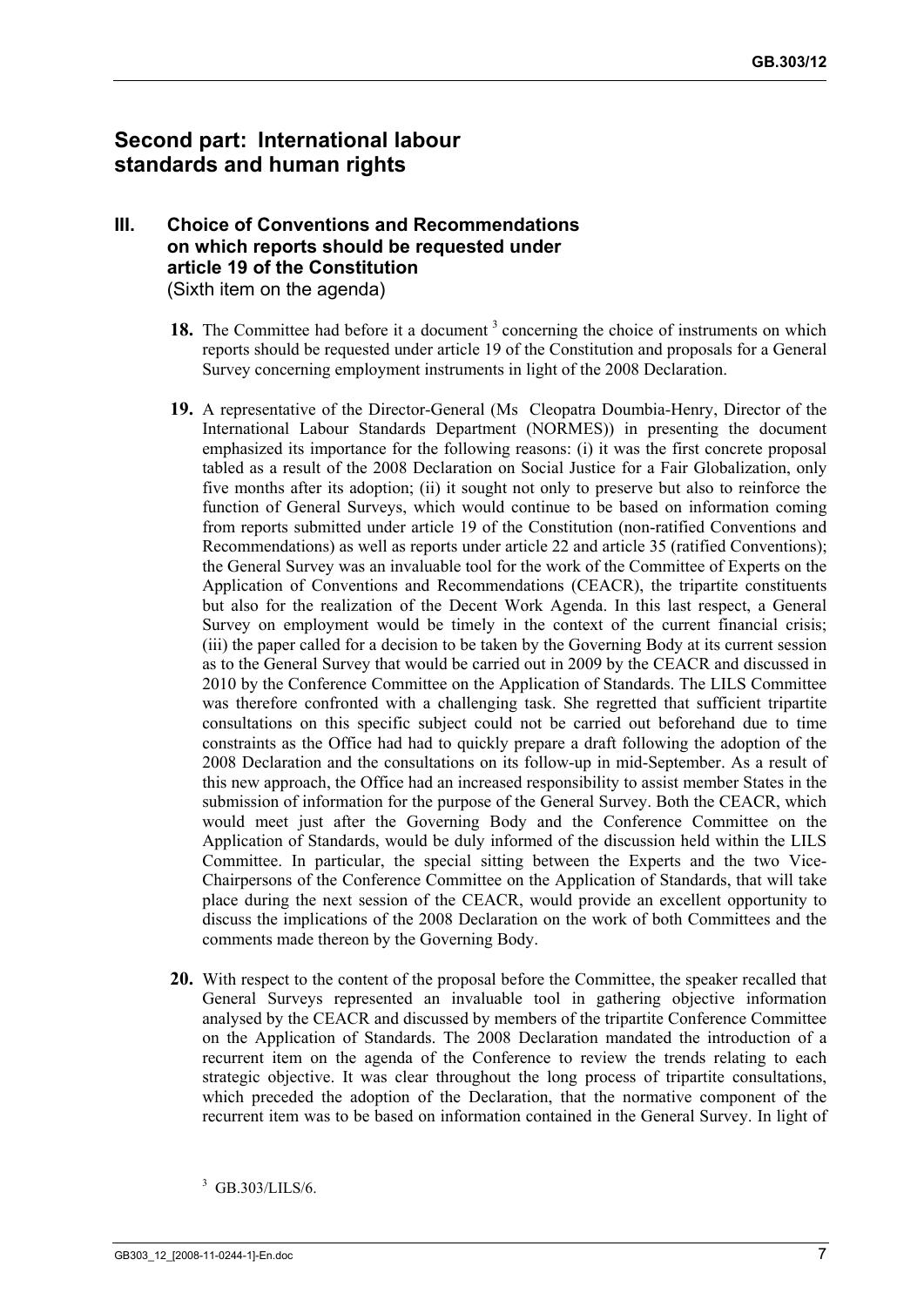## Second part: International labour standards and human rights

### III. Choice of Conventions and Recommendations on which reports should be requested under article 19 of the Constitution
(Sixth item on the agenda)

**18.** The Committee had before it a document [3] concerning the choice of instruments on which reports should be requested under article 19 of the Constitution and proposals for a General Survey concerning employment instruments in light of the 2008 Declaration.

**19.** A representative of the Director-General (Ms Cleopatra Doumbia-Henry, Director of the International Labour Standards Department (NORMES)) in presenting the document emphasized its importance for the following reasons: (i) it was the first concrete proposal tabled as a result of the 2008 Declaration on Social Justice for a Fair Globalization, only five months after its adoption; (ii) it sought not only to preserve but also to reinforce the function of General Surveys, which would continue to be based on information coming from reports submitted under article 19 of the Constitution (non-ratified Conventions and Recommendations) as well as reports under article 22 and article 35 (ratified Conventions); the General Survey was an invaluable tool for the work of the Committee of Experts on the Application of Conventions and Recommendations (CEACR), the tripartite constituents but also for the realization of the Decent Work Agenda. In this last respect, a General Survey on employment would be timely in the context of the current financial crisis; (iii) the paper called for a decision to be taken by the Governing Body at its current session as to the General Survey that would be carried out in 2009 by the CEACR and discussed in 2010 by the Conference Committee on the Application of Standards. The LILS Committee was therefore confronted with a challenging task. She regretted that sufficient tripartite consultations on this specific subject could not be carried out beforehand due to time constraints as the Office had had to quickly prepare a draft following the adoption of the 2008 Declaration and the consultations on its follow-up in mid-September. As a result of this new approach, the Office had an increased responsibility to assist member States in the submission of information for the purpose of the General Survey. Both the CEACR, which would meet just after the Governing Body and the Conference Committee on the Application of Standards, would be duly informed of the discussion held within the LILS Committee. In particular, the special sitting between the Experts and the two Vice-Chairpersons of the Conference Committee on the Application of Standards, that will take place during the next session of the CEACR, would provide an excellent opportunity to discuss the implications of the 2008 Declaration on the work of both Committees and the comments made thereon by the Governing Body.

**20.** With respect to the content of the proposal before the Committee, the speaker recalled that General Surveys represented an invaluable tool in gathering objective information analysed by the CEACR and discussed by members of the tripartite Conference Committee on the Application of Standards. The 2008 Declaration mandated the introduction of a recurrent item on the agenda of the Conference to review the trends relating to each strategic objective. It was clear throughout the long process of tripartite consultations, which preceded the adoption of the Declaration, that the normative component of the recurrent item was to be based on information contained in the General Survey. In light of

[3] GB.303/LILS/6.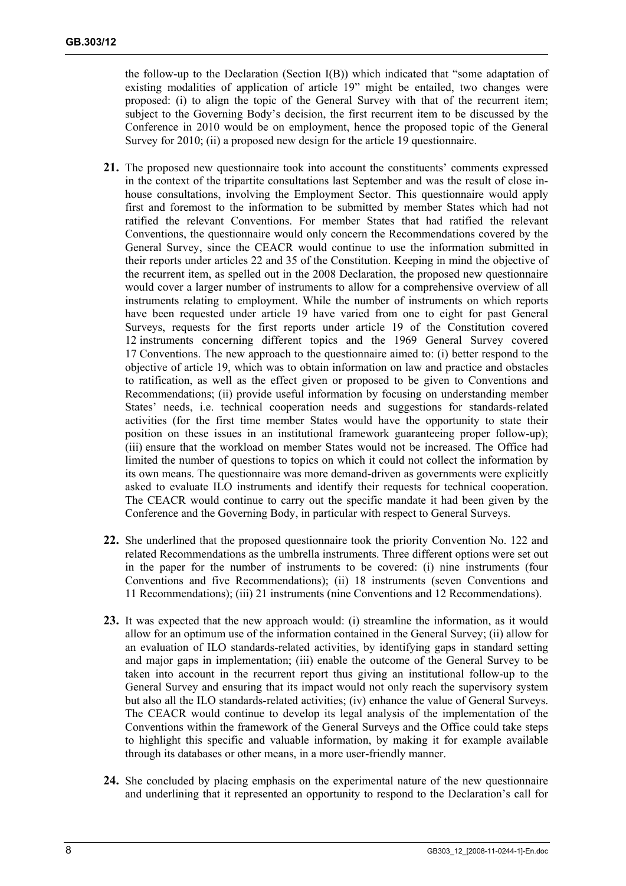the follow-up to the Declaration (Section I(B)) which indicated that "some adaptation of existing modalities of application of article 19" might be entailed, two changes were proposed: (i) to align the topic of the General Survey with that of the recurrent item; subject to the Governing Body's decision, the first recurrent item to be discussed by the Conference in 2010 would be on employment, hence the proposed topic of the General Survey for 2010; (ii) a proposed new design for the article 19 questionnaire.

**21.** The proposed new questionnaire took into account the constituents' comments expressed in the context of the tripartite consultations last September and was the result of close in-house consultations, involving the Employment Sector. This questionnaire would apply first and foremost to the information to be submitted by member States which had not ratified the relevant Conventions. For member States that had ratified the relevant Conventions, the questionnaire would only concern the Recommendations covered by the General Survey, since the CEACR would continue to use the information submitted in their reports under articles 22 and 35 of the Constitution. Keeping in mind the objective of the recurrent item, as spelled out in the 2008 Declaration, the proposed new questionnaire would cover a larger number of instruments to allow for a comprehensive overview of all instruments relating to employment. While the number of instruments on which reports have been requested under article 19 have varied from one to eight for past General Surveys, requests for the first reports under article 19 of the Constitution covered 12 instruments concerning different topics and the 1969 General Survey covered 17 Conventions. The new approach to the questionnaire aimed to: (i) better respond to the objective of article 19, which was to obtain information on law and practice and obstacles to ratification, as well as the effect given or proposed to be given to Conventions and Recommendations; (ii) provide useful information by focusing on understanding member States' needs, i.e. technical cooperation needs and suggestions for standards-related activities (for the first time member States would have the opportunity to state their position on these issues in an institutional framework guaranteeing proper follow-up); (iii) ensure that the workload on member States would not be increased. The Office had limited the number of questions to topics on which it could not collect the information by its own means. The questionnaire was more demand-driven as governments were explicitly asked to evaluate ILO instruments and identify their requests for technical cooperation. The CEACR would continue to carry out the specific mandate it had been given by the Conference and the Governing Body, in particular with respect to General Surveys.

**22.** She underlined that the proposed questionnaire took the priority Convention No. 122 and related Recommendations as the umbrella instruments. Three different options were set out in the paper for the number of instruments to be covered: (i) nine instruments (four Conventions and five Recommendations); (ii) 18 instruments (seven Conventions and 11 Recommendations); (iii) 21 instruments (nine Conventions and 12 Recommendations).

**23.** It was expected that the new approach would: (i) streamline the information, as it would allow for an optimum use of the information contained in the General Survey; (ii) allow for an evaluation of ILO standards-related activities, by identifying gaps in standard setting and major gaps in implementation; (iii) enable the outcome of the General Survey to be taken into account in the recurrent report thus giving an institutional follow-up to the General Survey and ensuring that its impact would not only reach the supervisory system but also all the ILO standards-related activities; (iv) enhance the value of General Surveys. The CEACR would continue to develop its legal analysis of the implementation of the Conventions within the framework of the General Surveys and the Office could take steps to highlight this specific and valuable information, by making it for example available through its databases or other means, in a more user-friendly manner.

**24.** She concluded by placing emphasis on the experimental nature of the new questionnaire and underlining that it represented an opportunity to respond to the Declaration's call for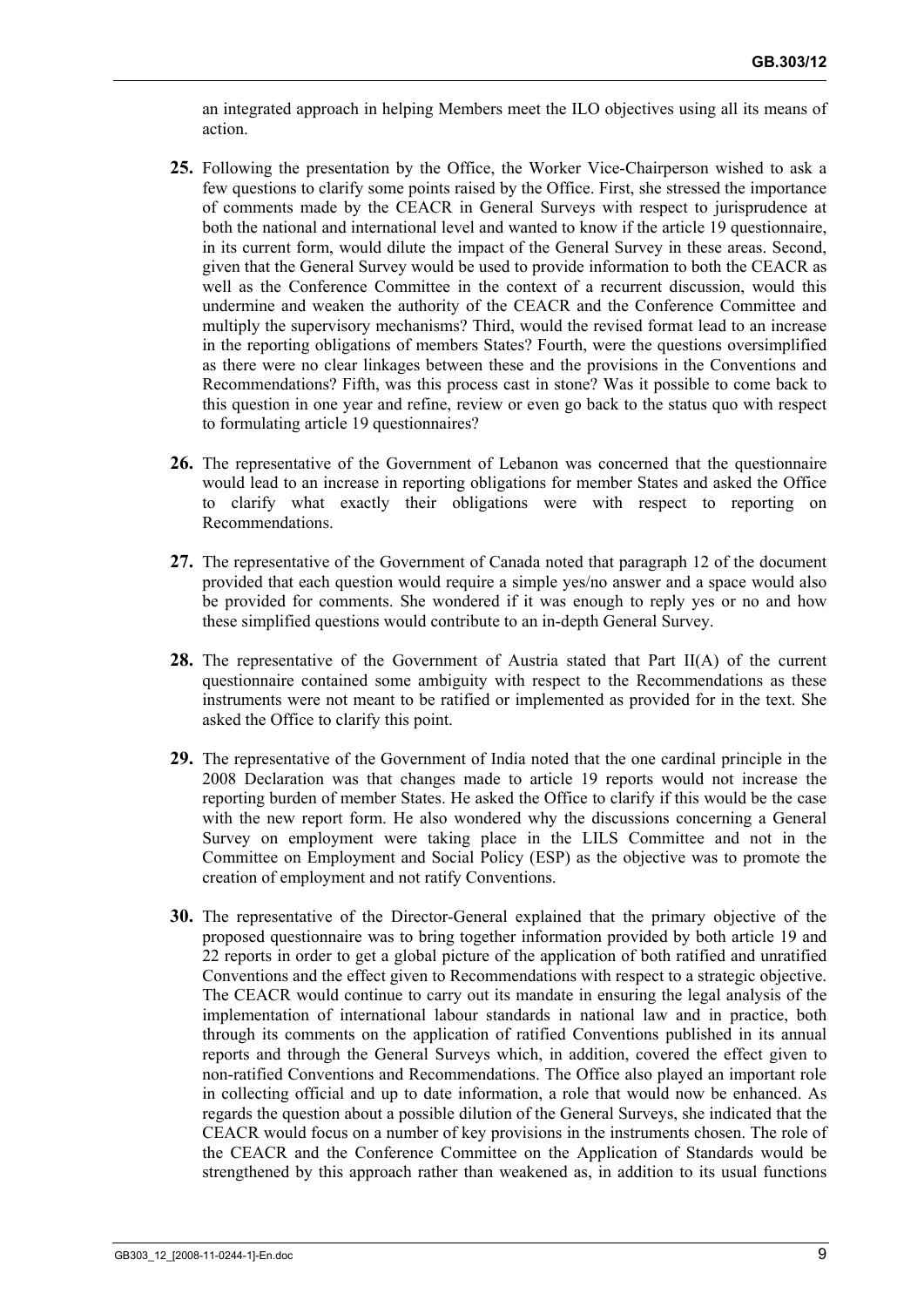an integrated approach in helping Members meet the ILO objectives using all its means of action.

**25.** Following the presentation by the Office, the Worker Vice-Chairperson wished to ask a few questions to clarify some points raised by the Office. First, she stressed the importance of comments made by the CEACR in General Surveys with respect to jurisprudence at both the national and international level and wanted to know if the article 19 questionnaire, in its current form, would dilute the impact of the General Survey in these areas. Second, given that the General Survey would be used to provide information to both the CEACR as well as the Conference Committee in the context of a recurrent discussion, would this undermine and weaken the authority of the CEACR and the Conference Committee and multiply the supervisory mechanisms? Third, would the revised format lead to an increase in the reporting obligations of members States? Fourth, were the questions oversimplified as there were no clear linkages between these and the provisions in the Conventions and Recommendations? Fifth, was this process cast in stone? Was it possible to come back to this question in one year and refine, review or even go back to the status quo with respect to formulating article 19 questionnaires?

**26.** The representative of the Government of Lebanon was concerned that the questionnaire would lead to an increase in reporting obligations for member States and asked the Office to clarify what exactly their obligations were with respect to reporting on Recommendations.

**27.** The representative of the Government of Canada noted that paragraph 12 of the document provided that each question would require a simple yes/no answer and a space would also be provided for comments. She wondered if it was enough to reply yes or no and how these simplified questions would contribute to an in-depth General Survey.

**28.** The representative of the Government of Austria stated that Part II(A) of the current questionnaire contained some ambiguity with respect to the Recommendations as these instruments were not meant to be ratified or implemented as provided for in the text. She asked the Office to clarify this point.

**29.** The representative of the Government of India noted that the one cardinal principle in the 2008 Declaration was that changes made to article 19 reports would not increase the reporting burden of member States. He asked the Office to clarify if this would be the case with the new report form. He also wondered why the discussions concerning a General Survey on employment were taking place in the LILS Committee and not in the Committee on Employment and Social Policy (ESP) as the objective was to promote the creation of employment and not ratify Conventions.

**30.** The representative of the Director-General explained that the primary objective of the proposed questionnaire was to bring together information provided by both article 19 and 22 reports in order to get a global picture of the application of both ratified and unratified Conventions and the effect given to Recommendations with respect to a strategic objective. The CEACR would continue to carry out its mandate in ensuring the legal analysis of the implementation of international labour standards in national law and in practice, both through its comments on the application of ratified Conventions published in its annual reports and through the General Surveys which, in addition, covered the effect given to non-ratified Conventions and Recommendations. The Office also played an important role in collecting official and up to date information, a role that would now be enhanced. As regards the question about a possible dilution of the General Surveys, she indicated that the CEACR would focus on a number of key provisions in the instruments chosen. The role of the CEACR and the Conference Committee on the Application of Standards would be strengthened by this approach rather than weakened as, in addition to its usual functions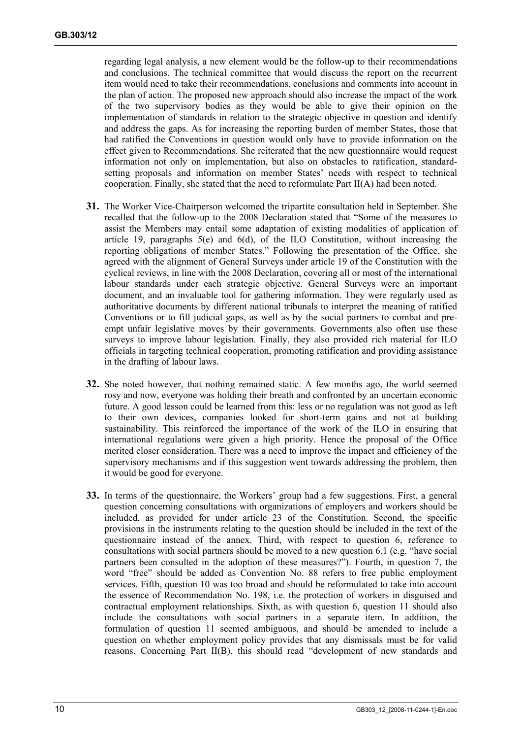regarding legal analysis, a new element would be the follow-up to their recommendations and conclusions. The technical committee that would discuss the report on the recurrent item would need to take their recommendations, conclusions and comments into account in the plan of action. The proposed new approach should also increase the impact of the work of the two supervisory bodies as they would be able to give their opinion on the implementation of standards in relation to the strategic objective in question and identify and address the gaps. As for increasing the reporting burden of member States, those that had ratified the Conventions in question would only have to provide information on the effect given to Recommendations. She reiterated that the new questionnaire would request information not only on implementation, but also on obstacles to ratification, standard-setting proposals and information on member States' needs with respect to technical cooperation. Finally, she stated that the need to reformulate Part II(A) had been noted.

**31.** The Worker Vice-Chairperson welcomed the tripartite consultation held in September. She recalled that the follow-up to the 2008 Declaration stated that "Some of the measures to assist the Members may entail some adaptation of existing modalities of application of article 19, paragraphs 5(e) and 6(d), of the ILO Constitution, without increasing the reporting obligations of member States." Following the presentation of the Office, she agreed with the alignment of General Surveys under article 19 of the Constitution with the cyclical reviews, in line with the 2008 Declaration, covering all or most of the international labour standards under each strategic objective. General Surveys were an important document, and an invaluable tool for gathering information. They were regularly used as authoritative documents by different national tribunals to interpret the meaning of ratified Conventions or to fill judicial gaps, as well as by the social partners to combat and pre-empt unfair legislative moves by their governments. Governments also often use these surveys to improve labour legislation. Finally, they also provided rich material for ILO officials in targeting technical cooperation, promoting ratification and providing assistance in the drafting of labour laws.

**32.** She noted however, that nothing remained static. A few months ago, the world seemed rosy and now, everyone was holding their breath and confronted by an uncertain economic future. A good lesson could be learned from this: less or no regulation was not good as left to their own devices, companies looked for short-term gains and not at building sustainability. This reinforced the importance of the work of the ILO in ensuring that international regulations were given a high priority. Hence the proposal of the Office merited closer consideration. There was a need to improve the impact and efficiency of the supervisory mechanisms and if this suggestion went towards addressing the problem, then it would be good for everyone.

**33.** In terms of the questionnaire, the Workers' group had a few suggestions. First, a general question concerning consultations with organizations of employers and workers should be included, as provided for under article 23 of the Constitution. Second, the specific provisions in the instruments relating to the question should be included in the text of the questionnaire instead of the annex. Third, with respect to question 6, reference to consultations with social partners should be moved to a new question 6.1 (e.g. "have social partners been consulted in the adoption of these measures?"). Fourth, in question 7, the word "free" should be added as Convention No. 88 refers to free public employment services. Fifth, question 10 was too broad and should be reformulated to take into account the essence of Recommendation No. 198, i.e. the protection of workers in disguised and contractual employment relationships. Sixth, as with question 6, question 11 should also include the consultations with social partners in a separate item. In addition, the formulation of question 11 seemed ambiguous, and should be amended to include a question on whether employment policy provides that any dismissals must be for valid reasons. Concerning Part II(B), this should read "development of new standards and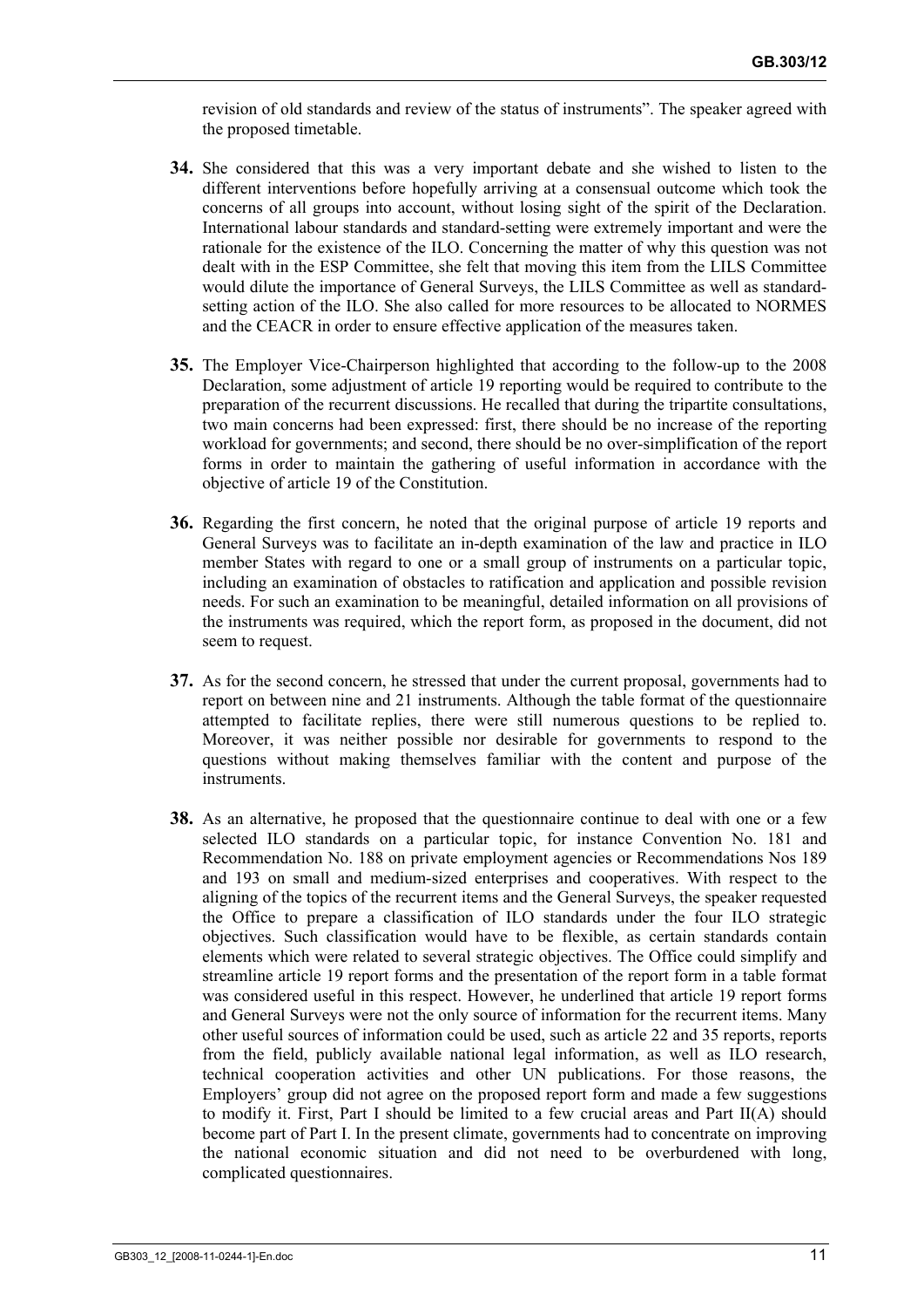revision of old standards and review of the status of instruments". The speaker agreed with the proposed timetable.

**34.** She considered that this was a very important debate and she wished to listen to the different interventions before hopefully arriving at a consensual outcome which took the concerns of all groups into account, without losing sight of the spirit of the Declaration. International labour standards and standard-setting were extremely important and were the rationale for the existence of the ILO. Concerning the matter of why this question was not dealt with in the ESP Committee, she felt that moving this item from the LILS Committee would dilute the importance of General Surveys, the LILS Committee as well as standard-setting action of the ILO. She also called for more resources to be allocated to NORMES and the CEACR in order to ensure effective application of the measures taken.

**35.** The Employer Vice-Chairperson highlighted that according to the follow-up to the 2008 Declaration, some adjustment of article 19 reporting would be required to contribute to the preparation of the recurrent discussions. He recalled that during the tripartite consultations, two main concerns had been expressed: first, there should be no increase of the reporting workload for governments; and second, there should be no over-simplification of the report forms in order to maintain the gathering of useful information in accordance with the objective of article 19 of the Constitution.

**36.** Regarding the first concern, he noted that the original purpose of article 19 reports and General Surveys was to facilitate an in-depth examination of the law and practice in ILO member States with regard to one or a small group of instruments on a particular topic, including an examination of obstacles to ratification and application and possible revision needs. For such an examination to be meaningful, detailed information on all provisions of the instruments was required, which the report form, as proposed in the document, did not seem to request.

**37.** As for the second concern, he stressed that under the current proposal, governments had to report on between nine and 21 instruments. Although the table format of the questionnaire attempted to facilitate replies, there were still numerous questions to be replied to. Moreover, it was neither possible nor desirable for governments to respond to the questions without making themselves familiar with the content and purpose of the instruments.

**38.** As an alternative, he proposed that the questionnaire continue to deal with one or a few selected ILO standards on a particular topic, for instance Convention No. 181 and Recommendation No. 188 on private employment agencies or Recommendations Nos 189 and 193 on small and medium-sized enterprises and cooperatives. With respect to the aligning of the topics of the recurrent items and the General Surveys, the speaker requested the Office to prepare a classification of ILO standards under the four ILO strategic objectives. Such classification would have to be flexible, as certain standards contain elements which were related to several strategic objectives. The Office could simplify and streamline article 19 report forms and the presentation of the report form in a table format was considered useful in this respect. However, he underlined that article 19 report forms and General Surveys were not the only source of information for the recurrent items. Many other useful sources of information could be used, such as article 22 and 35 reports, reports from the field, publicly available national legal information, as well as ILO research, technical cooperation activities and other UN publications. For those reasons, the Employers' group did not agree on the proposed report form and made a few suggestions to modify it. First, Part I should be limited to a few crucial areas and Part II(A) should become part of Part I. In the present climate, governments had to concentrate on improving the national economic situation and did not need to be overburdened with long, complicated questionnaires.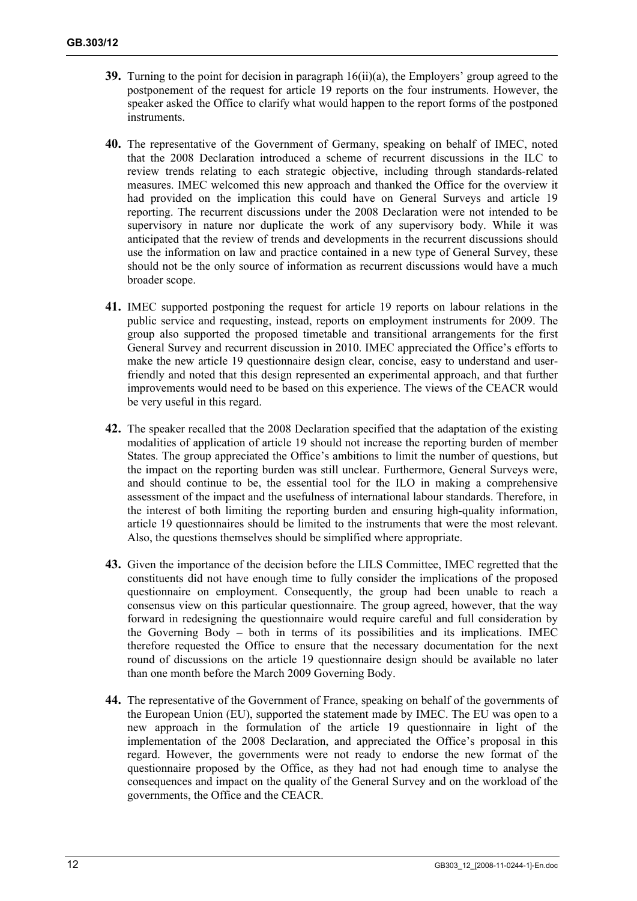**39.** Turning to the point for decision in paragraph 16(ii)(a), the Employers' group agreed to the postponement of the request for article 19 reports on the four instruments. However, the speaker asked the Office to clarify what would happen to the report forms of the postponed instruments.

**40.** The representative of the Government of Germany, speaking on behalf of IMEC, noted that the 2008 Declaration introduced a scheme of recurrent discussions in the ILC to review trends relating to each strategic objective, including through standards-related measures. IMEC welcomed this new approach and thanked the Office for the overview it had provided on the implication this could have on General Surveys and article 19 reporting. The recurrent discussions under the 2008 Declaration were not intended to be supervisory in nature nor duplicate the work of any supervisory body. While it was anticipated that the review of trends and developments in the recurrent discussions should use the information on law and practice contained in a new type of General Survey, these should not be the only source of information as recurrent discussions would have a much broader scope.

**41.** IMEC supported postponing the request for article 19 reports on labour relations in the public service and requesting, instead, reports on employment instruments for 2009. The group also supported the proposed timetable and transitional arrangements for the first General Survey and recurrent discussion in 2010. IMEC appreciated the Office's efforts to make the new article 19 questionnaire design clear, concise, easy to understand and user-friendly and noted that this design represented an experimental approach, and that further improvements would need to be based on this experience. The views of the CEACR would be very useful in this regard.

**42.** The speaker recalled that the 2008 Declaration specified that the adaptation of the existing modalities of application of article 19 should not increase the reporting burden of member States. The group appreciated the Office's ambitions to limit the number of questions, but the impact on the reporting burden was still unclear. Furthermore, General Surveys were, and should continue to be, the essential tool for the ILO in making a comprehensive assessment of the impact and the usefulness of international labour standards. Therefore, in the interest of both limiting the reporting burden and ensuring high-quality information, article 19 questionnaires should be limited to the instruments that were the most relevant. Also, the questions themselves should be simplified where appropriate.

**43.** Given the importance of the decision before the LILS Committee, IMEC regretted that the constituents did not have enough time to fully consider the implications of the proposed questionnaire on employment. Consequently, the group had been unable to reach a consensus view on this particular questionnaire. The group agreed, however, that the way forward in redesigning the questionnaire would require careful and full consideration by the Governing Body – both in terms of its possibilities and its implications. IMEC therefore requested the Office to ensure that the necessary documentation for the next round of discussions on the article 19 questionnaire design should be available no later than one month before the March 2009 Governing Body.

**44.** The representative of the Government of France, speaking on behalf of the governments of the European Union (EU), supported the statement made by IMEC. The EU was open to a new approach in the formulation of the article 19 questionnaire in light of the implementation of the 2008 Declaration, and appreciated the Office's proposal in this regard. However, the governments were not ready to endorse the new format of the questionnaire proposed by the Office, as they had not had enough time to analyse the consequences and impact on the quality of the General Survey and on the workload of the governments, the Office and the CEACR.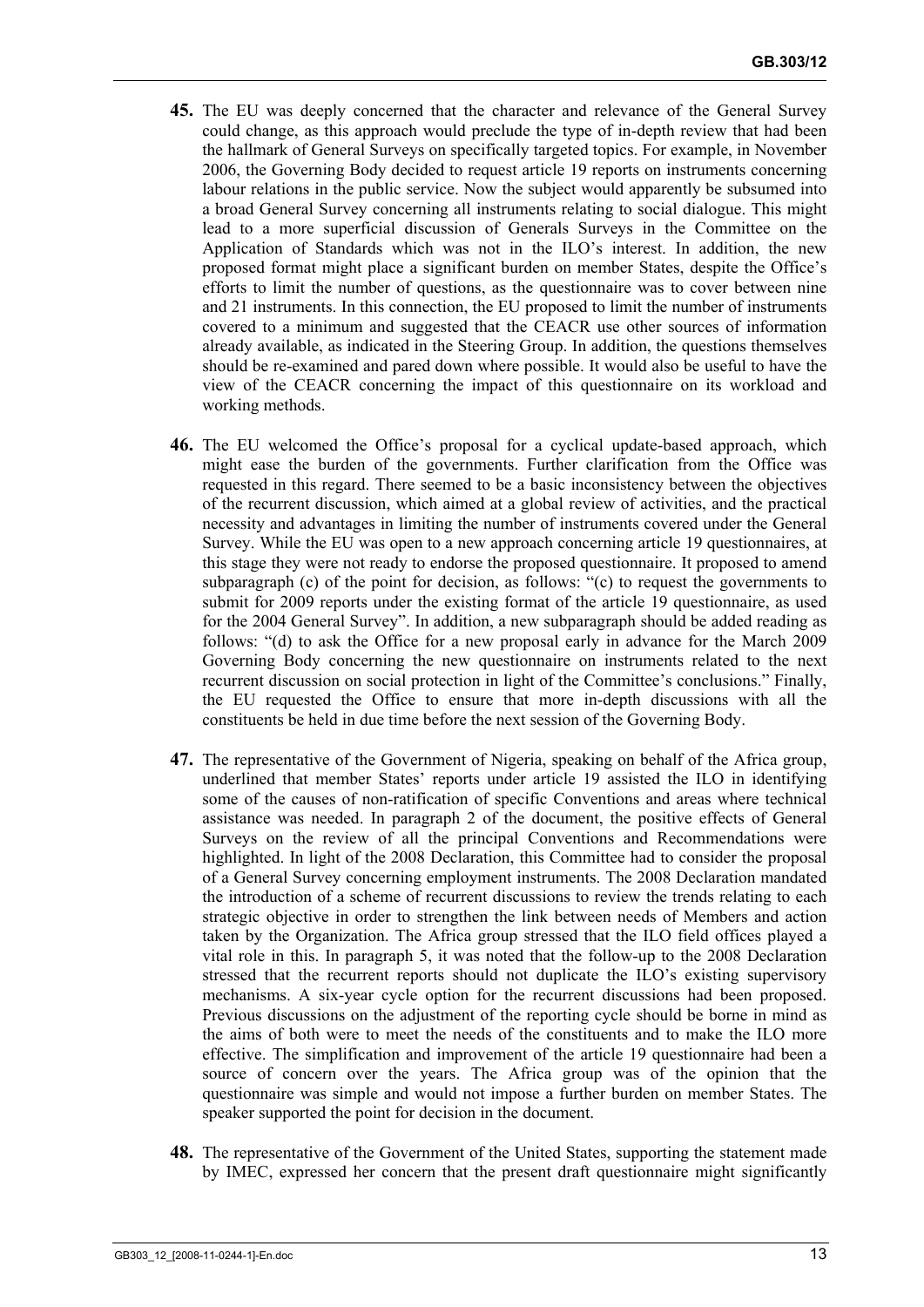**45.** The EU was deeply concerned that the character and relevance of the General Survey could change, as this approach would preclude the type of in-depth review that had been the hallmark of General Surveys on specifically targeted topics. For example, in November 2006, the Governing Body decided to request article 19 reports on instruments concerning labour relations in the public service. Now the subject would apparently be subsumed into a broad General Survey concerning all instruments relating to social dialogue. This might lead to a more superficial discussion of Generals Surveys in the Committee on the Application of Standards which was not in the ILO's interest. In addition, the new proposed format might place a significant burden on member States, despite the Office's efforts to limit the number of questions, as the questionnaire was to cover between nine and 21 instruments. In this connection, the EU proposed to limit the number of instruments covered to a minimum and suggested that the CEACR use other sources of information already available, as indicated in the Steering Group. In addition, the questions themselves should be re-examined and pared down where possible. It would also be useful to have the view of the CEACR concerning the impact of this questionnaire on its workload and working methods.

**46.** The EU welcomed the Office's proposal for a cyclical update-based approach, which might ease the burden of the governments. Further clarification from the Office was requested in this regard. There seemed to be a basic inconsistency between the objectives of the recurrent discussion, which aimed at a global review of activities, and the practical necessity and advantages in limiting the number of instruments covered under the General Survey. While the EU was open to a new approach concerning article 19 questionnaires, at this stage they were not ready to endorse the proposed questionnaire. It proposed to amend subparagraph (c) of the point for decision, as follows: "(c) to request the governments to submit for 2009 reports under the existing format of the article 19 questionnaire, as used for the 2004 General Survey". In addition, a new subparagraph should be added reading as follows: "(d) to ask the Office for a new proposal early in advance for the March 2009 Governing Body concerning the new questionnaire on instruments related to the next recurrent discussion on social protection in light of the Committee's conclusions." Finally, the EU requested the Office to ensure that more in-depth discussions with all the constituents be held in due time before the next session of the Governing Body.

**47.** The representative of the Government of Nigeria, speaking on behalf of the Africa group, underlined that member States' reports under article 19 assisted the ILO in identifying some of the causes of non-ratification of specific Conventions and areas where technical assistance was needed. In paragraph 2 of the document, the positive effects of General Surveys on the review of all the principal Conventions and Recommendations were highlighted. In light of the 2008 Declaration, this Committee had to consider the proposal of a General Survey concerning employment instruments. The 2008 Declaration mandated the introduction of a scheme of recurrent discussions to review the trends relating to each strategic objective in order to strengthen the link between needs of Members and action taken by the Organization. The Africa group stressed that the ILO field offices played a vital role in this. In paragraph 5, it was noted that the follow-up to the 2008 Declaration stressed that the recurrent reports should not duplicate the ILO's existing supervisory mechanisms. A six-year cycle option for the recurrent discussions had been proposed. Previous discussions on the adjustment of the reporting cycle should be borne in mind as the aims of both were to meet the needs of the constituents and to make the ILO more effective. The simplification and improvement of the article 19 questionnaire had been a source of concern over the years. The Africa group was of the opinion that the questionnaire was simple and would not impose a further burden on member States. The speaker supported the point for decision in the document.

**48.** The representative of the Government of the United States, supporting the statement made by IMEC, expressed her concern that the present draft questionnaire might significantly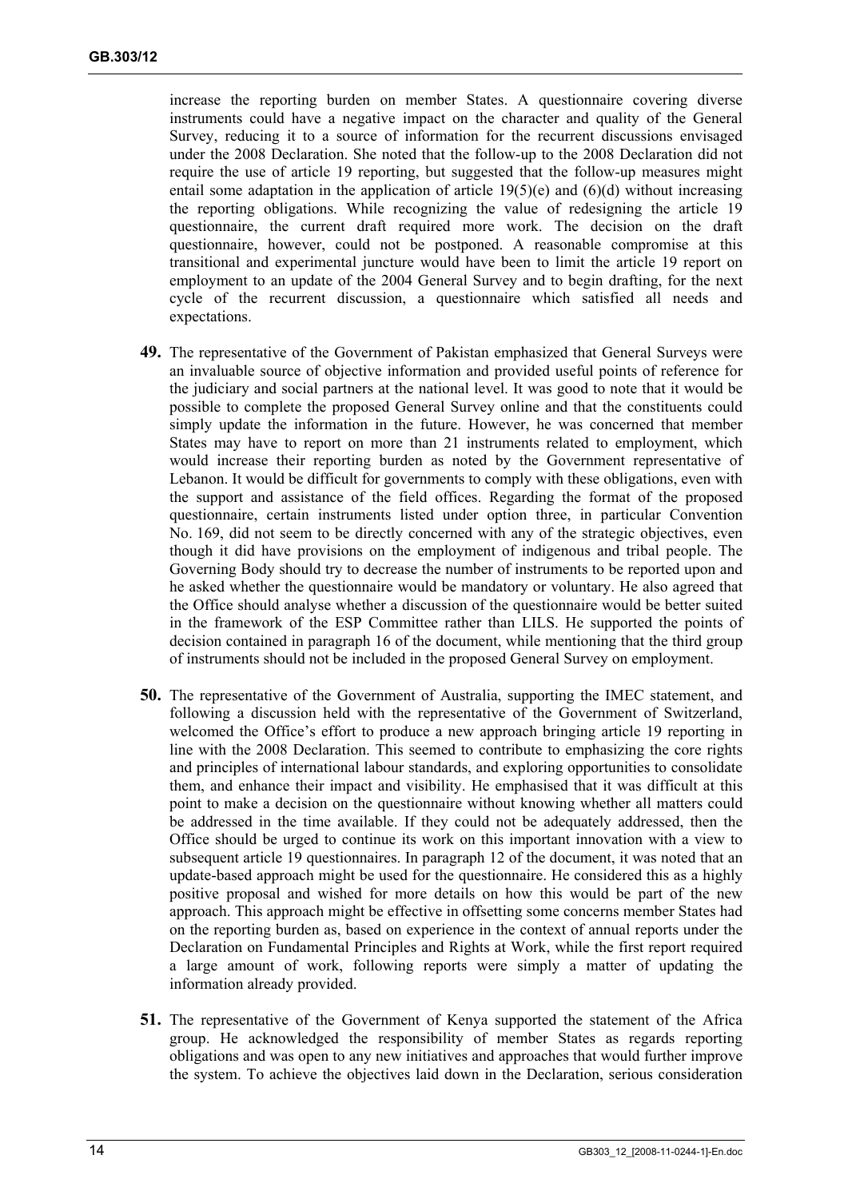increase the reporting burden on member States. A questionnaire covering diverse instruments could have a negative impact on the character and quality of the General Survey, reducing it to a source of information for the recurrent discussions envisaged under the 2008 Declaration. She noted that the follow-up to the 2008 Declaration did not require the use of article 19 reporting, but suggested that the follow-up measures might entail some adaptation in the application of article 19(5)(e) and (6)(d) without increasing the reporting obligations. While recognizing the value of redesigning the article 19 questionnaire, the current draft required more work. The decision on the draft questionnaire, however, could not be postponed. A reasonable compromise at this transitional and experimental juncture would have been to limit the article 19 report on employment to an update of the 2004 General Survey and to begin drafting, for the next cycle of the recurrent discussion, a questionnaire which satisfied all needs and expectations.

**49.** The representative of the Government of Pakistan emphasized that General Surveys were an invaluable source of objective information and provided useful points of reference for the judiciary and social partners at the national level. It was good to note that it would be possible to complete the proposed General Survey online and that the constituents could simply update the information in the future. However, he was concerned that member States may have to report on more than 21 instruments related to employment, which would increase their reporting burden as noted by the Government representative of Lebanon. It would be difficult for governments to comply with these obligations, even with the support and assistance of the field offices. Regarding the format of the proposed questionnaire, certain instruments listed under option three, in particular Convention No. 169, did not seem to be directly concerned with any of the strategic objectives, even though it did have provisions on the employment of indigenous and tribal people. The Governing Body should try to decrease the number of instruments to be reported upon and he asked whether the questionnaire would be mandatory or voluntary. He also agreed that the Office should analyse whether a discussion of the questionnaire would be better suited in the framework of the ESP Committee rather than LILS. He supported the points of decision contained in paragraph 16 of the document, while mentioning that the third group of instruments should not be included in the proposed General Survey on employment.

**50.** The representative of the Government of Australia, supporting the IMEC statement, and following a discussion held with the representative of the Government of Switzerland, welcomed the Office's effort to produce a new approach bringing article 19 reporting in line with the 2008 Declaration. This seemed to contribute to emphasizing the core rights and principles of international labour standards, and exploring opportunities to consolidate them, and enhance their impact and visibility. He emphasised that it was difficult at this point to make a decision on the questionnaire without knowing whether all matters could be addressed in the time available. If they could not be adequately addressed, then the Office should be urged to continue its work on this important innovation with a view to subsequent article 19 questionnaires. In paragraph 12 of the document, it was noted that an update-based approach might be used for the questionnaire. He considered this as a highly positive proposal and wished for more details on how this would be part of the new approach. This approach might be effective in offsetting some concerns member States had on the reporting burden as, based on experience in the context of annual reports under the Declaration on Fundamental Principles and Rights at Work, while the first report required a large amount of work, following reports were simply a matter of updating the information already provided.

**51.** The representative of the Government of Kenya supported the statement of the Africa group. He acknowledged the responsibility of member States as regards reporting obligations and was open to any new initiatives and approaches that would further improve the system. To achieve the objectives laid down in the Declaration, serious consideration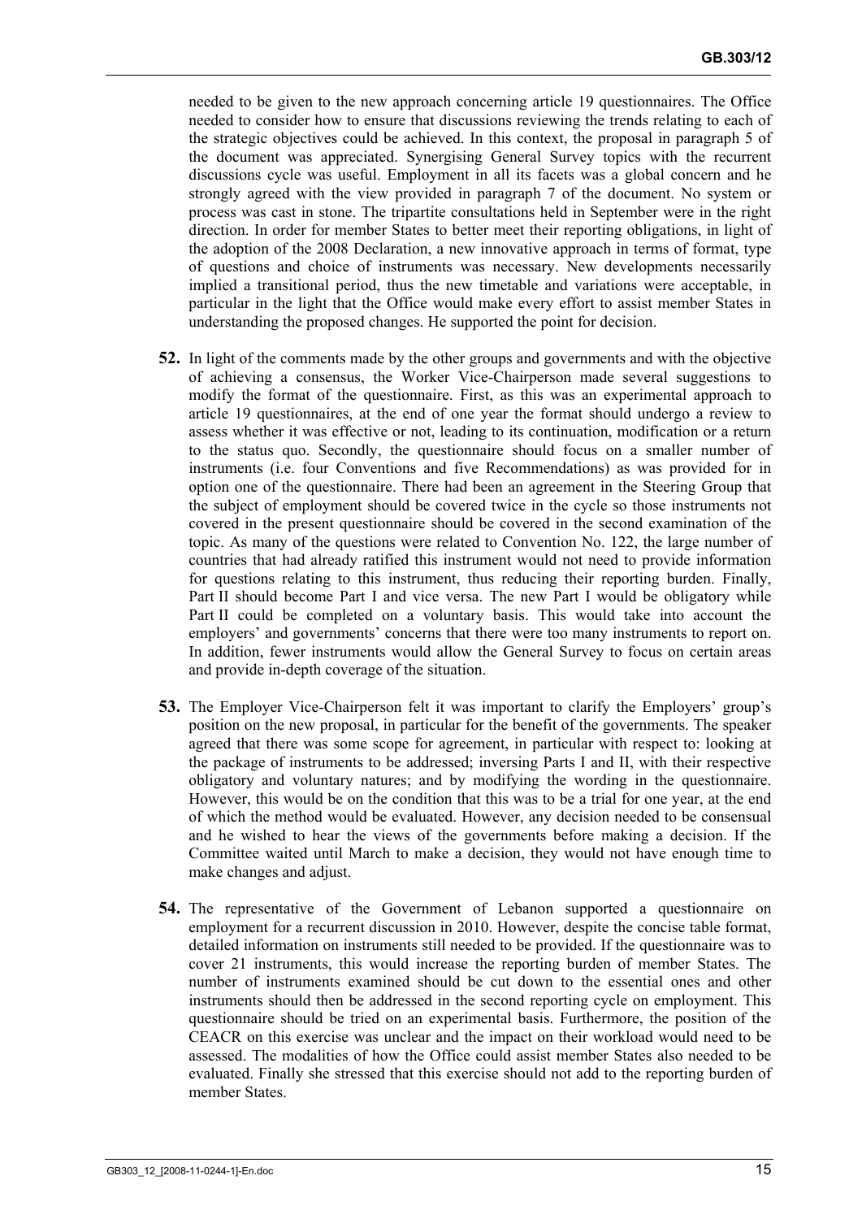needed to be given to the new approach concerning article 19 questionnaires. The Office needed to consider how to ensure that discussions reviewing the trends relating to each of the strategic objectives could be achieved. In this context, the proposal in paragraph 5 of the document was appreciated. Synergising General Survey topics with the recurrent discussions cycle was useful. Employment in all its facets was a global concern and he strongly agreed with the view provided in paragraph 7 of the document. No system or process was cast in stone. The tripartite consultations held in September were in the right direction. In order for member States to better meet their reporting obligations, in light of the adoption of the 2008 Declaration, a new innovative approach in terms of format, type of questions and choice of instruments was necessary. New developments necessarily implied a transitional period, thus the new timetable and variations were acceptable, in particular in the light that the Office would make every effort to assist member States in understanding the proposed changes. He supported the point for decision.

**52.** In light of the comments made by the other groups and governments and with the objective of achieving a consensus, the Worker Vice-Chairperson made several suggestions to modify the format of the questionnaire. First, as this was an experimental approach to article 19 questionnaires, at the end of one year the format should undergo a review to assess whether it was effective or not, leading to its continuation, modification or a return to the status quo. Secondly, the questionnaire should focus on a smaller number of instruments (i.e. four Conventions and five Recommendations) as was provided for in option one of the questionnaire. There had been an agreement in the Steering Group that the subject of employment should be covered twice in the cycle so those instruments not covered in the present questionnaire should be covered in the second examination of the topic. As many of the questions were related to Convention No. 122, the large number of countries that had already ratified this instrument would not need to provide information for questions relating to this instrument, thus reducing their reporting burden. Finally, Part II should become Part I and vice versa. The new Part I would be obligatory while Part II could be completed on a voluntary basis. This would take into account the employers' and governments' concerns that there were too many instruments to report on. In addition, fewer instruments would allow the General Survey to focus on certain areas and provide in-depth coverage of the situation.

**53.** The Employer Vice-Chairperson felt it was important to clarify the Employers' group's position on the new proposal, in particular for the benefit of the governments. The speaker agreed that there was some scope for agreement, in particular with respect to: looking at the package of instruments to be addressed; inversing Parts I and II, with their respective obligatory and voluntary natures; and by modifying the wording in the questionnaire. However, this would be on the condition that this was to be a trial for one year, at the end of which the method would be evaluated. However, any decision needed to be consensual and he wished to hear the views of the governments before making a decision. If the Committee waited until March to make a decision, they would not have enough time to make changes and adjust.

**54.** The representative of the Government of Lebanon supported a questionnaire on employment for a recurrent discussion in 2010. However, despite the concise table format, detailed information on instruments still needed to be provided. If the questionnaire was to cover 21 instruments, this would increase the reporting burden of member States. The number of instruments examined should be cut down to the essential ones and other instruments should then be addressed in the second reporting cycle on employment. This questionnaire should be tried on an experimental basis. Furthermore, the position of the CEACR on this exercise was unclear and the impact on their workload would need to be assessed. The modalities of how the Office could assist member States also needed to be evaluated. Finally she stressed that this exercise should not add to the reporting burden of member States.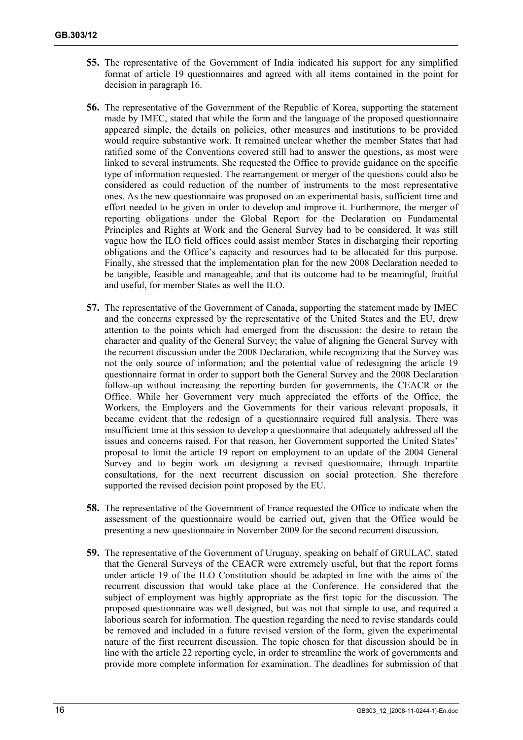**55.** The representative of the Government of India indicated his support for any simplified format of article 19 questionnaires and agreed with all items contained in the point for decision in paragraph 16.

**56.** The representative of the Government of the Republic of Korea, supporting the statement made by IMEC, stated that while the form and the language of the proposed questionnaire appeared simple, the details on policies, other measures and institutions to be provided would require substantive work. It remained unclear whether the member States that had ratified some of the Conventions covered still had to answer the questions, as most were linked to several instruments. She requested the Office to provide guidance on the specific type of information requested. The rearrangement or merger of the questions could also be considered as could reduction of the number of instruments to the most representative ones. As the new questionnaire was proposed on an experimental basis, sufficient time and effort needed to be given in order to develop and improve it. Furthermore, the merger of reporting obligations under the Global Report for the Declaration on Fundamental Principles and Rights at Work and the General Survey had to be considered. It was still vague how the ILO field offices could assist member States in discharging their reporting obligations and the Office's capacity and resources had to be allocated for this purpose. Finally, she stressed that the implementation plan for the new 2008 Declaration needed to be tangible, feasible and manageable, and that its outcome had to be meaningful, fruitful and useful, for member States as well the ILO.

**57.** The representative of the Government of Canada, supporting the statement made by IMEC and the concerns expressed by the representative of the United States and the EU, drew attention to the points which had emerged from the discussion: the desire to retain the character and quality of the General Survey; the value of aligning the General Survey with the recurrent discussion under the 2008 Declaration, while recognizing that the Survey was not the only source of information; and the potential value of redesigning the article 19 questionnaire format in order to support both the General Survey and the 2008 Declaration follow-up without increasing the reporting burden for governments, the CEACR or the Office. While her Government very much appreciated the efforts of the Office, the Workers, the Employers and the Governments for their various relevant proposals, it became evident that the redesign of a questionnaire required full analysis. There was insufficient time at this session to develop a questionnaire that adequately addressed all the issues and concerns raised. For that reason, her Government supported the United States' proposal to limit the article 19 report on employment to an update of the 2004 General Survey and to begin work on designing a revised questionnaire, through tripartite consultations, for the next recurrent discussion on social protection. She therefore supported the revised decision point proposed by the EU.

**58.** The representative of the Government of France requested the Office to indicate when the assessment of the questionnaire would be carried out, given that the Office would be presenting a new questionnaire in November 2009 for the second recurrent discussion.

**59.** The representative of the Government of Uruguay, speaking on behalf of GRULAC, stated that the General Surveys of the CEACR were extremely useful, but that the report forms under article 19 of the ILO Constitution should be adapted in line with the aims of the recurrent discussion that would take place at the Conference. He considered that the subject of employment was highly appropriate as the first topic for the discussion. The proposed questionnaire was well designed, but was not that simple to use, and required a laborious search for information. The question regarding the need to revise standards could be removed and included in a future revised version of the form, given the experimental nature of the first recurrent discussion. The topic chosen for that discussion should be in line with the article 22 reporting cycle, in order to streamline the work of governments and provide more complete information for examination. The deadlines for submission of that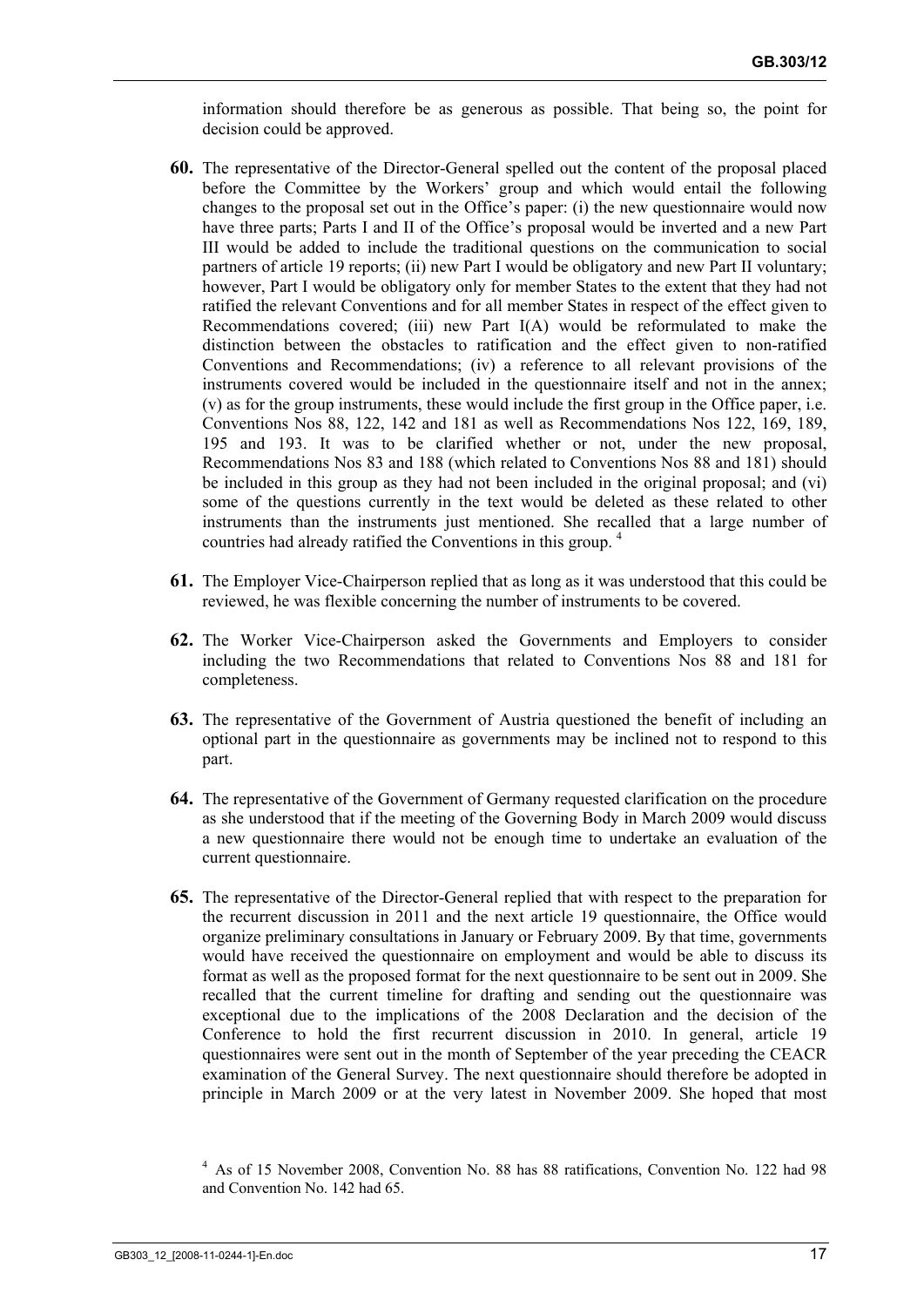information should therefore be as generous as possible. That being so, the point for decision could be approved.

**60.** The representative of the Director-General spelled out the content of the proposal placed before the Committee by the Workers' group and which would entail the following changes to the proposal set out in the Office's paper: (i) the new questionnaire would now have three parts; Parts I and II of the Office's proposal would be inverted and a new Part III would be added to include the traditional questions on the communication to social partners of article 19 reports; (ii) new Part I would be obligatory and new Part II voluntary; however, Part I would be obligatory only for member States to the extent that they had not ratified the relevant Conventions and for all member States in respect of the effect given to Recommendations covered; (iii) new Part I(A) would be reformulated to make the distinction between the obstacles to ratification and the effect given to non-ratified Conventions and Recommendations; (iv) a reference to all relevant provisions of the instruments covered would be included in the questionnaire itself and not in the annex; (v) as for the group instruments, these would include the first group in the Office paper, i.e. Conventions Nos 88, 122, 142 and 181 as well as Recommendations Nos 122, 169, 189, 195 and 193. It was to be clarified whether or not, under the new proposal, Recommendations Nos 83 and 188 (which related to Conventions Nos 88 and 181) should be included in this group as they had not been included in the original proposal; and (vi) some of the questions currently in the text would be deleted as these related to other instruments than the instruments just mentioned. She recalled that a large number of countries had already ratified the Conventions in this group. [4]

**61.** The Employer Vice-Chairperson replied that as long as it was understood that this could be reviewed, he was flexible concerning the number of instruments to be covered.

**62.** The Worker Vice-Chairperson asked the Governments and Employers to consider including the two Recommendations that related to Conventions Nos 88 and 181 for completeness.

**63.** The representative of the Government of Austria questioned the benefit of including an optional part in the questionnaire as governments may be inclined not to respond to this part.

**64.** The representative of the Government of Germany requested clarification on the procedure as she understood that if the meeting of the Governing Body in March 2009 would discuss a new questionnaire there would not be enough time to undertake an evaluation of the current questionnaire.

**65.** The representative of the Director-General replied that with respect to the preparation for the recurrent discussion in 2011 and the next article 19 questionnaire, the Office would organize preliminary consultations in January or February 2009. By that time, governments would have received the questionnaire on employment and would be able to discuss its format as well as the proposed format for the next questionnaire to be sent out in 2009. She recalled that the current timeline for drafting and sending out the questionnaire was exceptional due to the implications of the 2008 Declaration and the decision of the Conference to hold the first recurrent discussion in 2010. In general, article 19 questionnaires were sent out in the month of September of the year preceding the CEACR examination of the General Survey. The next questionnaire should therefore be adopted in principle in March 2009 or at the very latest in November 2009. She hoped that most

[4] As of 15 November 2008, Convention No. 88 has 88 ratifications, Convention No. 122 had 98 and Convention No. 142 had 65.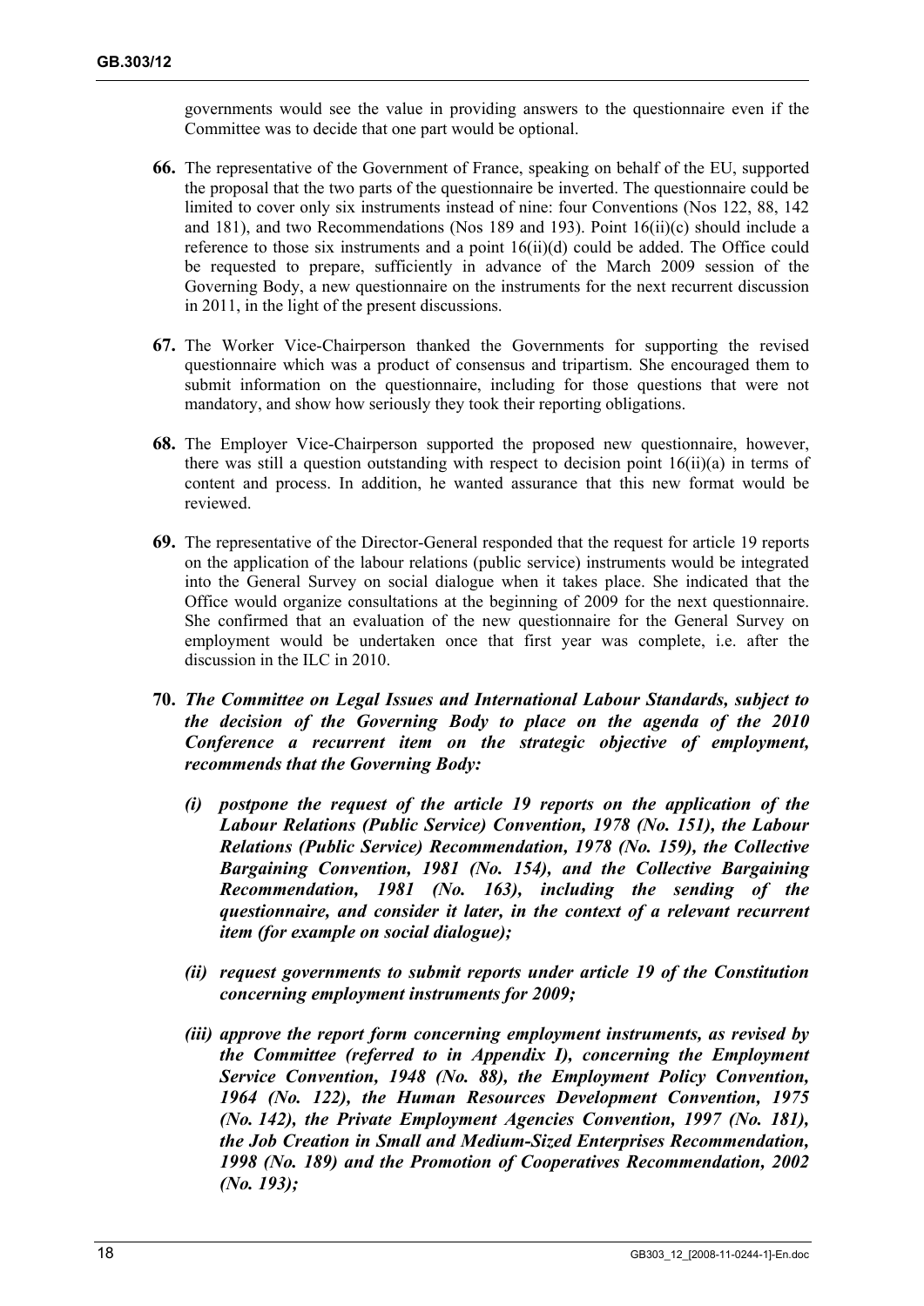governments would see the value in providing answers to the questionnaire even if the Committee was to decide that one part would be optional.

**66.** The representative of the Government of France, speaking on behalf of the EU, supported the proposal that the two parts of the questionnaire be inverted. The questionnaire could be limited to cover only six instruments instead of nine: four Conventions (Nos 122, 88, 142 and 181), and two Recommendations (Nos 189 and 193). Point 16(ii)(c) should include a reference to those six instruments and a point 16(ii)(d) could be added. The Office could be requested to prepare, sufficiently in advance of the March 2009 session of the Governing Body, a new questionnaire on the instruments for the next recurrent discussion in 2011, in the light of the present discussions.

**67.** The Worker Vice-Chairperson thanked the Governments for supporting the revised questionnaire which was a product of consensus and tripartism. She encouraged them to submit information on the questionnaire, including for those questions that were not mandatory, and show how seriously they took their reporting obligations.

**68.** The Employer Vice-Chairperson supported the proposed new questionnaire, however, there was still a question outstanding with respect to decision point 16(ii)(a) in terms of content and process. In addition, he wanted assurance that this new format would be reviewed.

**69.** The representative of the Director-General responded that the request for article 19 reports on the application of the labour relations (public service) instruments would be integrated into the General Survey on social dialogue when it takes place. She indicated that the Office would organize consultations at the beginning of 2009 for the next questionnaire. She confirmed that an evaluation of the new questionnaire for the General Survey on employment would be undertaken once that first year was complete, i.e. after the discussion in the ILC in 2010.

**70.** ***The Committee on Legal Issues and International Labour Standards, subject to the decision of the Governing Body to place on the agenda of the 2010 Conference a recurrent item on the strategic objective of employment, recommends that the Governing Body:***

- ***(i) postpone the request of the article 19 reports on the application of the Labour Relations (Public Service) Convention, 1978 (No. 151), the Labour Relations (Public Service) Recommendation, 1978 (No. 159), the Collective Bargaining Convention, 1981 (No. 154), and the Collective Bargaining Recommendation, 1981 (No. 163), including the sending of the questionnaire, and consider it later, in the context of a relevant recurrent item (for example on social dialogue);***

- ***(ii) request governments to submit reports under article 19 of the Constitution concerning employment instruments for 2009;***

- ***(iii) approve the report form concerning employment instruments, as revised by the Committee (referred to in Appendix I), concerning the Employment Service Convention, 1948 (No. 88), the Employment Policy Convention, 1964 (No. 122), the Human Resources Development Convention, 1975 (No. 142), the Private Employment Agencies Convention, 1997 (No. 181), the Job Creation in Small and Medium-Sized Enterprises Recommendation, 1998 (No. 189) and the Promotion of Cooperatives Recommendation, 2002 (No. 193);***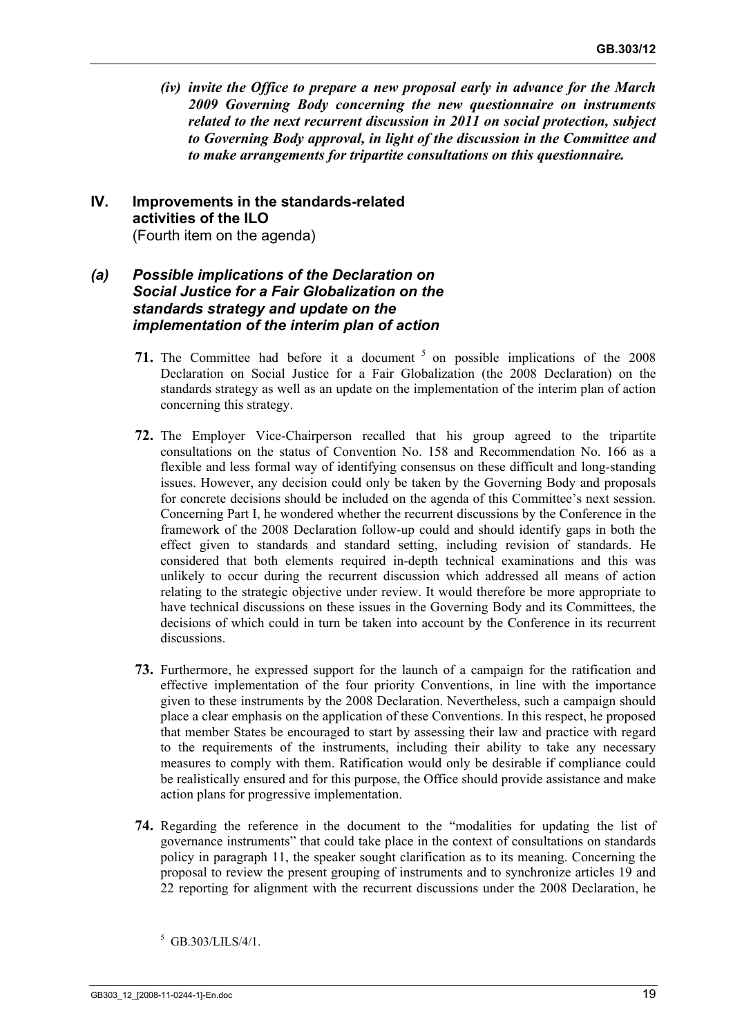*(iv) invite the Office to prepare a new proposal early in advance for the March 2009 Governing Body concerning the new questionnaire on instruments related to the next recurrent discussion in 2011 on social protection, subject to Governing Body approval, in light of the discussion in the Committee and to make arrangements for tripartite consultations on this questionnaire.*

## IV. Improvements in the standards-related activities of the ILO
(Fourth item on the agenda)

### *(a) Possible implications of the Declaration on Social Justice for a Fair Globalization on the standards strategy and update on the implementation of the interim plan of action*

**71.** The Committee had before it a document [5] on possible implications of the 2008 Declaration on Social Justice for a Fair Globalization (the 2008 Declaration) on the standards strategy as well as an update on the implementation of the interim plan of action concerning this strategy.

**72.** The Employer Vice-Chairperson recalled that his group agreed to the tripartite consultations on the status of Convention No. 158 and Recommendation No. 166 as a flexible and less formal way of identifying consensus on these difficult and long-standing issues. However, any decision could only be taken by the Governing Body and proposals for concrete decisions should be included on the agenda of this Committee's next session. Concerning Part I, he wondered whether the recurrent discussions by the Conference in the framework of the 2008 Declaration follow-up could and should identify gaps in both the effect given to standards and standard setting, including revision of standards. He considered that both elements required in-depth technical examinations and this was unlikely to occur during the recurrent discussion which addressed all means of action relating to the strategic objective under review. It would therefore be more appropriate to have technical discussions on these issues in the Governing Body and its Committees, the decisions of which could in turn be taken into account by the Conference in its recurrent discussions.

**73.** Furthermore, he expressed support for the launch of a campaign for the ratification and effective implementation of the four priority Conventions, in line with the importance given to these instruments by the 2008 Declaration. Nevertheless, such a campaign should place a clear emphasis on the application of these Conventions. In this respect, he proposed that member States be encouraged to start by assessing their law and practice with regard to the requirements of the instruments, including their ability to take any necessary measures to comply with them. Ratification would only be desirable if compliance could be realistically ensured and for this purpose, the Office should provide assistance and make action plans for progressive implementation.

**74.** Regarding the reference in the document to the "modalities for updating the list of governance instruments" that could take place in the context of consultations on standards policy in paragraph 11, the speaker sought clarification as to its meaning. Concerning the proposal to review the present grouping of instruments and to synchronize articles 19 and 22 reporting for alignment with the recurrent discussions under the 2008 Declaration, he

[5] GB.303/LILS/4/1.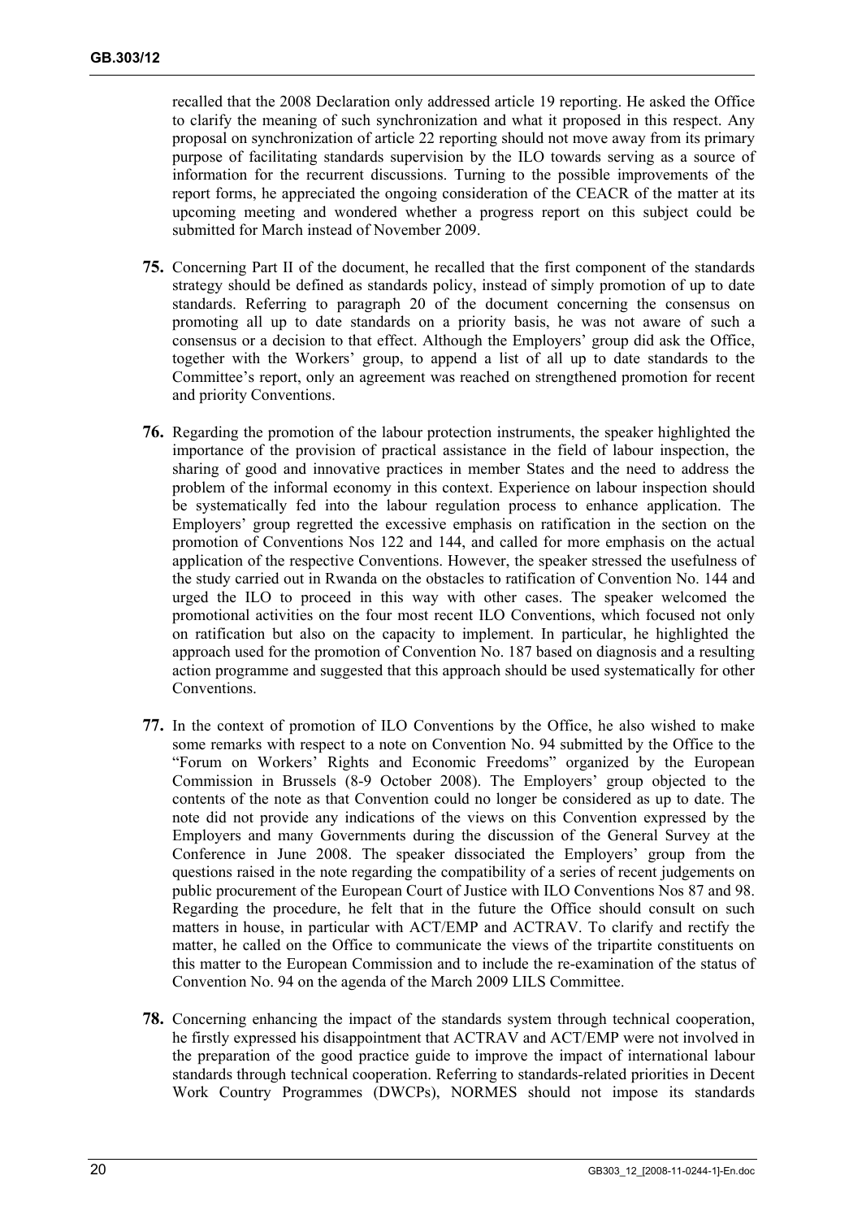recalled that the 2008 Declaration only addressed article 19 reporting. He asked the Office to clarify the meaning of such synchronization and what it proposed in this respect. Any proposal on synchronization of article 22 reporting should not move away from its primary purpose of facilitating standards supervision by the ILO towards serving as a source of information for the recurrent discussions. Turning to the possible improvements of the report forms, he appreciated the ongoing consideration of the CEACR of the matter at its upcoming meeting and wondered whether a progress report on this subject could be submitted for March instead of November 2009.

**75.** Concerning Part II of the document, he recalled that the first component of the standards strategy should be defined as standards policy, instead of simply promotion of up to date standards. Referring to paragraph 20 of the document concerning the consensus on promoting all up to date standards on a priority basis, he was not aware of such a consensus or a decision to that effect. Although the Employers' group did ask the Office, together with the Workers' group, to append a list of all up to date standards to the Committee's report, only an agreement was reached on strengthened promotion for recent and priority Conventions.

**76.** Regarding the promotion of the labour protection instruments, the speaker highlighted the importance of the provision of practical assistance in the field of labour inspection, the sharing of good and innovative practices in member States and the need to address the problem of the informal economy in this context. Experience on labour inspection should be systematically fed into the labour regulation process to enhance application. The Employers' group regretted the excessive emphasis on ratification in the section on the promotion of Conventions Nos 122 and 144, and called for more emphasis on the actual application of the respective Conventions. However, the speaker stressed the usefulness of the study carried out in Rwanda on the obstacles to ratification of Convention No. 144 and urged the ILO to proceed in this way with other cases. The speaker welcomed the promotional activities on the four most recent ILO Conventions, which focused not only on ratification but also on the capacity to implement. In particular, he highlighted the approach used for the promotion of Convention No. 187 based on diagnosis and a resulting action programme and suggested that this approach should be used systematically for other Conventions.

**77.** In the context of promotion of ILO Conventions by the Office, he also wished to make some remarks with respect to a note on Convention No. 94 submitted by the Office to the "Forum on Workers' Rights and Economic Freedoms" organized by the European Commission in Brussels (8-9 October 2008). The Employers' group objected to the contents of the note as that Convention could no longer be considered as up to date. The note did not provide any indications of the views on this Convention expressed by the Employers and many Governments during the discussion of the General Survey at the Conference in June 2008. The speaker dissociated the Employers' group from the questions raised in the note regarding the compatibility of a series of recent judgements on public procurement of the European Court of Justice with ILO Conventions Nos 87 and 98. Regarding the procedure, he felt that in the future the Office should consult on such matters in house, in particular with ACT/EMP and ACTRAV. To clarify and rectify the matter, he called on the Office to communicate the views of the tripartite constituents on this matter to the European Commission and to include the re-examination of the status of Convention No. 94 on the agenda of the March 2009 LILS Committee.

**78.** Concerning enhancing the impact of the standards system through technical cooperation, he firstly expressed his disappointment that ACTRAV and ACT/EMP were not involved in the preparation of the good practice guide to improve the impact of international labour standards through technical cooperation. Referring to standards-related priorities in Decent Work Country Programmes (DWCPs), NORMES should not impose its standards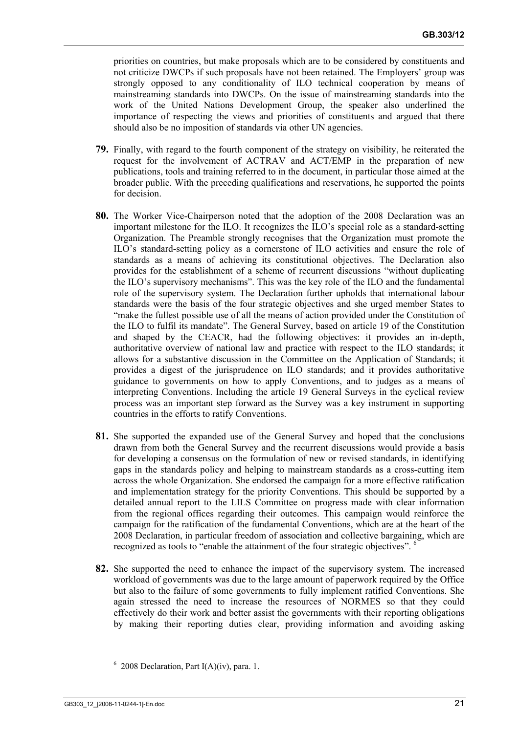priorities on countries, but make proposals which are to be considered by constituents and not criticize DWCPs if such proposals have not been retained. The Employers' group was strongly opposed to any conditionality of ILO technical cooperation by means of mainstreaming standards into DWCPs. On the issue of mainstreaming standards into the work of the United Nations Development Group, the speaker also underlined the importance of respecting the views and priorities of constituents and argued that there should also be no imposition of standards via other UN agencies.

**79.** Finally, with regard to the fourth component of the strategy on visibility, he reiterated the request for the involvement of ACTRAV and ACT/EMP in the preparation of new publications, tools and training referred to in the document, in particular those aimed at the broader public. With the preceding qualifications and reservations, he supported the points for decision.

**80.** The Worker Vice-Chairperson noted that the adoption of the 2008 Declaration was an important milestone for the ILO. It recognizes the ILO's special role as a standard-setting Organization. The Preamble strongly recognises that the Organization must promote the ILO's standard-setting policy as a cornerstone of ILO activities and ensure the role of standards as a means of achieving its constitutional objectives. The Declaration also provides for the establishment of a scheme of recurrent discussions "without duplicating the ILO's supervisory mechanisms". This was the key role of the ILO and the fundamental role of the supervisory system. The Declaration further upholds that international labour standards were the basis of the four strategic objectives and she urged member States to "make the fullest possible use of all the means of action provided under the Constitution of the ILO to fulfil its mandate". The General Survey, based on article 19 of the Constitution and shaped by the CEACR, had the following objectives: it provides an in-depth, authoritative overview of national law and practice with respect to the ILO standards; it allows for a substantive discussion in the Committee on the Application of Standards; it provides a digest of the jurisprudence on ILO standards; and it provides authoritative guidance to governments on how to apply Conventions, and to judges as a means of interpreting Conventions. Including the article 19 General Surveys in the cyclical review process was an important step forward as the Survey was a key instrument in supporting countries in the efforts to ratify Conventions.

**81.** She supported the expanded use of the General Survey and hoped that the conclusions drawn from both the General Survey and the recurrent discussions would provide a basis for developing a consensus on the formulation of new or revised standards, in identifying gaps in the standards policy and helping to mainstream standards as a cross-cutting item across the whole Organization. She endorsed the campaign for a more effective ratification and implementation strategy for the priority Conventions. This should be supported by a detailed annual report to the LILS Committee on progress made with clear information from the regional offices regarding their outcomes. This campaign would reinforce the campaign for the ratification of the fundamental Conventions, which are at the heart of the 2008 Declaration, in particular freedom of association and collective bargaining, which are recognized as tools to "enable the attainment of the four strategic objectives". [6]

**82.** She supported the need to enhance the impact of the supervisory system. The increased workload of governments was due to the large amount of paperwork required by the Office but also to the failure of some governments to fully implement ratified Conventions. She again stressed the need to increase the resources of NORMES so that they could effectively do their work and better assist the governments with their reporting obligations by making their reporting duties clear, providing information and avoiding asking

[6] 2008 Declaration, Part I(A)(iv), para. 1.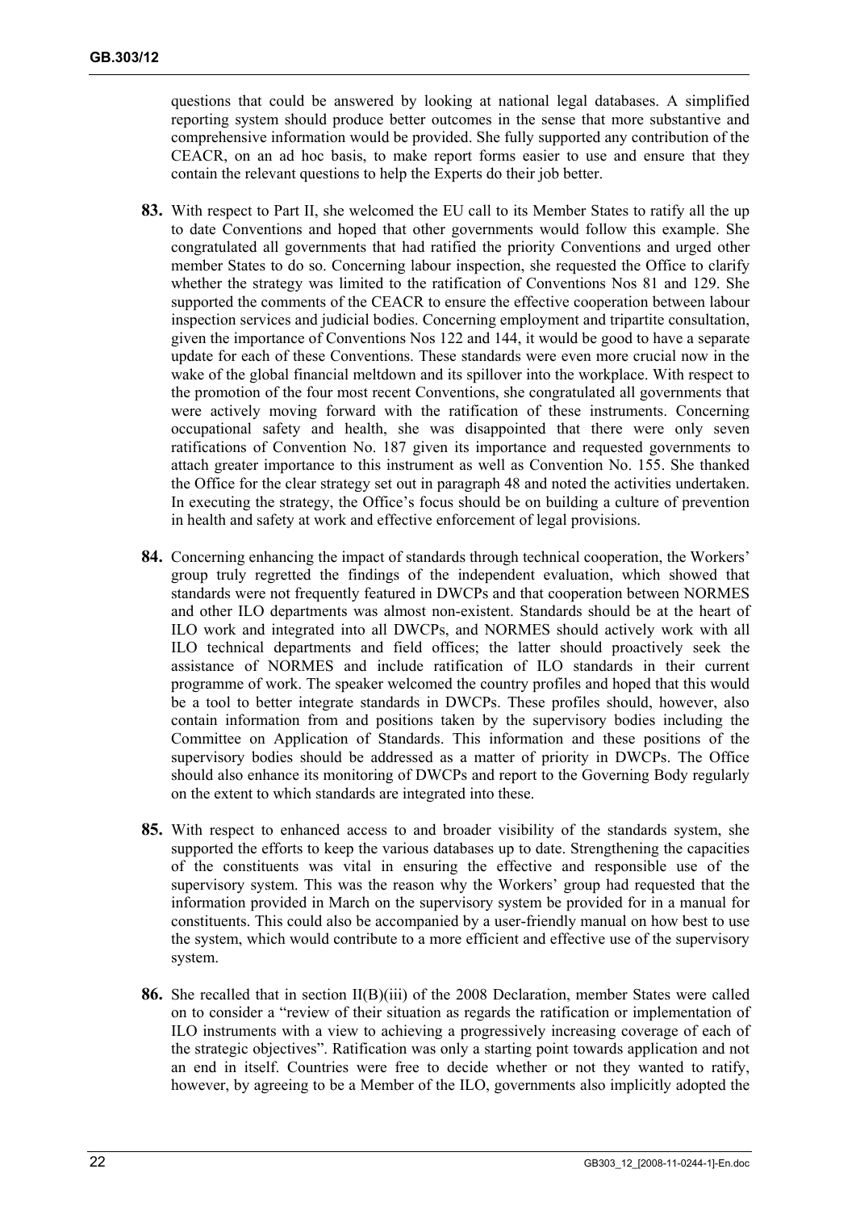questions that could be answered by looking at national legal databases. A simplified reporting system should produce better outcomes in the sense that more substantive and comprehensive information would be provided. She fully supported any contribution of the CEACR, on an ad hoc basis, to make report forms easier to use and ensure that they contain the relevant questions to help the Experts do their job better.

**83.** With respect to Part II, she welcomed the EU call to its Member States to ratify all the up to date Conventions and hoped that other governments would follow this example. She congratulated all governments that had ratified the priority Conventions and urged other member States to do so. Concerning labour inspection, she requested the Office to clarify whether the strategy was limited to the ratification of Conventions Nos 81 and 129. She supported the comments of the CEACR to ensure the effective cooperation between labour inspection services and judicial bodies. Concerning employment and tripartite consultation, given the importance of Conventions Nos 122 and 144, it would be good to have a separate update for each of these Conventions. These standards were even more crucial now in the wake of the global financial meltdown and its spillover into the workplace. With respect to the promotion of the four most recent Conventions, she congratulated all governments that were actively moving forward with the ratification of these instruments. Concerning occupational safety and health, she was disappointed that there were only seven ratifications of Convention No. 187 given its importance and requested governments to attach greater importance to this instrument as well as Convention No. 155. She thanked the Office for the clear strategy set out in paragraph 48 and noted the activities undertaken. In executing the strategy, the Office's focus should be on building a culture of prevention in health and safety at work and effective enforcement of legal provisions.

**84.** Concerning enhancing the impact of standards through technical cooperation, the Workers' group truly regretted the findings of the independent evaluation, which showed that standards were not frequently featured in DWCPs and that cooperation between NORMES and other ILO departments was almost non-existent. Standards should be at the heart of ILO work and integrated into all DWCPs, and NORMES should actively work with all ILO technical departments and field offices; the latter should proactively seek the assistance of NORMES and include ratification of ILO standards in their current programme of work. The speaker welcomed the country profiles and hoped that this would be a tool to better integrate standards in DWCPs. These profiles should, however, also contain information from and positions taken by the supervisory bodies including the Committee on Application of Standards. This information and these positions of the supervisory bodies should be addressed as a matter of priority in DWCPs. The Office should also enhance its monitoring of DWCPs and report to the Governing Body regularly on the extent to which standards are integrated into these.

**85.** With respect to enhanced access to and broader visibility of the standards system, she supported the efforts to keep the various databases up to date. Strengthening the capacities of the constituents was vital in ensuring the effective and responsible use of the supervisory system. This was the reason why the Workers' group had requested that the information provided in March on the supervisory system be provided for in a manual for constituents. This could also be accompanied by a user-friendly manual on how best to use the system, which would contribute to a more efficient and effective use of the supervisory system.

**86.** She recalled that in section II(B)(iii) of the 2008 Declaration, member States were called on to consider a "review of their situation as regards the ratification or implementation of ILO instruments with a view to achieving a progressively increasing coverage of each of the strategic objectives". Ratification was only a starting point towards application and not an end in itself. Countries were free to decide whether or not they wanted to ratify, however, by agreeing to be a Member of the ILO, governments also implicitly adopted the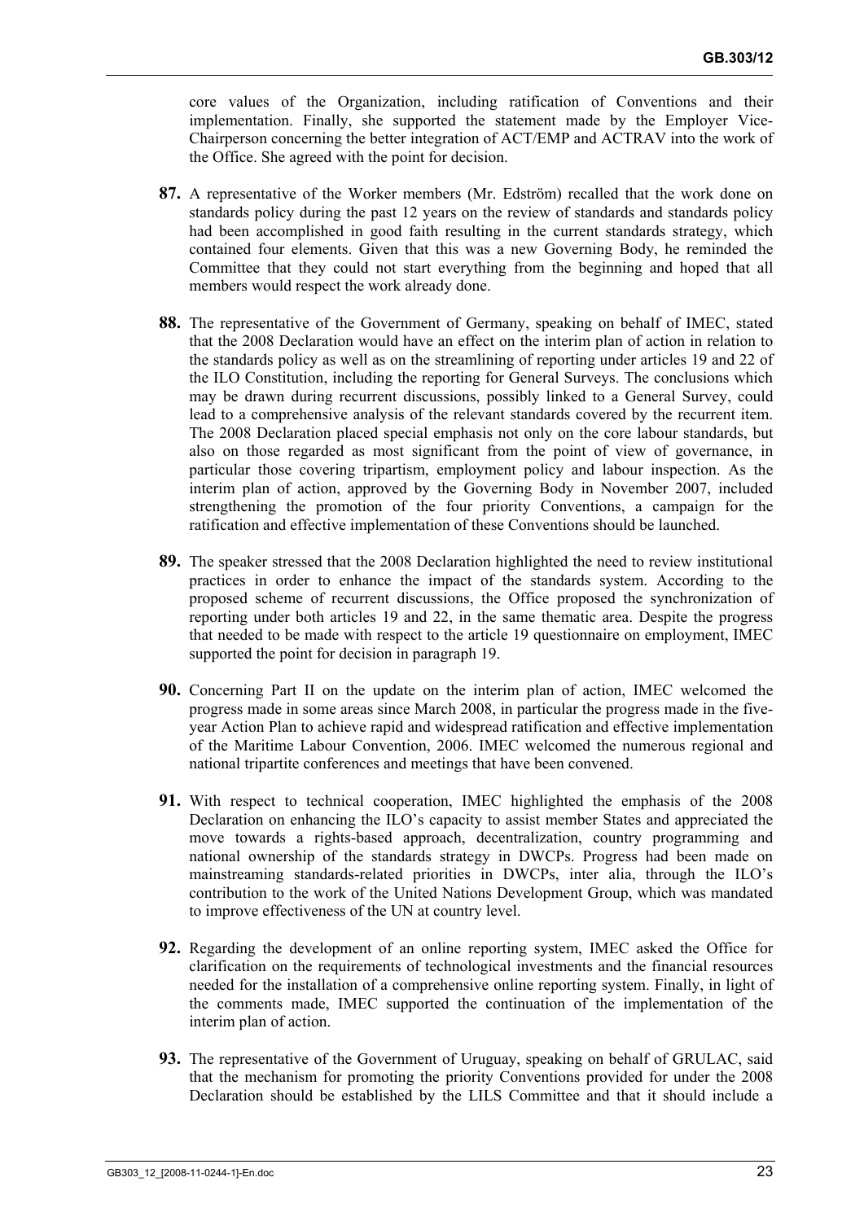core values of the Organization, including ratification of Conventions and their implementation. Finally, she supported the statement made by the Employer Vice-Chairperson concerning the better integration of ACT/EMP and ACTRAV into the work of the Office. She agreed with the point for decision.

**87.** A representative of the Worker members (Mr. Edström) recalled that the work done on standards policy during the past 12 years on the review of standards and standards policy had been accomplished in good faith resulting in the current standards strategy, which contained four elements. Given that this was a new Governing Body, he reminded the Committee that they could not start everything from the beginning and hoped that all members would respect the work already done.

**88.** The representative of the Government of Germany, speaking on behalf of IMEC, stated that the 2008 Declaration would have an effect on the interim plan of action in relation to the standards policy as well as on the streamlining of reporting under articles 19 and 22 of the ILO Constitution, including the reporting for General Surveys. The conclusions which may be drawn during recurrent discussions, possibly linked to a General Survey, could lead to a comprehensive analysis of the relevant standards covered by the recurrent item. The 2008 Declaration placed special emphasis not only on the core labour standards, but also on those regarded as most significant from the point of view of governance, in particular those covering tripartism, employment policy and labour inspection. As the interim plan of action, approved by the Governing Body in November 2007, included strengthening the promotion of the four priority Conventions, a campaign for the ratification and effective implementation of these Conventions should be launched.

**89.** The speaker stressed that the 2008 Declaration highlighted the need to review institutional practices in order to enhance the impact of the standards system. According to the proposed scheme of recurrent discussions, the Office proposed the synchronization of reporting under both articles 19 and 22, in the same thematic area. Despite the progress that needed to be made with respect to the article 19 questionnaire on employment, IMEC supported the point for decision in paragraph 19.

**90.** Concerning Part II on the update on the interim plan of action, IMEC welcomed the progress made in some areas since March 2008, in particular the progress made in the five-year Action Plan to achieve rapid and widespread ratification and effective implementation of the Maritime Labour Convention, 2006. IMEC welcomed the numerous regional and national tripartite conferences and meetings that have been convened.

**91.** With respect to technical cooperation, IMEC highlighted the emphasis of the 2008 Declaration on enhancing the ILO's capacity to assist member States and appreciated the move towards a rights-based approach, decentralization, country programming and national ownership of the standards strategy in DWCPs. Progress had been made on mainstreaming standards-related priorities in DWCPs, inter alia, through the ILO's contribution to the work of the United Nations Development Group, which was mandated to improve effectiveness of the UN at country level.

**92.** Regarding the development of an online reporting system, IMEC asked the Office for clarification on the requirements of technological investments and the financial resources needed for the installation of a comprehensive online reporting system. Finally, in light of the comments made, IMEC supported the continuation of the implementation of the interim plan of action.

**93.** The representative of the Government of Uruguay, speaking on behalf of GRULAC, said that the mechanism for promoting the priority Conventions provided for under the 2008 Declaration should be established by the LILS Committee and that it should include a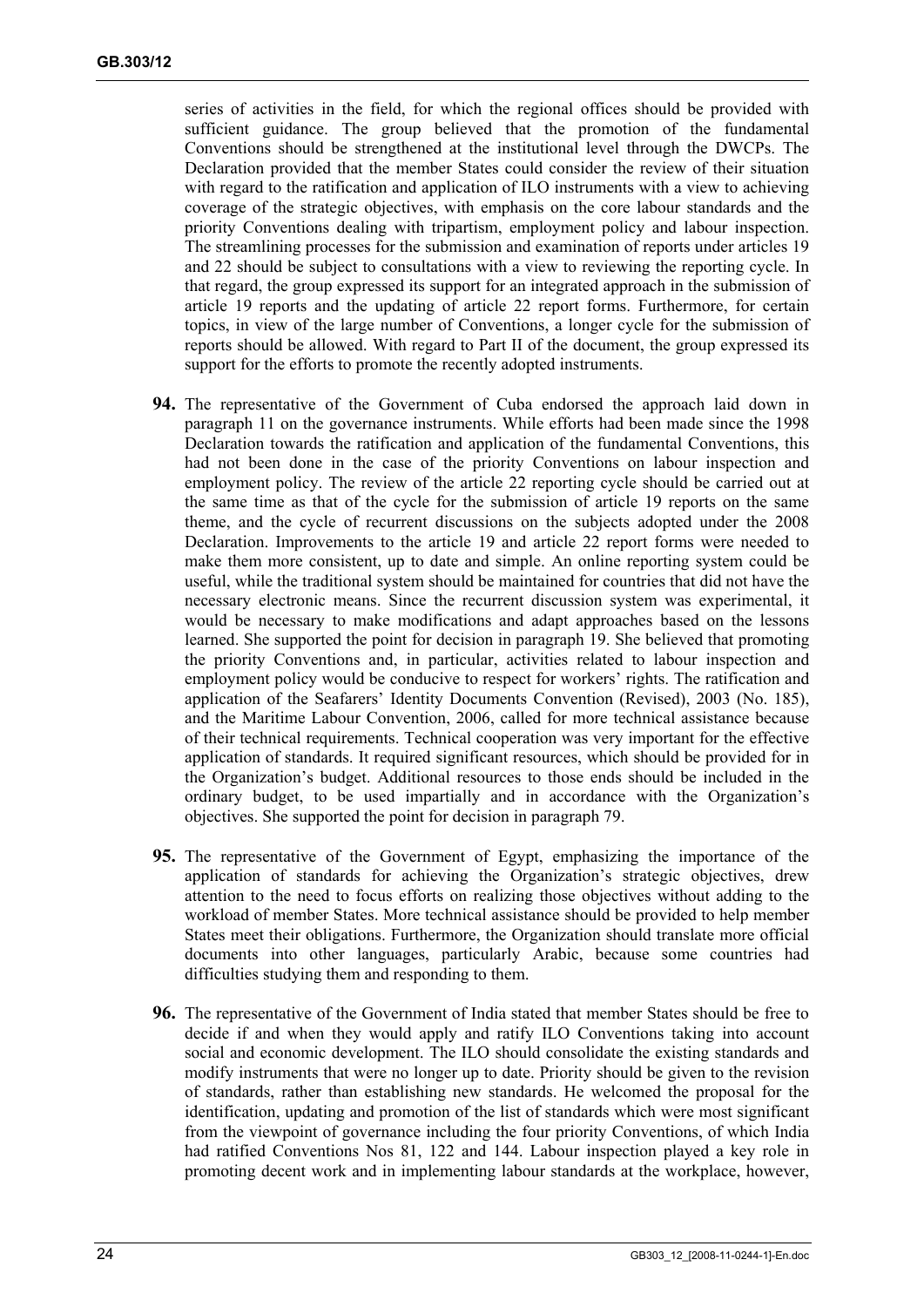series of activities in the field, for which the regional offices should be provided with sufficient guidance. The group believed that the promotion of the fundamental Conventions should be strengthened at the institutional level through the DWCPs. The Declaration provided that the member States could consider the review of their situation with regard to the ratification and application of ILO instruments with a view to achieving coverage of the strategic objectives, with emphasis on the core labour standards and the priority Conventions dealing with tripartism, employment policy and labour inspection. The streamlining processes for the submission and examination of reports under articles 19 and 22 should be subject to consultations with a view to reviewing the reporting cycle. In that regard, the group expressed its support for an integrated approach in the submission of article 19 reports and the updating of article 22 report forms. Furthermore, for certain topics, in view of the large number of Conventions, a longer cycle for the submission of reports should be allowed. With regard to Part II of the document, the group expressed its support for the efforts to promote the recently adopted instruments.

**94.** The representative of the Government of Cuba endorsed the approach laid down in paragraph 11 on the governance instruments. While efforts had been made since the 1998 Declaration towards the ratification and application of the fundamental Conventions, this had not been done in the case of the priority Conventions on labour inspection and employment policy. The review of the article 22 reporting cycle should be carried out at the same time as that of the cycle for the submission of article 19 reports on the same theme, and the cycle of recurrent discussions on the subjects adopted under the 2008 Declaration. Improvements to the article 19 and article 22 report forms were needed to make them more consistent, up to date and simple. An online reporting system could be useful, while the traditional system should be maintained for countries that did not have the necessary electronic means. Since the recurrent discussion system was experimental, it would be necessary to make modifications and adapt approaches based on the lessons learned. She supported the point for decision in paragraph 19. She believed that promoting the priority Conventions and, in particular, activities related to labour inspection and employment policy would be conducive to respect for workers' rights. The ratification and application of the Seafarers' Identity Documents Convention (Revised), 2003 (No. 185), and the Maritime Labour Convention, 2006, called for more technical assistance because of their technical requirements. Technical cooperation was very important for the effective application of standards. It required significant resources, which should be provided for in the Organization's budget. Additional resources to those ends should be included in the ordinary budget, to be used impartially and in accordance with the Organization's objectives. She supported the point for decision in paragraph 79.

**95.** The representative of the Government of Egypt, emphasizing the importance of the application of standards for achieving the Organization's strategic objectives, drew attention to the need to focus efforts on realizing those objectives without adding to the workload of member States. More technical assistance should be provided to help member States meet their obligations. Furthermore, the Organization should translate more official documents into other languages, particularly Arabic, because some countries had difficulties studying them and responding to them.

**96.** The representative of the Government of India stated that member States should be free to decide if and when they would apply and ratify ILO Conventions taking into account social and economic development. The ILO should consolidate the existing standards and modify instruments that were no longer up to date. Priority should be given to the revision of standards, rather than establishing new standards. He welcomed the proposal for the identification, updating and promotion of the list of standards which were most significant from the viewpoint of governance including the four priority Conventions, of which India had ratified Conventions Nos 81, 122 and 144. Labour inspection played a key role in promoting decent work and in implementing labour standards at the workplace, however,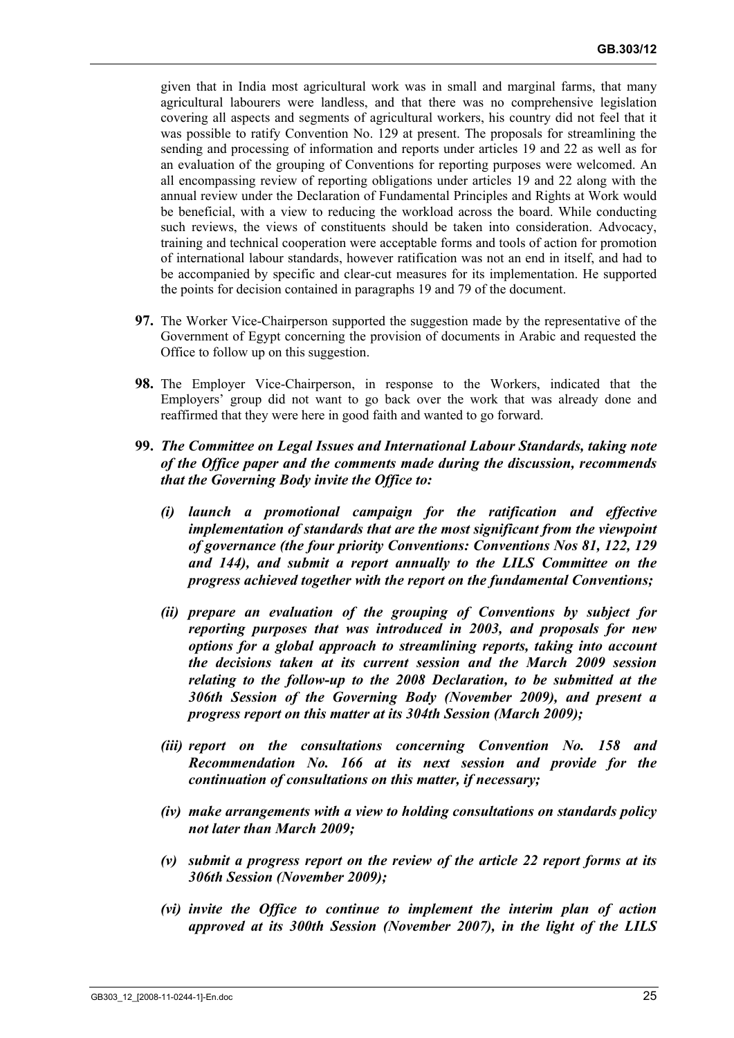given that in India most agricultural work was in small and marginal farms, that many agricultural labourers were landless, and that there was no comprehensive legislation covering all aspects and segments of agricultural workers, his country did not feel that it was possible to ratify Convention No. 129 at present. The proposals for streamlining the sending and processing of information and reports under articles 19 and 22 as well as for an evaluation of the grouping of Conventions for reporting purposes were welcomed. An all encompassing review of reporting obligations under articles 19 and 22 along with the annual review under the Declaration of Fundamental Principles and Rights at Work would be beneficial, with a view to reducing the workload across the board. While conducting such reviews, the views of constituents should be taken into consideration. Advocacy, training and technical cooperation were acceptable forms and tools of action for promotion of international labour standards, however ratification was not an end in itself, and had to be accompanied by specific and clear-cut measures for its implementation. He supported the points for decision contained in paragraphs 19 and 79 of the document.

**97.** The Worker Vice-Chairperson supported the suggestion made by the representative of the Government of Egypt concerning the provision of documents in Arabic and requested the Office to follow up on this suggestion.

**98.** The Employer Vice-Chairperson, in response to the Workers, indicated that the Employers' group did not want to go back over the work that was already done and reaffirmed that they were here in good faith and wanted to go forward.

**99.** ***The Committee on Legal Issues and International Labour Standards, taking note of the Office paper and the comments made during the discussion, recommends that the Governing Body invite the Office to:***

***(i) launch a promotional campaign for the ratification and effective implementation of standards that are the most significant from the viewpoint of governance (the four priority Conventions: Conventions Nos 81, 122, 129 and 144), and submit a report annually to the LILS Committee on the progress achieved together with the report on the fundamental Conventions;***

***(ii) prepare an evaluation of the grouping of Conventions by subject for reporting purposes that was introduced in 2003, and proposals for new options for a global approach to streamlining reports, taking into account the decisions taken at its current session and the March 2009 session relating to the follow-up to the 2008 Declaration, to be submitted at the 306th Session of the Governing Body (November 2009), and present a progress report on this matter at its 304th Session (March 2009);***

***(iii) report on the consultations concerning Convention No. 158 and Recommendation No. 166 at its next session and provide for the continuation of consultations on this matter, if necessary;***

***(iv) make arrangements with a view to holding consultations on standards policy not later than March 2009;***

***(v) submit a progress report on the review of the article 22 report forms at its 306th Session (November 2009);***

***(vi) invite the Office to continue to implement the interim plan of action approved at its 300th Session (November 2007), in the light of the LILS***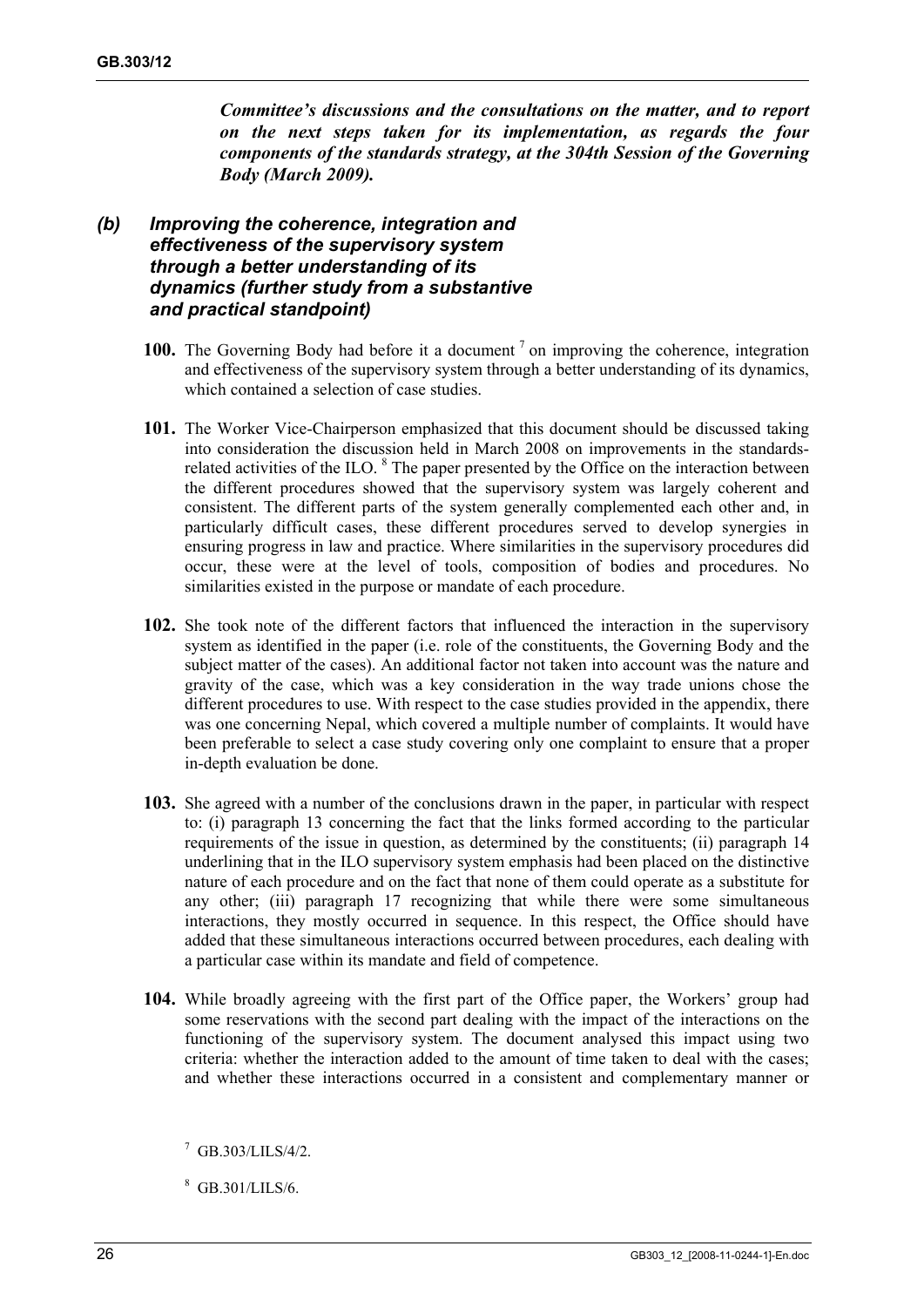***Committee's discussions and the consultations on the matter, and to report on the next steps taken for its implementation, as regards the four components of the standards strategy, at the 304th Session of the Governing Body (March 2009).***

### *(b) Improving the coherence, integration and effectiveness of the supervisory system through a better understanding of its dynamics (further study from a substantive and practical standpoint)*

**100.** The Governing Body had before it a document [7] on improving the coherence, integration and effectiveness of the supervisory system through a better understanding of its dynamics, which contained a selection of case studies.

**101.** The Worker Vice-Chairperson emphasized that this document should be discussed taking into consideration the discussion held in March 2008 on improvements in the standards-related activities of the ILO. [8] The paper presented by the Office on the interaction between the different procedures showed that the supervisory system was largely coherent and consistent. The different parts of the system generally complemented each other and, in particularly difficult cases, these different procedures served to develop synergies in ensuring progress in law and practice. Where similarities in the supervisory procedures did occur, these were at the level of tools, composition of bodies and procedures. No similarities existed in the purpose or mandate of each procedure.

**102.** She took note of the different factors that influenced the interaction in the supervisory system as identified in the paper (i.e. role of the constituents, the Governing Body and the subject matter of the cases). An additional factor not taken into account was the nature and gravity of the case, which was a key consideration in the way trade unions chose the different procedures to use. With respect to the case studies provided in the appendix, there was one concerning Nepal, which covered a multiple number of complaints. It would have been preferable to select a case study covering only one complaint to ensure that a proper in-depth evaluation be done.

**103.** She agreed with a number of the conclusions drawn in the paper, in particular with respect to: (i) paragraph 13 concerning the fact that the links formed according to the particular requirements of the issue in question, as determined by the constituents; (ii) paragraph 14 underlining that in the ILO supervisory system emphasis had been placed on the distinctive nature of each procedure and on the fact that none of them could operate as a substitute for any other; (iii) paragraph 17 recognizing that while there were some simultaneous interactions, they mostly occurred in sequence. In this respect, the Office should have added that these simultaneous interactions occurred between procedures, each dealing with a particular case within its mandate and field of competence.

**104.** While broadly agreeing with the first part of the Office paper, the Workers' group had some reservations with the second part dealing with the impact of the interactions on the functioning of the supervisory system. The document analysed this impact using two criteria: whether the interaction added to the amount of time taken to deal with the cases; and whether these interactions occurred in a consistent and complementary manner or

---

[7] GB.303/LILS/4/2.

[8] GB.301/LILS/6.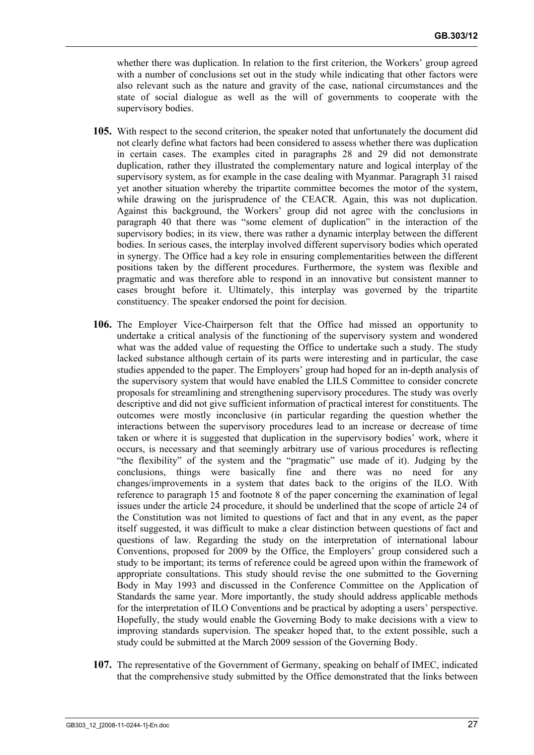whether there was duplication. In relation to the first criterion, the Workers' group agreed with a number of conclusions set out in the study while indicating that other factors were also relevant such as the nature and gravity of the case, national circumstances and the state of social dialogue as well as the will of governments to cooperate with the supervisory bodies.

**105.** With respect to the second criterion, the speaker noted that unfortunately the document did not clearly define what factors had been considered to assess whether there was duplication in certain cases. The examples cited in paragraphs 28 and 29 did not demonstrate duplication, rather they illustrated the complementary nature and logical interplay of the supervisory system, as for example in the case dealing with Myanmar. Paragraph 31 raised yet another situation whereby the tripartite committee becomes the motor of the system, while drawing on the jurisprudence of the CEACR. Again, this was not duplication. Against this background, the Workers' group did not agree with the conclusions in paragraph 40 that there was "some element of duplication" in the interaction of the supervisory bodies; in its view, there was rather a dynamic interplay between the different bodies. In serious cases, the interplay involved different supervisory bodies which operated in synergy. The Office had a key role in ensuring complementarities between the different positions taken by the different procedures. Furthermore, the system was flexible and pragmatic and was therefore able to respond in an innovative but consistent manner to cases brought before it. Ultimately, this interplay was governed by the tripartite constituency. The speaker endorsed the point for decision.

**106.** The Employer Vice-Chairperson felt that the Office had missed an opportunity to undertake a critical analysis of the functioning of the supervisory system and wondered what was the added value of requesting the Office to undertake such a study. The study lacked substance although certain of its parts were interesting and in particular, the case studies appended to the paper. The Employers' group had hoped for an in-depth analysis of the supervisory system that would have enabled the LILS Committee to consider concrete proposals for streamlining and strengthening supervisory procedures. The study was overly descriptive and did not give sufficient information of practical interest for constituents. The outcomes were mostly inconclusive (in particular regarding the question whether the interactions between the supervisory procedures lead to an increase or decrease of time taken or where it is suggested that duplication in the supervisory bodies' work, where it occurs, is necessary and that seemingly arbitrary use of various procedures is reflecting "the flexibility" of the system and the "pragmatic" use made of it). Judging by the conclusions, things were basically fine and there was no need for any changes/improvements in a system that dates back to the origins of the ILO. With reference to paragraph 15 and footnote 8 of the paper concerning the examination of legal issues under the article 24 procedure, it should be underlined that the scope of article 24 of the Constitution was not limited to questions of fact and that in any event, as the paper itself suggested, it was difficult to make a clear distinction between questions of fact and questions of law. Regarding the study on the interpretation of international labour Conventions, proposed for 2009 by the Office, the Employers' group considered such a study to be important; its terms of reference could be agreed upon within the framework of appropriate consultations. This study should revise the one submitted to the Governing Body in May 1993 and discussed in the Conference Committee on the Application of Standards the same year. More importantly, the study should address applicable methods for the interpretation of ILO Conventions and be practical by adopting a users' perspective. Hopefully, the study would enable the Governing Body to make decisions with a view to improving standards supervision. The speaker hoped that, to the extent possible, such a study could be submitted at the March 2009 session of the Governing Body.

**107.** The representative of the Government of Germany, speaking on behalf of IMEC, indicated that the comprehensive study submitted by the Office demonstrated that the links between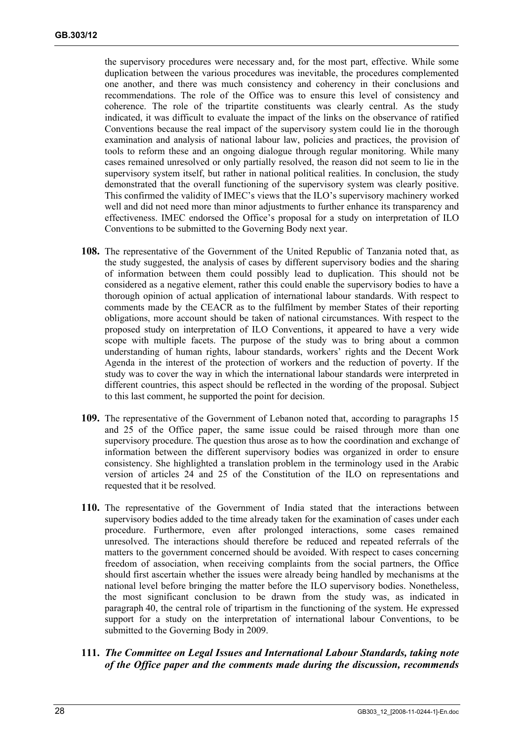the supervisory procedures were necessary and, for the most part, effective. While some duplication between the various procedures was inevitable, the procedures complemented one another, and there was much consistency and coherency in their conclusions and recommendations. The role of the Office was to ensure this level of consistency and coherence. The role of the tripartite constituents was clearly central. As the study indicated, it was difficult to evaluate the impact of the links on the observance of ratified Conventions because the real impact of the supervisory system could lie in the thorough examination and analysis of national labour law, policies and practices, the provision of tools to reform these and an ongoing dialogue through regular monitoring. While many cases remained unresolved or only partially resolved, the reason did not seem to lie in the supervisory system itself, but rather in national political realities. In conclusion, the study demonstrated that the overall functioning of the supervisory system was clearly positive. This confirmed the validity of IMEC's views that the ILO's supervisory machinery worked well and did not need more than minor adjustments to further enhance its transparency and effectiveness. IMEC endorsed the Office's proposal for a study on interpretation of ILO Conventions to be submitted to the Governing Body next year.

**108.** The representative of the Government of the United Republic of Tanzania noted that, as the study suggested, the analysis of cases by different supervisory bodies and the sharing of information between them could possibly lead to duplication. This should not be considered as a negative element, rather this could enable the supervisory bodies to have a thorough opinion of actual application of international labour standards. With respect to comments made by the CEACR as to the fulfilment by member States of their reporting obligations, more account should be taken of national circumstances. With respect to the proposed study on interpretation of ILO Conventions, it appeared to have a very wide scope with multiple facets. The purpose of the study was to bring about a common understanding of human rights, labour standards, workers' rights and the Decent Work Agenda in the interest of the protection of workers and the reduction of poverty. If the study was to cover the way in which the international labour standards were interpreted in different countries, this aspect should be reflected in the wording of the proposal. Subject to this last comment, he supported the point for decision.

**109.** The representative of the Government of Lebanon noted that, according to paragraphs 15 and 25 of the Office paper, the same issue could be raised through more than one supervisory procedure. The question thus arose as to how the coordination and exchange of information between the different supervisory bodies was organized in order to ensure consistency. She highlighted a translation problem in the terminology used in the Arabic version of articles 24 and 25 of the Constitution of the ILO on representations and requested that it be resolved.

**110.** The representative of the Government of India stated that the interactions between supervisory bodies added to the time already taken for the examination of cases under each procedure. Furthermore, even after prolonged interactions, some cases remained unresolved. The interactions should therefore be reduced and repeated referrals of the matters to the government concerned should be avoided. With respect to cases concerning freedom of association, when receiving complaints from the social partners, the Office should first ascertain whether the issues were already being handled by mechanisms at the national level before bringing the matter before the ILO supervisory bodies. Nonetheless, the most significant conclusion to be drawn from the study was, as indicated in paragraph 40, the central role of tripartism in the functioning of the system. He expressed support for a study on the interpretation of international labour Conventions, to be submitted to the Governing Body in 2009.

**111.** ***The Committee on Legal Issues and International Labour Standards, taking note of the Office paper and the comments made during the discussion, recommends***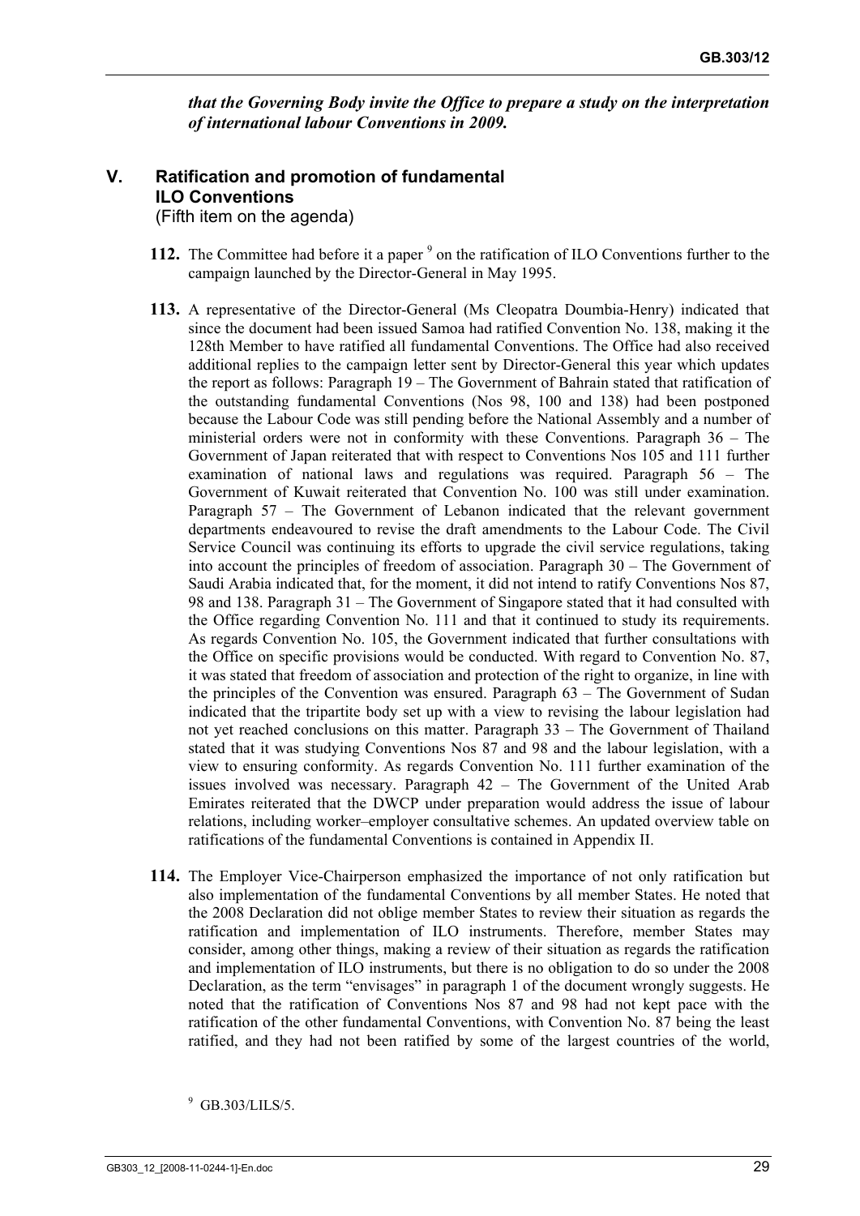*that the Governing Body invite the Office to prepare a study on the interpretation of international labour Conventions in 2009.*

## V. Ratification and promotion of fundamental ILO Conventions
(Fifth item on the agenda)

**112.** The Committee had before it a paper [9] on the ratification of ILO Conventions further to the campaign launched by the Director-General in May 1995.

**113.** A representative of the Director-General (Ms Cleopatra Doumbia-Henry) indicated that since the document had been issued Samoa had ratified Convention No. 138, making it the 128th Member to have ratified all fundamental Conventions. The Office had also received additional replies to the campaign letter sent by Director-General this year which updates the report as follows: Paragraph 19 – The Government of Bahrain stated that ratification of the outstanding fundamental Conventions (Nos 98, 100 and 138) had been postponed because the Labour Code was still pending before the National Assembly and a number of ministerial orders were not in conformity with these Conventions. Paragraph 36 – The Government of Japan reiterated that with respect to Conventions Nos 105 and 111 further examination of national laws and regulations was required. Paragraph 56 – The Government of Kuwait reiterated that Convention No. 100 was still under examination. Paragraph 57 – The Government of Lebanon indicated that the relevant government departments endeavoured to revise the draft amendments to the Labour Code. The Civil Service Council was continuing its efforts to upgrade the civil service regulations, taking into account the principles of freedom of association. Paragraph 30 – The Government of Saudi Arabia indicated that, for the moment, it did not intend to ratify Conventions Nos 87, 98 and 138. Paragraph 31 – The Government of Singapore stated that it had consulted with the Office regarding Convention No. 111 and that it continued to study its requirements. As regards Convention No. 105, the Government indicated that further consultations with the Office on specific provisions would be conducted. With regard to Convention No. 87, it was stated that freedom of association and protection of the right to organize, in line with the principles of the Convention was ensured. Paragraph 63 – The Government of Sudan indicated that the tripartite body set up with a view to revising the labour legislation had not yet reached conclusions on this matter. Paragraph 33 – The Government of Thailand stated that it was studying Conventions Nos 87 and 98 and the labour legislation, with a view to ensuring conformity. As regards Convention No. 111 further examination of the issues involved was necessary. Paragraph 42 – The Government of the United Arab Emirates reiterated that the DWCP under preparation would address the issue of labour relations, including worker–employer consultative schemes. An updated overview table on ratifications of the fundamental Conventions is contained in Appendix II.

**114.** The Employer Vice-Chairperson emphasized the importance of not only ratification but also implementation of the fundamental Conventions by all member States. He noted that the 2008 Declaration did not oblige member States to review their situation as regards the ratification and implementation of ILO instruments. Therefore, member States may consider, among other things, making a review of their situation as regards the ratification and implementation of ILO instruments, but there is no obligation to do so under the 2008 Declaration, as the term "envisages" in paragraph 1 of the document wrongly suggests. He noted that the ratification of Conventions Nos 87 and 98 had not kept pace with the ratification of the other fundamental Conventions, with Convention No. 87 being the least ratified, and they had not been ratified by some of the largest countries of the world,

[9] GB.303/LILS/5.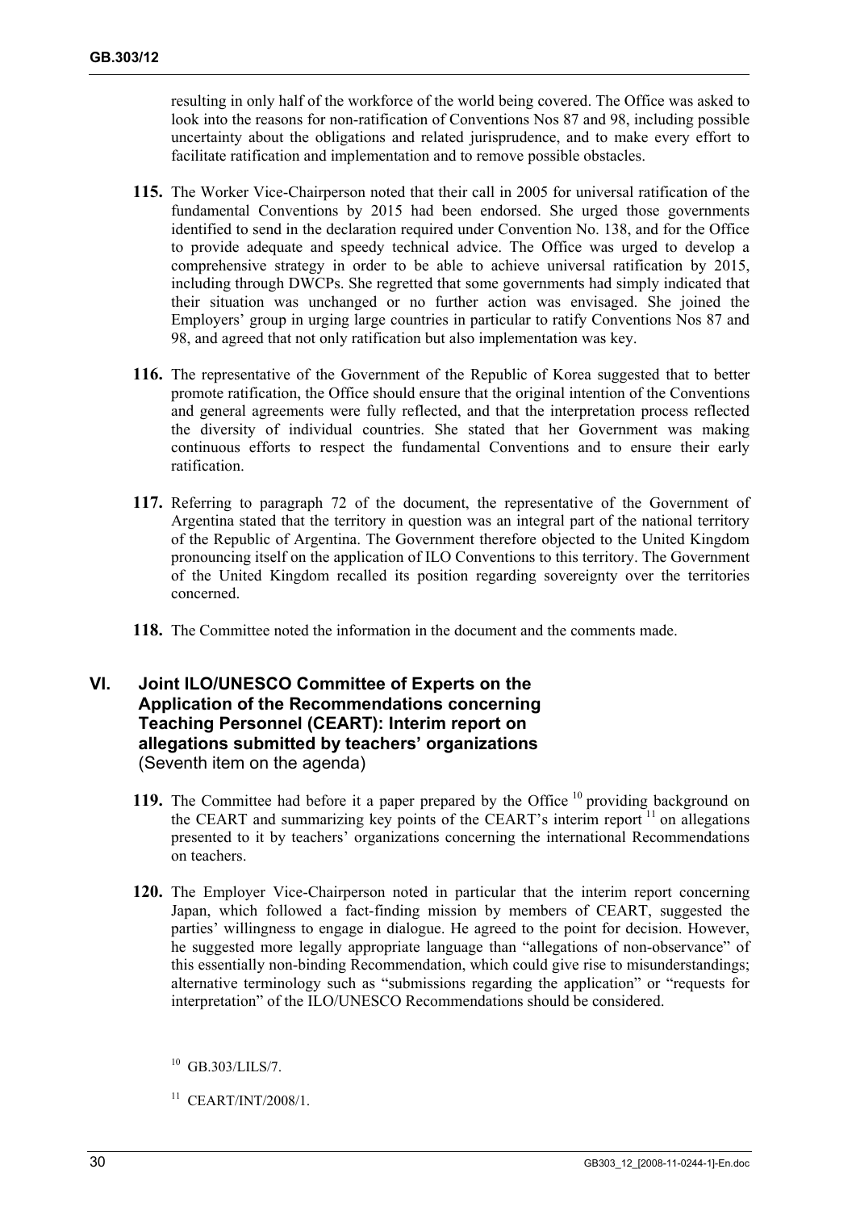resulting in only half of the workforce of the world being covered. The Office was asked to look into the reasons for non-ratification of Conventions Nos 87 and 98, including possible uncertainty about the obligations and related jurisprudence, and to make every effort to facilitate ratification and implementation and to remove possible obstacles.

**115.** The Worker Vice-Chairperson noted that their call in 2005 for universal ratification of the fundamental Conventions by 2015 had been endorsed. She urged those governments identified to send in the declaration required under Convention No. 138, and for the Office to provide adequate and speedy technical advice. The Office was urged to develop a comprehensive strategy in order to be able to achieve universal ratification by 2015, including through DWCPs. She regretted that some governments had simply indicated that their situation was unchanged or no further action was envisaged. She joined the Employers' group in urging large countries in particular to ratify Conventions Nos 87 and 98, and agreed that not only ratification but also implementation was key.

**116.** The representative of the Government of the Republic of Korea suggested that to better promote ratification, the Office should ensure that the original intention of the Conventions and general agreements were fully reflected, and that the interpretation process reflected the diversity of individual countries. She stated that her Government was making continuous efforts to respect the fundamental Conventions and to ensure their early ratification.

**117.** Referring to paragraph 72 of the document, the representative of the Government of Argentina stated that the territory in question was an integral part of the national territory of the Republic of Argentina. The Government therefore objected to the United Kingdom pronouncing itself on the application of ILO Conventions to this territory. The Government of the United Kingdom recalled its position regarding sovereignty over the territories concerned.

**118.** The Committee noted the information in the document and the comments made.

## VI. Joint ILO/UNESCO Committee of Experts on the Application of the Recommendations concerning Teaching Personnel (CEART): Interim report on allegations submitted by teachers' organizations
(Seventh item on the agenda)

**119.** The Committee had before it a paper prepared by the Office [10] providing background on the CEART and summarizing key points of the CEART's interim report [11] on allegations presented to it by teachers' organizations concerning the international Recommendations on teachers.

**120.** The Employer Vice-Chairperson noted in particular that the interim report concerning Japan, which followed a fact-finding mission by members of CEART, suggested the parties' willingness to engage in dialogue. He agreed to the point for decision. However, he suggested more legally appropriate language than "allegations of non-observance" of this essentially non-binding Recommendation, which could give rise to misunderstandings; alternative terminology such as "submissions regarding the application" or "requests for interpretation" of the ILO/UNESCO Recommendations should be considered.

[10] GB.303/LILS/7.

[11] CEART/INT/2008/1.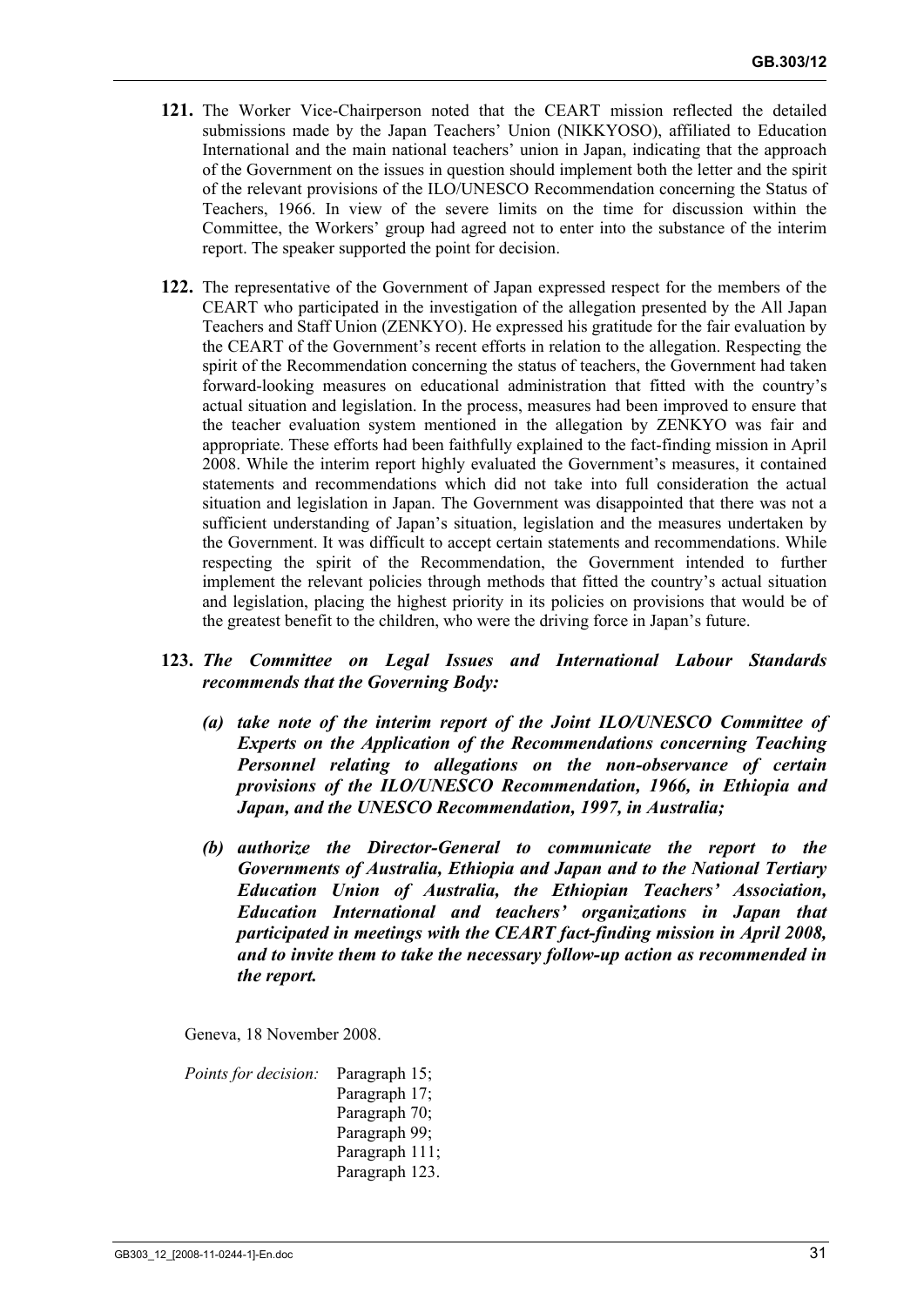**121.** The Worker Vice-Chairperson noted that the CEART mission reflected the detailed submissions made by the Japan Teachers' Union (NIKKYOSO), affiliated to Education International and the main national teachers' union in Japan, indicating that the approach of the Government on the issues in question should implement both the letter and the spirit of the relevant provisions of the ILO/UNESCO Recommendation concerning the Status of Teachers, 1966. In view of the severe limits on the time for discussion within the Committee, the Workers' group had agreed not to enter into the substance of the interim report. The speaker supported the point for decision.

**122.** The representative of the Government of Japan expressed respect for the members of the CEART who participated in the investigation of the allegation presented by the All Japan Teachers and Staff Union (ZENKYO). He expressed his gratitude for the fair evaluation by the CEART of the Government's recent efforts in relation to the allegation. Respecting the spirit of the Recommendation concerning the status of teachers, the Government had taken forward-looking measures on educational administration that fitted with the country's actual situation and legislation. In the process, measures had been improved to ensure that the teacher evaluation system mentioned in the allegation by ZENKYO was fair and appropriate. These efforts had been faithfully explained to the fact-finding mission in April 2008. While the interim report highly evaluated the Government's measures, it contained statements and recommendations which did not take into full consideration the actual situation and legislation in Japan. The Government was disappointed that there was not a sufficient understanding of Japan's situation, legislation and the measures undertaken by the Government. It was difficult to accept certain statements and recommendations. While respecting the spirit of the Recommendation, the Government intended to further implement the relevant policies through methods that fitted the country's actual situation and legislation, placing the highest priority in its policies on provisions that would be of the greatest benefit to the children, who were the driving force in Japan's future.

**123.** ***The Committee on Legal Issues and International Labour Standards recommends that the Governing Body:***

***(a) take note of the interim report of the Joint ILO/UNESCO Committee of Experts on the Application of the Recommendations concerning Teaching Personnel relating to allegations on the non-observance of certain provisions of the ILO/UNESCO Recommendation, 1966, in Ethiopia and Japan, and the UNESCO Recommendation, 1997, in Australia;***

***(b) authorize the Director-General to communicate the report to the Governments of Australia, Ethiopia and Japan and to the National Tertiary Education Union of Australia, the Ethiopian Teachers' Association, Education International and teachers' organizations in Japan that participated in meetings with the CEART fact-finding mission in April 2008, and to invite them to take the necessary follow-up action as recommended in the report.***

Geneva, 18 November 2008.

*Points for decision:* Paragraph 15;
Paragraph 17;
Paragraph 70;
Paragraph 99;
Paragraph 111;
Paragraph 123.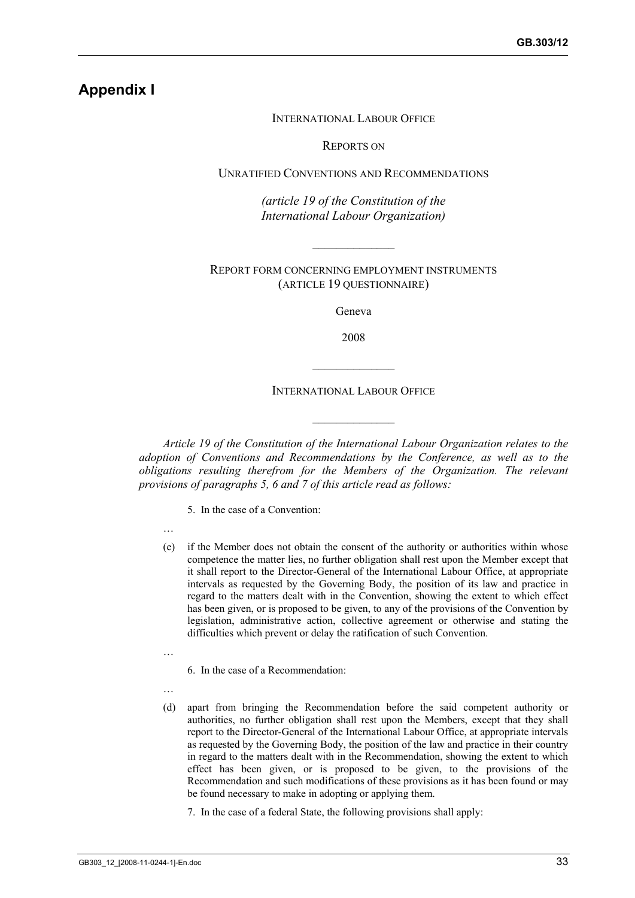# Appendix I

INTERNATIONAL LABOUR OFFICE

REPORTS ON

UNRATIFIED CONVENTIONS AND RECOMMENDATIONS

*(article 19 of the Constitution of the International Labour Organization)*

---

REPORT FORM CONCERNING EMPLOYMENT INSTRUMENTS (ARTICLE 19 QUESTIONNAIRE)

Geneva

2008

---

INTERNATIONAL LABOUR OFFICE

---

*Article 19 of the Constitution of the International Labour Organization relates to the adoption of Conventions and Recommendations by the Conference, as well as to the obligations resulting therefrom for the Members of the Organization. The relevant provisions of paragraphs 5, 6 and 7 of this article read as follows:*

5. In the case of a Convention:

…

(e) if the Member does not obtain the consent of the authority or authorities within whose competence the matter lies, no further obligation shall rest upon the Member except that it shall report to the Director-General of the International Labour Office, at appropriate intervals as requested by the Governing Body, the position of its law and practice in regard to the matters dealt with in the Convention, showing the extent to which effect has been given, or is proposed to be given, to any of the provisions of the Convention by legislation, administrative action, collective agreement or otherwise and stating the difficulties which prevent or delay the ratification of such Convention.

…

6. In the case of a Recommendation:

…

(d) apart from bringing the Recommendation before the said competent authority or authorities, no further obligation shall rest upon the Members, except that they shall report to the Director-General of the International Labour Office, at appropriate intervals as requested by the Governing Body, the position of the law and practice in their country in regard to the matters dealt with in the Recommendation, showing the extent to which effect has been given, or is proposed to be given, to the provisions of the Recommendation and such modifications of these provisions as it has been found or may be found necessary to make in adopting or applying them.

7. In the case of a federal State, the following provisions shall apply: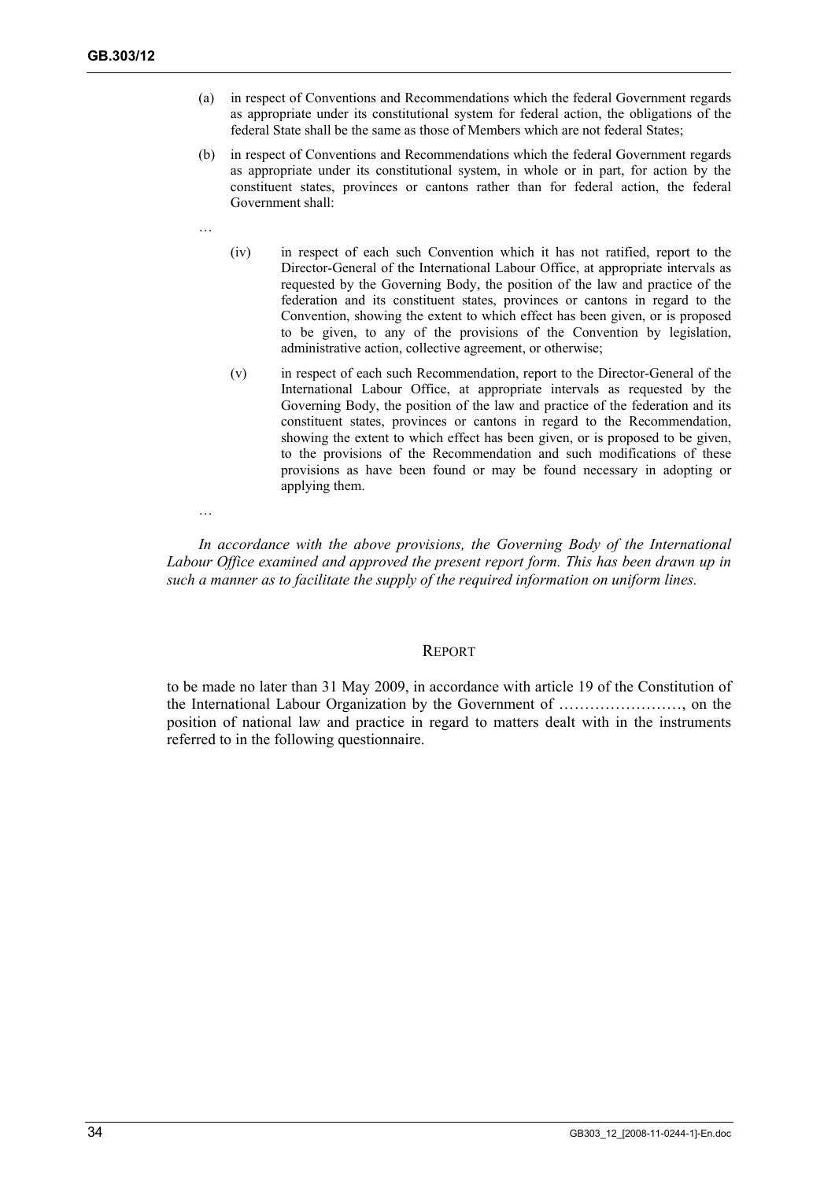(a) in respect of Conventions and Recommendations which the federal Government regards as appropriate under its constitutional system for federal action, the obligations of the federal State shall be the same as those of Members which are not federal States;

(b) in respect of Conventions and Recommendations which the federal Government regards as appropriate under its constitutional system, in whole or in part, for action by the constituent states, provinces or cantons rather than for federal action, the federal Government shall:

…

(iv) in respect of each such Convention which it has not ratified, report to the Director-General of the International Labour Office, at appropriate intervals as requested by the Governing Body, the position of the law and practice of the federation and its constituent states, provinces or cantons in regard to the Convention, showing the extent to which effect has been given, or is proposed to be given, to any of the provisions of the Convention by legislation, administrative action, collective agreement, or otherwise;

(v) in respect of each such Recommendation, report to the Director-General of the International Labour Office, at appropriate intervals as requested by the Governing Body, the position of the law and practice of the federation and its constituent states, provinces or cantons in regard to the Recommendation, showing the extent to which effect has been given, or is proposed to be given, to the provisions of the Recommendation and such modifications of these provisions as have been found or may be found necessary in adopting or applying them.

…

*In accordance with the above provisions, the Governing Body of the International Labour Office examined and approved the present report form. This has been drawn up in such a manner as to facilitate the supply of the required information on uniform lines.*

## REPORT

to be made no later than 31 May 2009, in accordance with article 19 of the Constitution of the International Labour Organization by the Government of ……………………, on the position of national law and practice in regard to matters dealt with in the instruments referred to in the following questionnaire.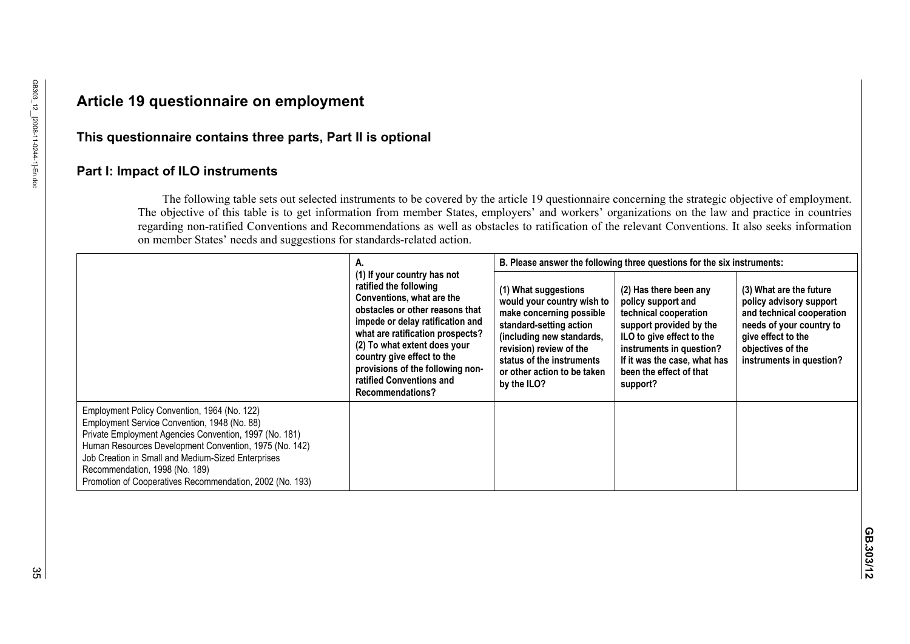## Article 19 questionnaire on employment

### This questionnaire contains three parts, Part II is optional

### Part I: Impact of ILO instruments

The following table sets out selected instruments to be covered by the article 19 questionnaire concerning the strategic objective of employment. The objective of this table is to get information from member States, employers' and workers' organizations on the law and practice in countries regarding non-ratified Conventions and Recommendations as well as obstacles to ratification of the relevant Conventions. It also seeks information on member States' needs and suggestions for standards-related action.

| | **A.** | **B. Please answer the following three questions for the six instruments:** | | |
|---|---|---|---|---|
| | **(1) If your country has not ratified the following Conventions, what are the obstacles or other reasons that impede or delay ratification and what are ratification prospects?**<br>**(2) To what extent does your country give effect to the provisions of the following non-ratified Conventions and Recommendations?** | **(1) What suggestions would your country wish to make concerning possible standard-setting action (including new standards, revision) review of the status of the instruments or other action to be taken by the ILO?** | **(2) Has there been any policy support and technical cooperation support provided by the ILO to give effect to the instruments in question? If it was the case, what has been the effect of that support?** | **(3) What are the future policy advisory support and technical cooperation needs of your country to give effect to the objectives of the instruments in question?** |
| Employment Policy Convention, 1964 (No. 122)<br>Employment Service Convention, 1948 (No. 88)<br>Private Employment Agencies Convention, 1997 (No. 181)<br>Human Resources Development Convention, 1975 (No. 142)<br>Job Creation in Small and Medium-Sized Enterprises Recommendation, 1998 (No. 189)<br>Promotion of Cooperatives Recommendation, 2002 (No. 193) | | | | |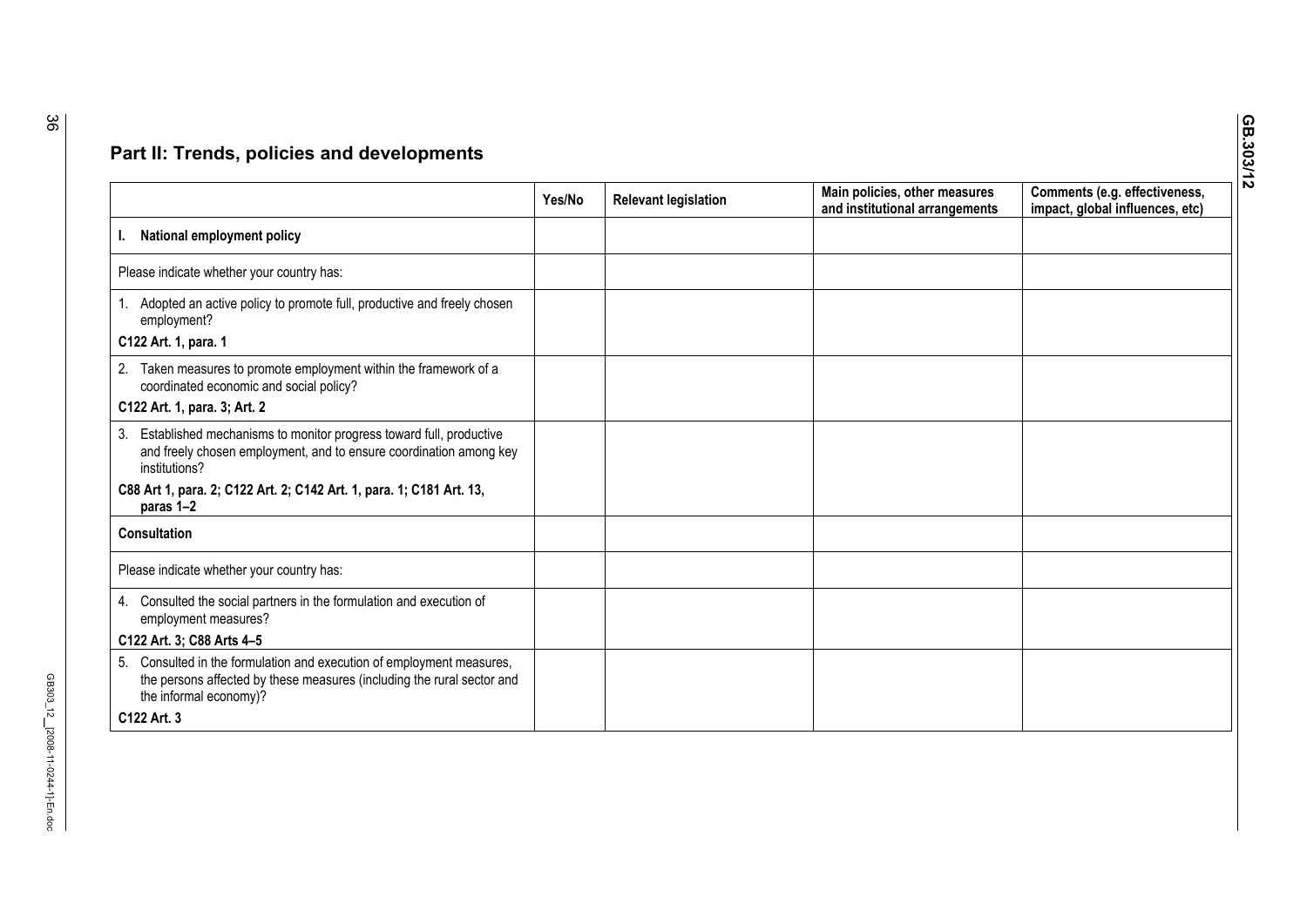## Part II: Trends, policies and developments

| | Yes/No | Relevant legislation | Main policies, other measures and institutional arrangements | Comments (e.g. effectiveness, impact, global influences, etc) |
|---|---|---|---|---|
| **I. National employment policy** | | | | |
| Please indicate whether your country has: | | | | |
| 1. Adopted an active policy to promote full, productive and freely chosen employment?<br>**C122 Art. 1, para. 1** | | | | |
| 2. Taken measures to promote employment within the framework of a coordinated economic and social policy?<br>**C122 Art. 1, para. 3; Art. 2** | | | | |
| 3. Established mechanisms to monitor progress toward full, productive and freely chosen employment, and to ensure coordination among key institutions?<br>**C88 Art 1, para. 2; C122 Art. 2; C142 Art. 1, para. 1; C181 Art. 13, paras 1–2** | | | | |
| **Consultation** | | | | |
| Please indicate whether your country has: | | | | |
| 4. Consulted the social partners in the formulation and execution of employment measures?<br>**C122 Art. 3; C88 Arts 4–5** | | | | |
| 5. Consulted in the formulation and execution of employment measures, the persons affected by these measures (including the rural sector and the informal economy)?<br>**C122 Art. 3** | | | | |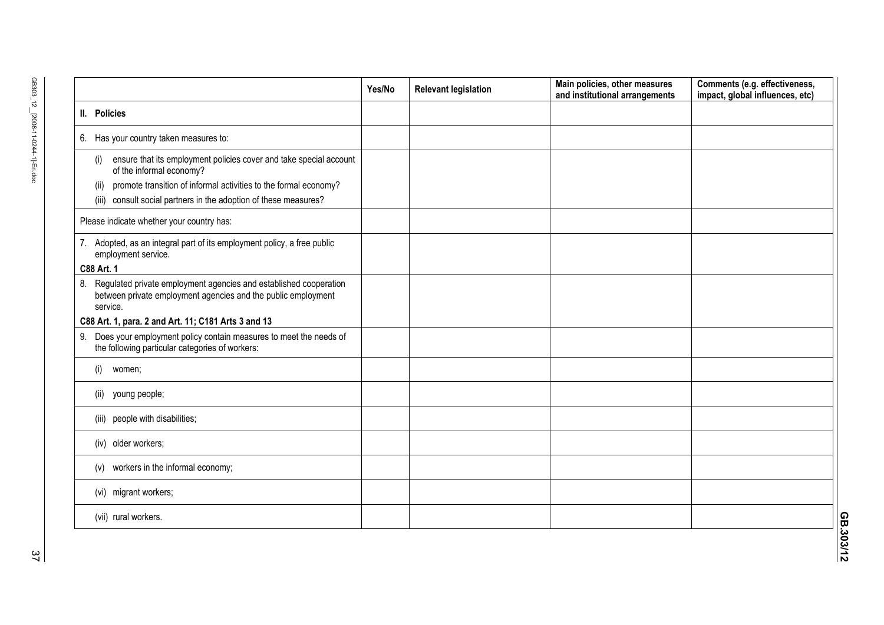| | Yes/No | Relevant legislation | Main policies, other measures and institutional arrangements | Comments (e.g. effectiveness, impact, global influences, etc) |
|---|---|---|---|---|
| **II. Policies** | | | | |
| 6. Has your country taken measures to: | | | | |
| (i) ensure that its employment policies cover and take special account of the informal economy?<br>(ii) promote transition of informal activities to the formal economy?<br>(iii) consult social partners in the adoption of these measures? | | | | |
| Please indicate whether your country has: | | | | |
| 7. Adopted, as an integral part of its employment policy, a free public employment service.<br>**C88 Art. 1** | | | | |
| 8. Regulated private employment agencies and established cooperation between private employment agencies and the public employment service.<br>**C88 Art. 1, para. 2 and Art. 11; C181 Arts 3 and 13** | | | | |
| 9. Does your employment policy contain measures to meet the needs of the following particular categories of workers: | | | | |
| (i) women; | | | | |
| (ii) young people; | | | | |
| (iii) people with disabilities; | | | | |
| (iv) older workers; | | | | |
| (v) workers in the informal economy; | | | | |
| (vi) migrant workers; | | | | |
| (vii) rural workers. | | | | |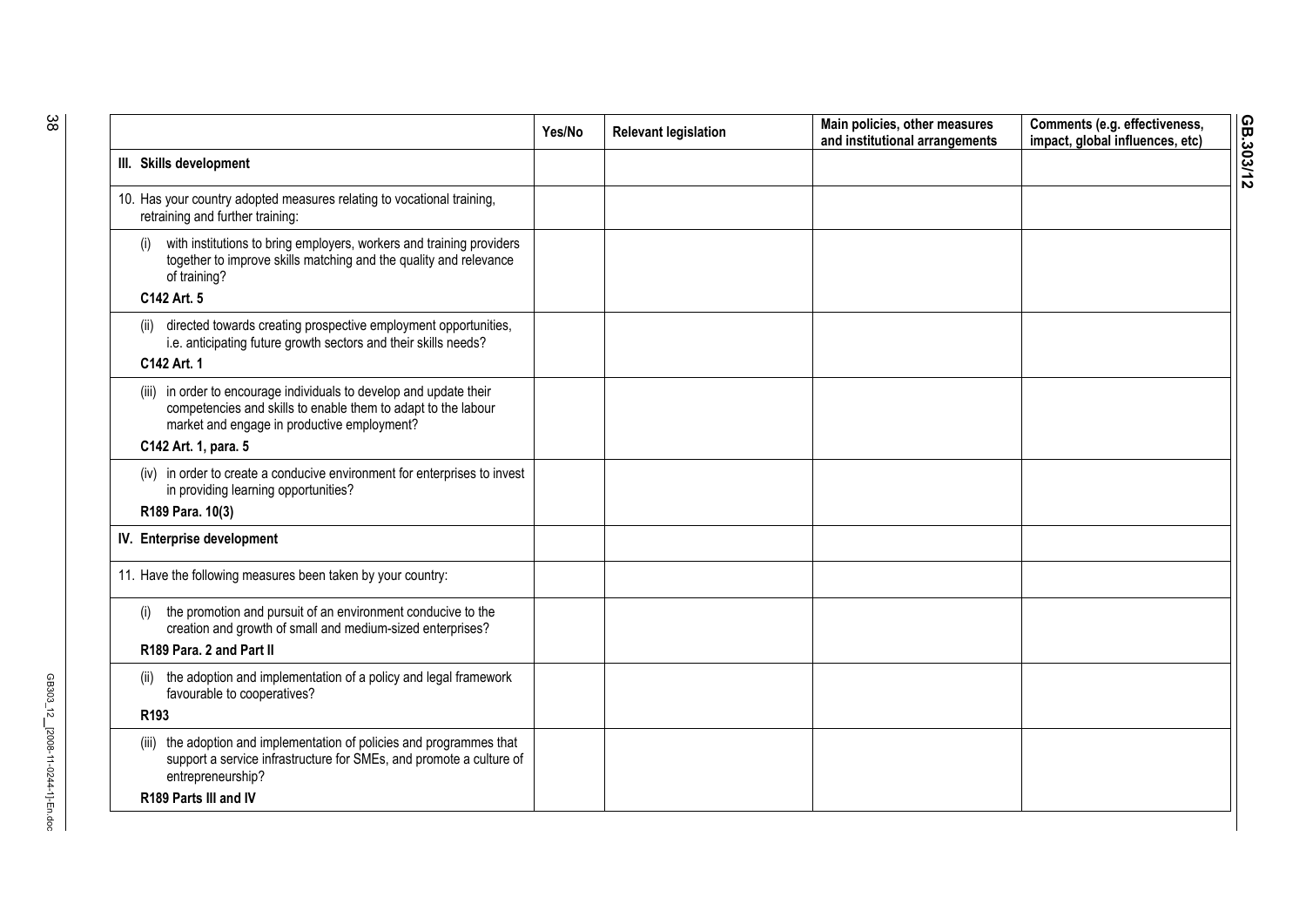| | Yes/No | Relevant legislation | Main policies, other measures and institutional arrangements | Comments (e.g. effectiveness, impact, global influences, etc) |
|---|---|---|---|---|
| **III. Skills development** | | | | |
| 10. Has your country adopted measures relating to vocational training, retraining and further training: | | | | |
| (i) with institutions to bring employers, workers and training providers together to improve skills matching and the quality and relevance of training? **C142 Art. 5** | | | | |
| (ii) directed towards creating prospective employment opportunities, i.e. anticipating future growth sectors and their skills needs? **C142 Art. 1** | | | | |
| (iii) in order to encourage individuals to develop and update their competencies and skills to enable them to adapt to the labour market and engage in productive employment? **C142 Art. 1, para. 5** | | | | |
| (iv) in order to create a conducive environment for enterprises to invest in providing learning opportunities? **R189 Para. 10(3)** | | | | |
| **IV. Enterprise development** | | | | |
| 11. Have the following measures been taken by your country: | | | | |
| (i) the promotion and pursuit of an environment conducive to the creation and growth of small and medium-sized enterprises? **R189 Para. 2 and Part II** | | | | |
| (ii) the adoption and implementation of a policy and legal framework favourable to cooperatives? **R193** | | | | |
| (iii) the adoption and implementation of policies and programmes that support a service infrastructure for SMEs, and promote a culture of entrepreneurship? **R189 Parts III and IV** | | | | |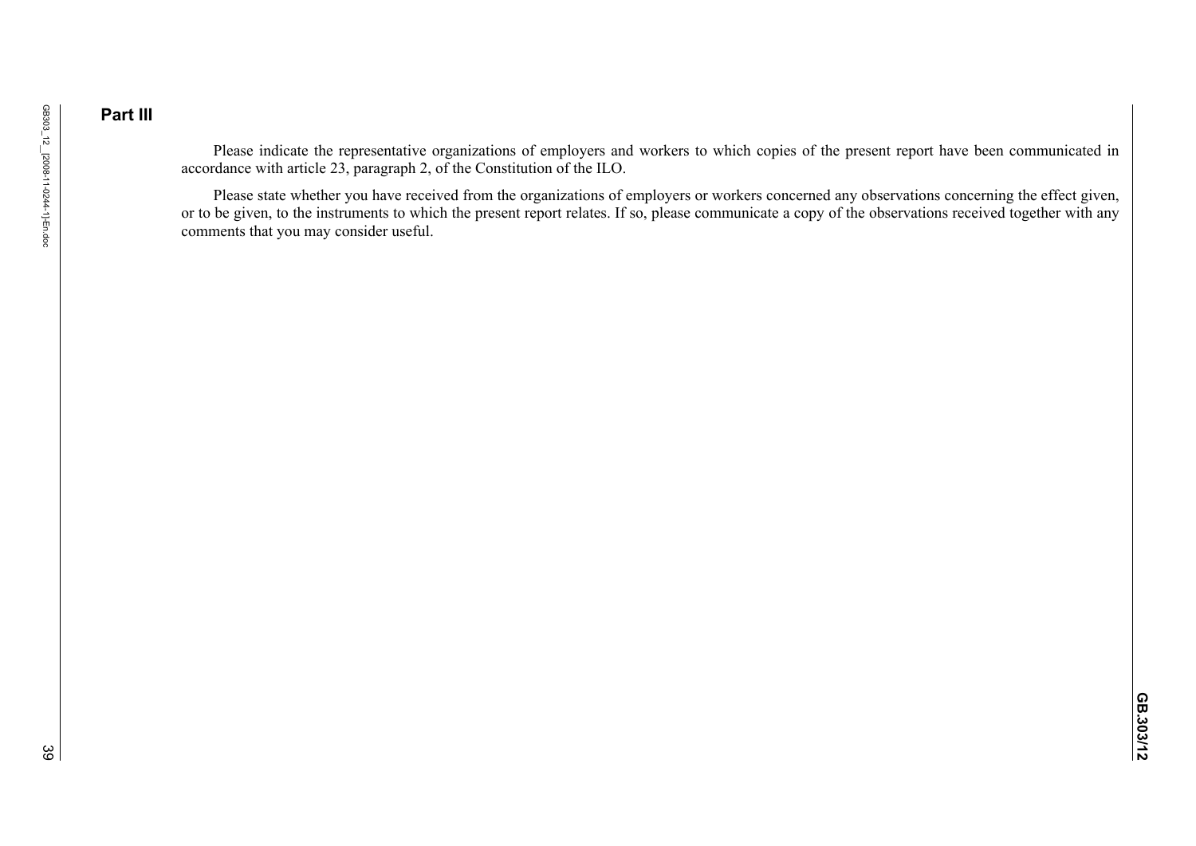## Part III

Please indicate the representative organizations of employers and workers to which copies of the present report have been communicated in accordance with article 23, paragraph 2, of the Constitution of the ILO.

Please state whether you have received from the organizations of employers or workers concerned any observations concerning the effect given, or to be given, to the instruments to which the present report relates. If so, please communicate a copy of the observations received together with any comments that you may consider useful.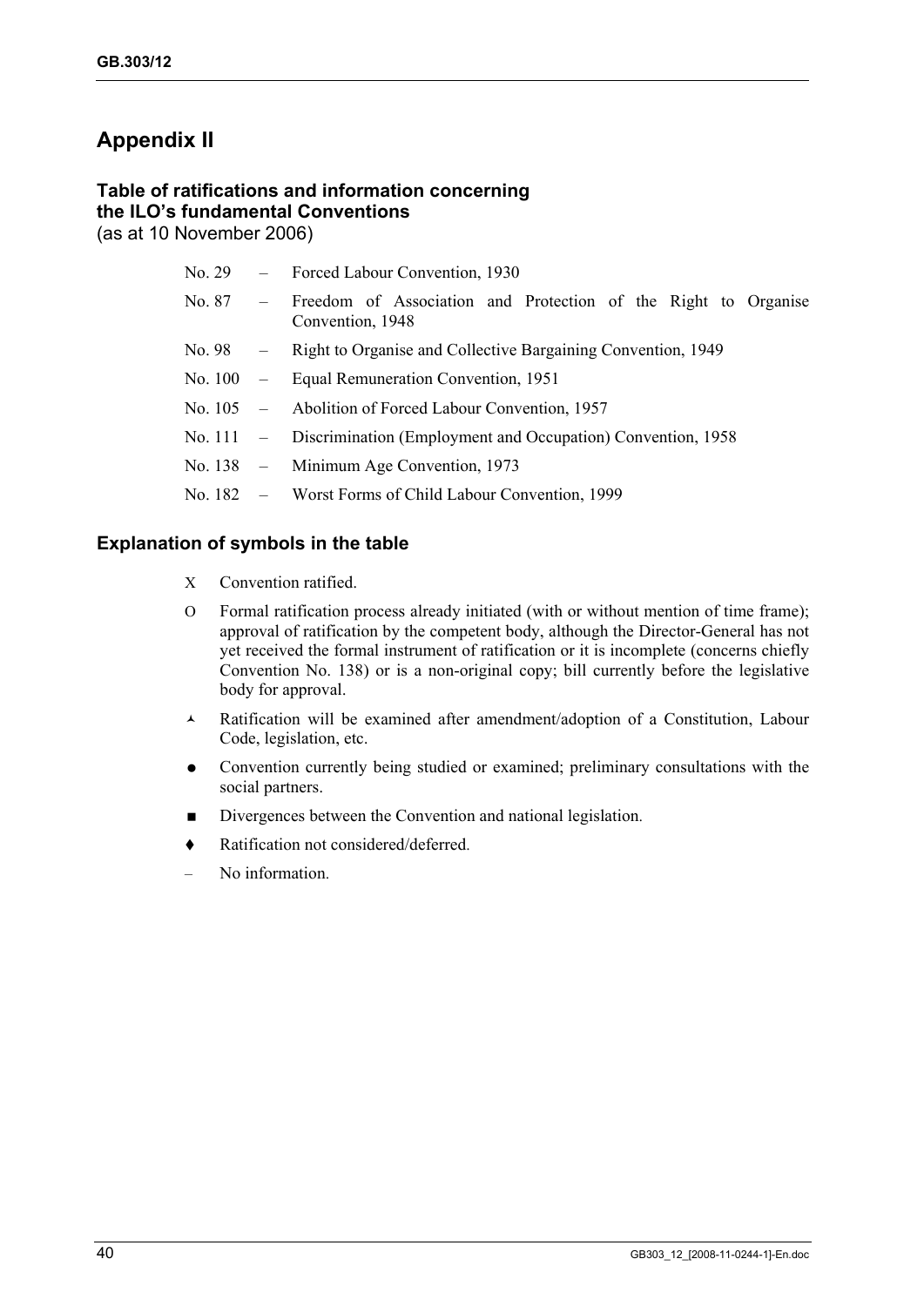# Appendix II

### Table of ratifications and information concerning the ILO's fundamental Conventions
(as at 10 November 2006)

- No. 29 – Forced Labour Convention, 1930
- No. 87 – Freedom of Association and Protection of the Right to Organise Convention, 1948
- No. 98 – Right to Organise and Collective Bargaining Convention, 1949
- No. 100 – Equal Remuneration Convention, 1951
- No. 105 – Abolition of Forced Labour Convention, 1957
- No. 111 – Discrimination (Employment and Occupation) Convention, 1958
- No. 138 – Minimum Age Convention, 1973
- No. 182 – Worst Forms of Child Labour Convention, 1999

### Explanation of symbols in the table

- X Convention ratified.
- O Formal ratification process already initiated (with or without mention of time frame); approval of ratification by the competent body, although the Director-General has not yet received the formal instrument of ratification or it is incomplete (concerns chiefly Convention No. 138) or is a non-original copy; bill currently before the legislative body for approval.
- ^ Ratification will be examined after amendment/adoption of a Constitution, Labour Code, legislation, etc.
- ● Convention currently being studied or examined; preliminary consultations with the social partners.
- ■ Divergences between the Convention and national legislation.
- ♦ Ratification not considered/deferred.
- – No information.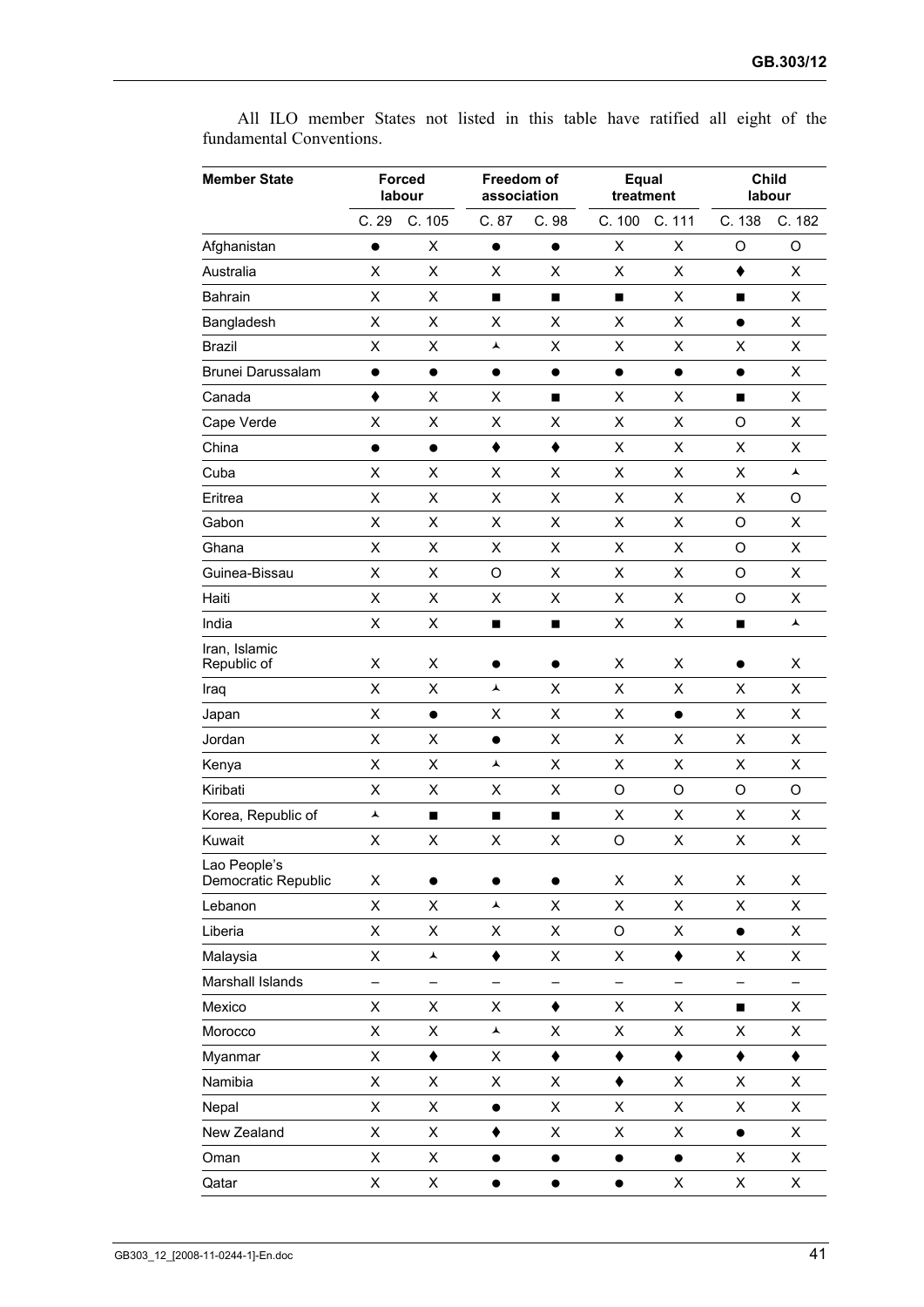All ILO member States not listed in this table have ratified all eight of the fundamental Conventions.

| Member State | Forced labour | | Freedom of association | | Equal treatment | | Child labour | |
|---|---|---|---|---|---|---|---|---|
| | C. 29 | C. 105 | C. 87 | C. 98 | C. 100 | C. 111 | C. 138 | C. 182 |
| Afghanistan | ● | X | ● | ● | X | X | O | O |
| Australia | X | X | X | X | X | X | ♦ | X |
| Bahrain | X | X | ■ | ■ | ■ | X | ■ | X |
| Bangladesh | X | X | X | X | X | X | ● | X |
| Brazil | X | X | ▲ | X | X | X | X | X |
| Brunei Darussalam | ● | ● | ● | ● | ● | ● | ● | X |
| Canada | ♦ | X | X | ■ | X | X | ■ | X |
| Cape Verde | X | X | X | X | X | X | O | X |
| China | ● | ● | ♦ | ♦ | X | X | X | X |
| Cuba | X | X | X | X | X | X | X | ▲ |
| Eritrea | X | X | X | X | X | X | X | O |
| Gabon | X | X | X | X | X | X | O | X |
| Ghana | X | X | X | X | X | X | O | X |
| Guinea-Bissau | X | X | O | X | X | X | O | X |
| Haiti | X | X | X | X | X | X | O | X |
| India | X | X | ■ | ■ | X | X | ■ | ▲ |
| Iran, Islamic Republic of | X | X | ● | ● | X | X | ● | X |
| Iraq | X | X | ▲ | X | X | X | X | X |
| Japan | X | ● | X | X | X | ● | X | X |
| Jordan | X | X | ● | X | X | X | X | X |
| Kenya | X | X | ▲ | X | X | X | X | X |
| Kiribati | X | X | X | X | O | O | O | O |
| Korea, Republic of | ▲ | ■ | ■ | ■ | X | X | X | X |
| Kuwait | X | X | X | X | O | X | X | X |
| Lao People's Democratic Republic | X | ● | ● | ● | X | X | X | X |
| Lebanon | X | X | ▲ | X | X | X | X | X |
| Liberia | X | X | X | X | O | X | ● | X |
| Malaysia | X | ▲ | ♦ | X | X | ♦ | X | X |
| Marshall Islands | – | – | – | – | – | – | – | – |
| Mexico | X | X | X | ♦ | X | X | ■ | X |
| Morocco | X | X | ▲ | X | X | X | X | X |
| Myanmar | X | ♦ | X | ♦ | ♦ | ♦ | ♦ | ♦ |
| Namibia | X | X | X | X | ♦ | X | X | X |
| Nepal | X | X | ● | X | X | X | X | X |
| New Zealand | X | X | ♦ | X | X | X | ● | X |
| Oman | X | X | ● | ● | ● | ● | X | X |
| Qatar | X | X | ● | ● | ● | X | X | X |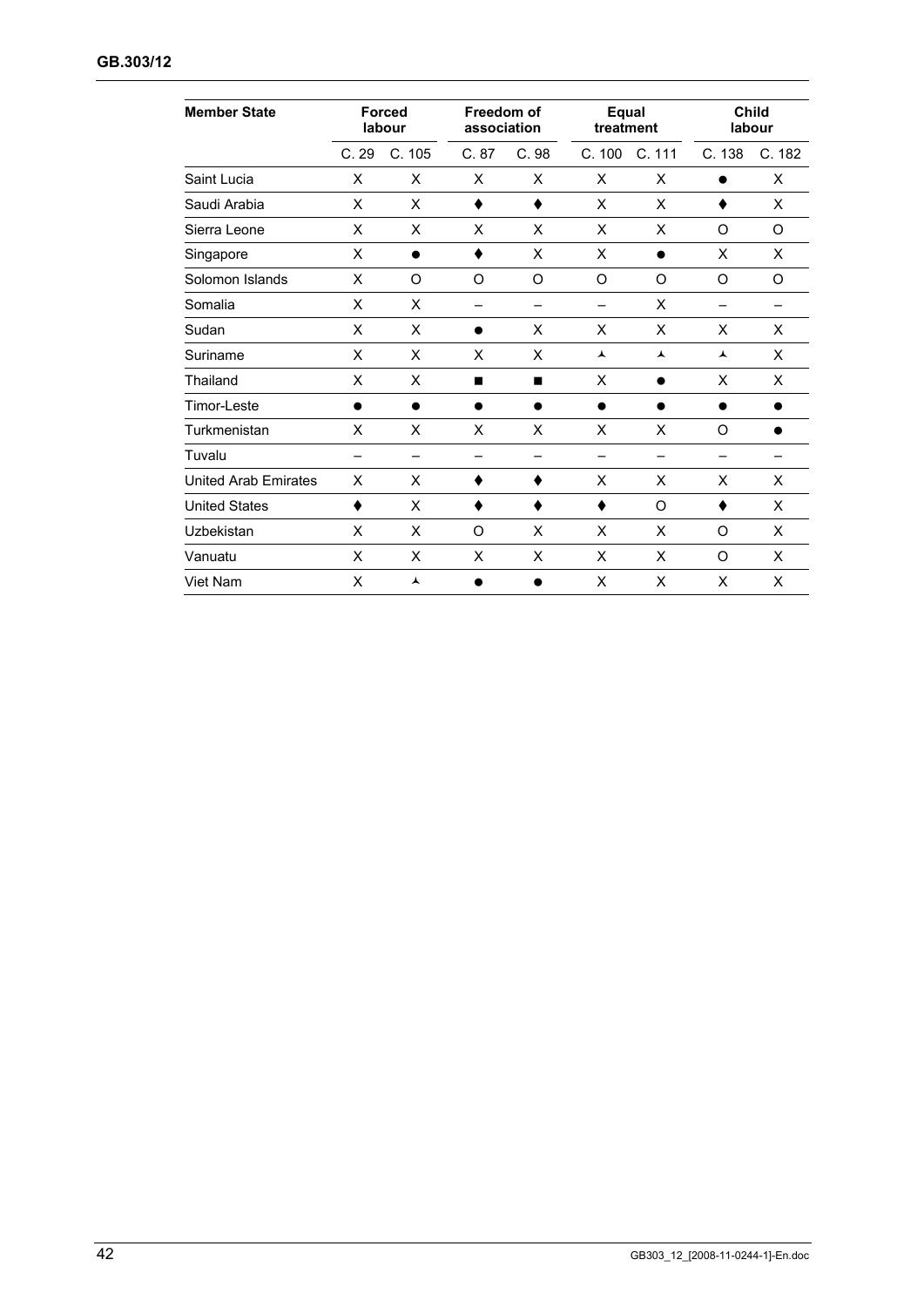| Member State | Forced labour | | Freedom of association | | Equal treatment | | Child labour | |
|---|---|---|---|---|---|---|---|---|
| | C. 29 | C. 105 | C. 87 | C. 98 | C. 100 | C. 111 | C. 138 | C. 182 |
| Saint Lucia | X | X | X | X | X | X | ● | X |
| Saudi Arabia | X | X | ♦ | ♦ | X | X | ♦ | X |
| Sierra Leone | X | X | X | X | X | X | O | O |
| Singapore | X | ● | ♦ | X | X | ● | X | X |
| Solomon Islands | X | O | O | O | O | O | O | O |
| Somalia | X | X | – | – | – | X | – | – |
| Sudan | X | X | ● | X | X | X | X | X |
| Suriname | X | X | X | X | ▲ | ▲ | ▲ | X |
| Thailand | X | X | ■ | ■ | X | ● | X | X |
| Timor-Leste | ● | ● | ● | ● | ● | ● | ● | ● |
| Turkmenistan | X | X | X | X | X | X | O | ● |
| Tuvalu | – | – | – | – | – | – | – | – |
| United Arab Emirates | X | X | ♦ | ♦ | X | X | X | X |
| United States | ♦ | X | ♦ | ♦ | ♦ | O | ♦ | X |
| Uzbekistan | X | X | O | X | X | X | O | X |
| Vanuatu | X | X | X | X | X | X | O | X |
| Viet Nam | X | ▲ | ● | ● | X | X | X | X |